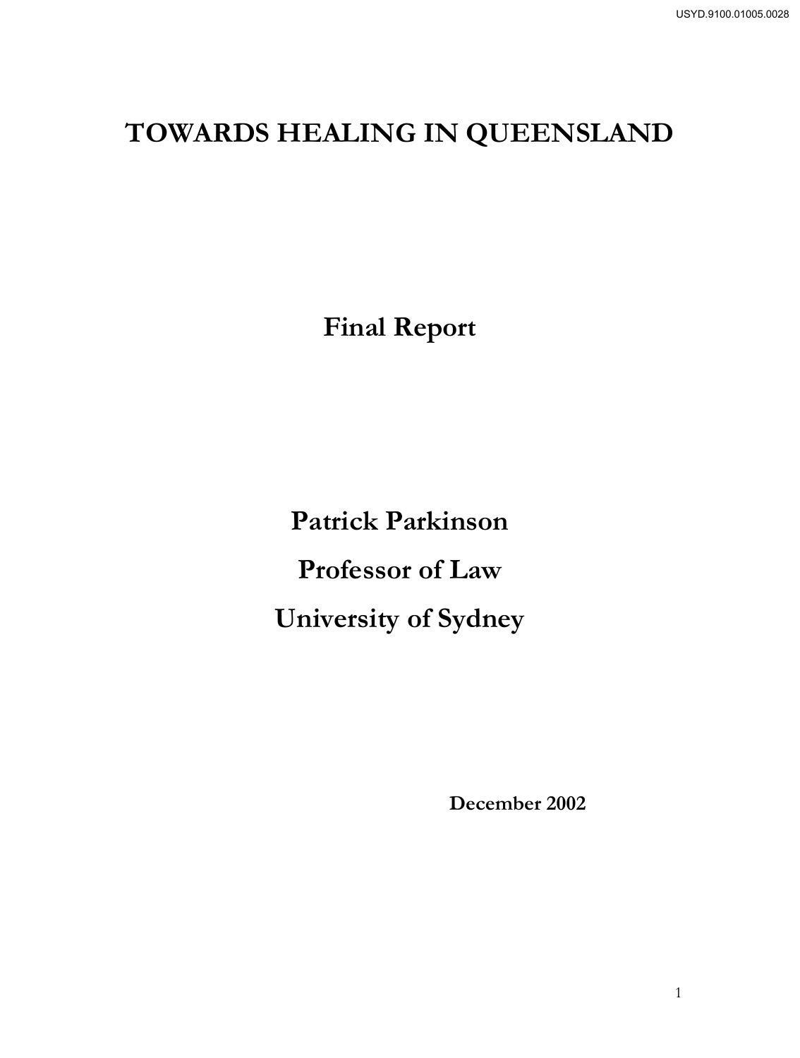# TOWARDS HEALING IN QUEENSLAND

## Final Report

**Patrick Parkinson**

**Professor of Law**

**University of Sydney**

**December 2002**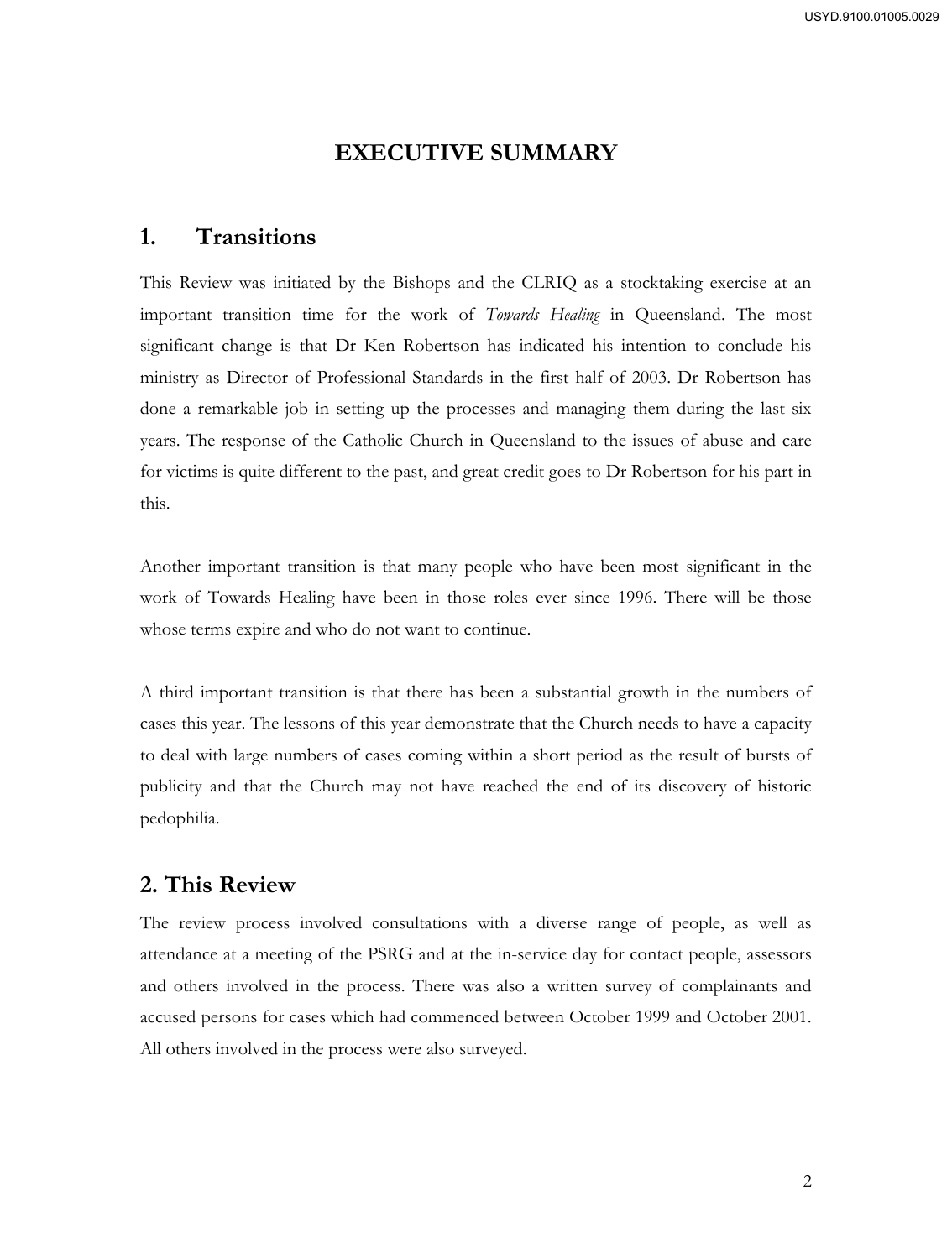# EXECUTIVE SUMMARY

## 1. Transitions

This Review was initiated by the Bishops and the CLRIQ as a stocktaking exercise at an important transition time for the work of *Towards Healing* in Queensland. The most significant change is that Dr Ken Robertson has indicated his intention to conclude his ministry as Director of Professional Standards in the first half of 2003. Dr Robertson has done a remarkable job in setting up the processes and managing them during the last six years. The response of the Catholic Church in Queensland to the issues of abuse and care for victims is quite different to the past, and great credit goes to Dr Robertson for his part in this.

Another important transition is that many people who have been most significant in the work of Towards Healing have been in those roles ever since 1996. There will be those whose terms expire and who do not want to continue.

A third important transition is that there has been a substantial growth in the numbers of cases this year. The lessons of this year demonstrate that the Church needs to have a capacity to deal with large numbers of cases coming within a short period as the result of bursts of publicity and that the Church may not have reached the end of its discovery of historic pedophilia.

## 2. This Review

The review process involved consultations with a diverse range of people, as well as attendance at a meeting of the PSRG and at the in-service day for contact people, assessors and others involved in the process. There was also a written survey of complainants and accused persons for cases which had commenced between October 1999 and October 2001. All others involved in the process were also surveyed.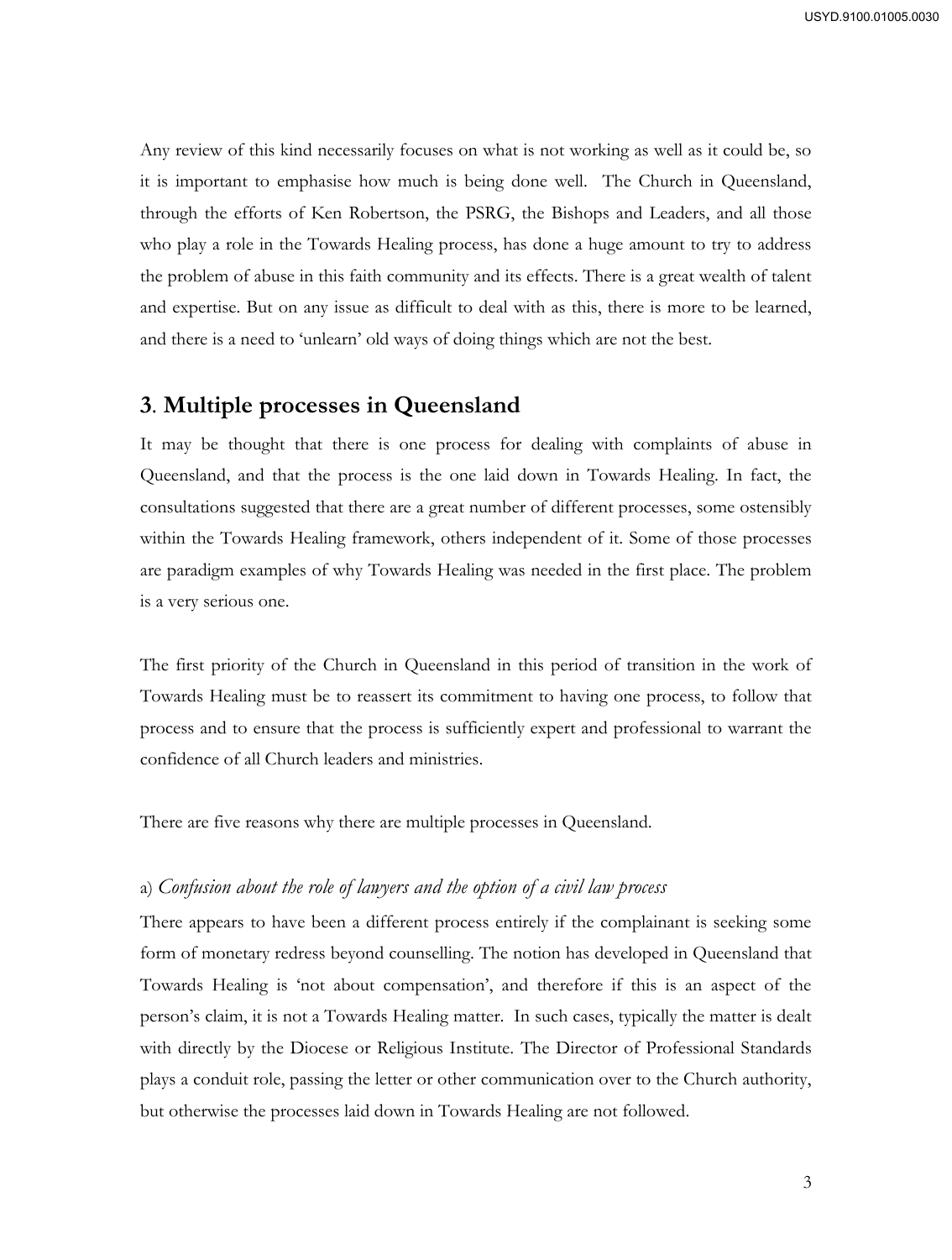Any review of this kind necessarily focuses on what is not working as well as it could be, so it is important to emphasise how much is being done well. The Church in Queensland, through the efforts of Ken Robertson, the PSRG, the Bishops and Leaders, and all those who play a role in the Towards Healing process, has done a huge amount to try to address the problem of abuse in this faith community and its effects. There is a great wealth of talent and expertise. But on any issue as difficult to deal with as this, there is more to be learned, and there is a need to 'unlearn' old ways of doing things which are not the best.

## 3. Multiple processes in Queensland

It may be thought that there is one process for dealing with complaints of abuse in Queensland, and that the process is the one laid down in Towards Healing. In fact, the consultations suggested that there are a great number of different processes, some ostensibly within the Towards Healing framework, others independent of it. Some of those processes are paradigm examples of why Towards Healing was needed in the first place. The problem is a very serious one.

The first priority of the Church in Queensland in this period of transition in the work of Towards Healing must be to reassert its commitment to having one process, to follow that process and to ensure that the process is sufficiently expert and professional to warrant the confidence of all Church leaders and ministries.

There are five reasons why there are multiple processes in Queensland.

a) *Confusion about the role of lawyers and the option of a civil law process*

There appears to have been a different process entirely if the complainant is seeking some form of monetary redress beyond counselling. The notion has developed in Queensland that Towards Healing is 'not about compensation', and therefore if this is an aspect of the person's claim, it is not a Towards Healing matter. In such cases, typically the matter is dealt with directly by the Diocese or Religious Institute. The Director of Professional Standards plays a conduit role, passing the letter or other communication over to the Church authority, but otherwise the processes laid down in Towards Healing are not followed.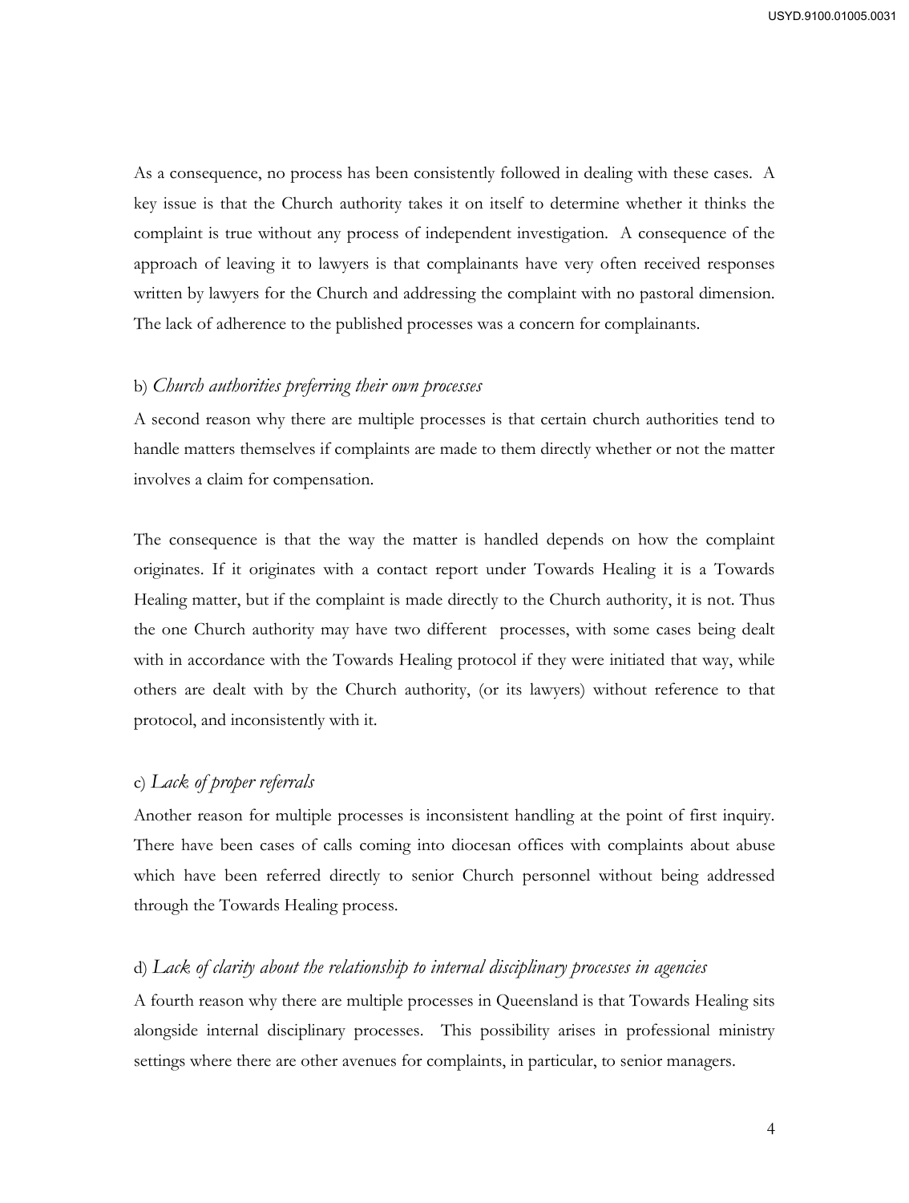As a consequence, no process has been consistently followed in dealing with these cases. A key issue is that the Church authority takes it on itself to determine whether it thinks the complaint is true without any process of independent investigation. A consequence of the approach of leaving it to lawyers is that complainants have very often received responses written by lawyers for the Church and addressing the complaint with no pastoral dimension. The lack of adherence to the published processes was a concern for complainants.

b) *Church authorities preferring their own processes*

A second reason why there are multiple processes is that certain church authorities tend to handle matters themselves if complaints are made to them directly whether or not the matter involves a claim for compensation.

The consequence is that the way the matter is handled depends on how the complaint originates. If it originates with a contact report under Towards Healing it is a Towards Healing matter, but if the complaint is made directly to the Church authority, it is not. Thus the one Church authority may have two different processes, with some cases being dealt with in accordance with the Towards Healing protocol if they were initiated that way, while others are dealt with by the Church authority, (or its lawyers) without reference to that protocol, and inconsistently with it.

c) *Lack of proper referrals*

Another reason for multiple processes is inconsistent handling at the point of first inquiry. There have been cases of calls coming into diocesan offices with complaints about abuse which have been referred directly to senior Church personnel without being addressed through the Towards Healing process.

d) *Lack of clarity about the relationship to internal disciplinary processes in agencies*

A fourth reason why there are multiple processes in Queensland is that Towards Healing sits alongside internal disciplinary processes. This possibility arises in professional ministry settings where there are other avenues for complaints, in particular, to senior managers.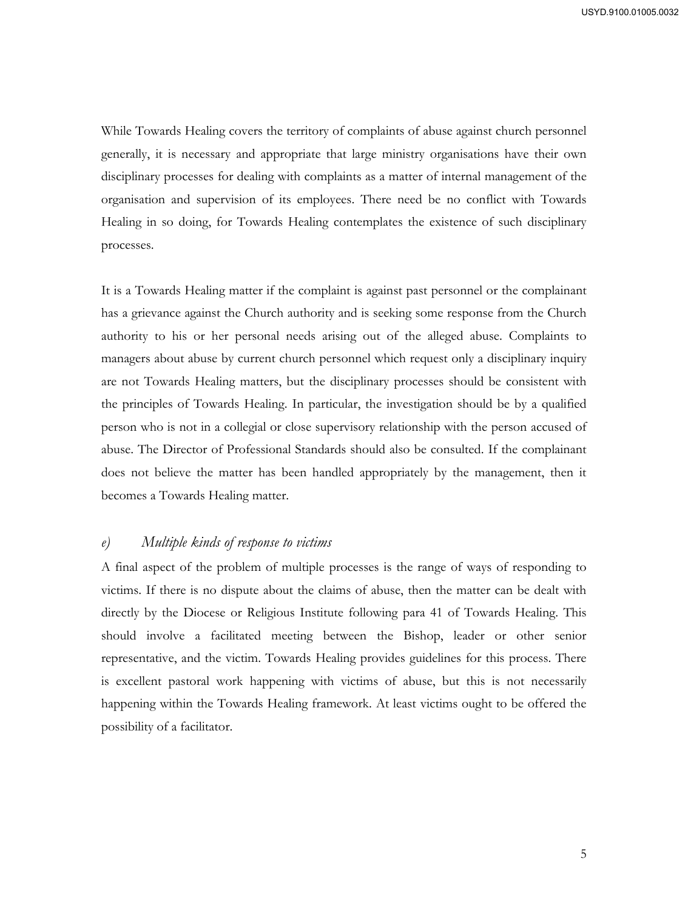While Towards Healing covers the territory of complaints of abuse against church personnel generally, it is necessary and appropriate that large ministry organisations have their own disciplinary processes for dealing with complaints as a matter of internal management of the organisation and supervision of its employees. There need be no conflict with Towards Healing in so doing, for Towards Healing contemplates the existence of such disciplinary processes.

It is a Towards Healing matter if the complaint is against past personnel or the complainant has a grievance against the Church authority and is seeking some response from the Church authority to his or her personal needs arising out of the alleged abuse. Complaints to managers about abuse by current church personnel which request only a disciplinary inquiry are not Towards Healing matters, but the disciplinary processes should be consistent with the principles of Towards Healing. In particular, the investigation should be by a qualified person who is not in a collegial or close supervisory relationship with the person accused of abuse. The Director of Professional Standards should also be consulted. If the complainant does not believe the matter has been handled appropriately by the management, then it becomes a Towards Healing matter.

### *e) Multiple kinds of response to victims*

A final aspect of the problem of multiple processes is the range of ways of responding to victims. If there is no dispute about the claims of abuse, then the matter can be dealt with directly by the Diocese or Religious Institute following para 41 of Towards Healing. This should involve a facilitated meeting between the Bishop, leader or other senior representative, and the victim. Towards Healing provides guidelines for this process. There is excellent pastoral work happening with victims of abuse, but this is not necessarily happening within the Towards Healing framework. At least victims ought to be offered the possibility of a facilitator.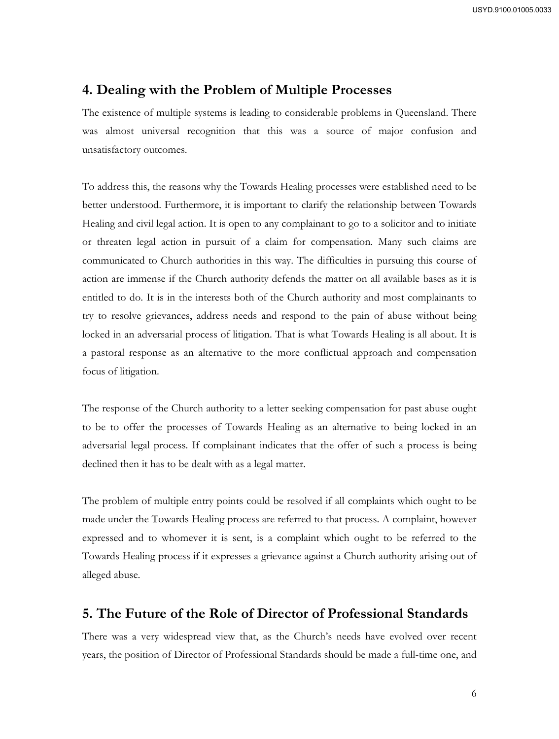## 4. Dealing with the Problem of Multiple Processes

The existence of multiple systems is leading to considerable problems in Queensland. There was almost universal recognition that this was a source of major confusion and unsatisfactory outcomes.

To address this, the reasons why the Towards Healing processes were established need to be better understood. Furthermore, it is important to clarify the relationship between Towards Healing and civil legal action. It is open to any complainant to go to a solicitor and to initiate or threaten legal action in pursuit of a claim for compensation. Many such claims are communicated to Church authorities in this way. The difficulties in pursuing this course of action are immense if the Church authority defends the matter on all available bases as it is entitled to do. It is in the interests both of the Church authority and most complainants to try to resolve grievances, address needs and respond to the pain of abuse without being locked in an adversarial process of litigation. That is what Towards Healing is all about. It is a pastoral response as an alternative to the more conflictual approach and compensation focus of litigation.

The response of the Church authority to a letter seeking compensation for past abuse ought to be to offer the processes of Towards Healing as an alternative to being locked in an adversarial legal process. If complainant indicates that the offer of such a process is being declined then it has to be dealt with as a legal matter.

The problem of multiple entry points could be resolved if all complaints which ought to be made under the Towards Healing process are referred to that process. A complaint, however expressed and to whomever it is sent, is a complaint which ought to be referred to the Towards Healing process if it expresses a grievance against a Church authority arising out of alleged abuse.

## 5. The Future of the Role of Director of Professional Standards

There was a very widespread view that, as the Church's needs have evolved over recent years, the position of Director of Professional Standards should be made a full-time one, and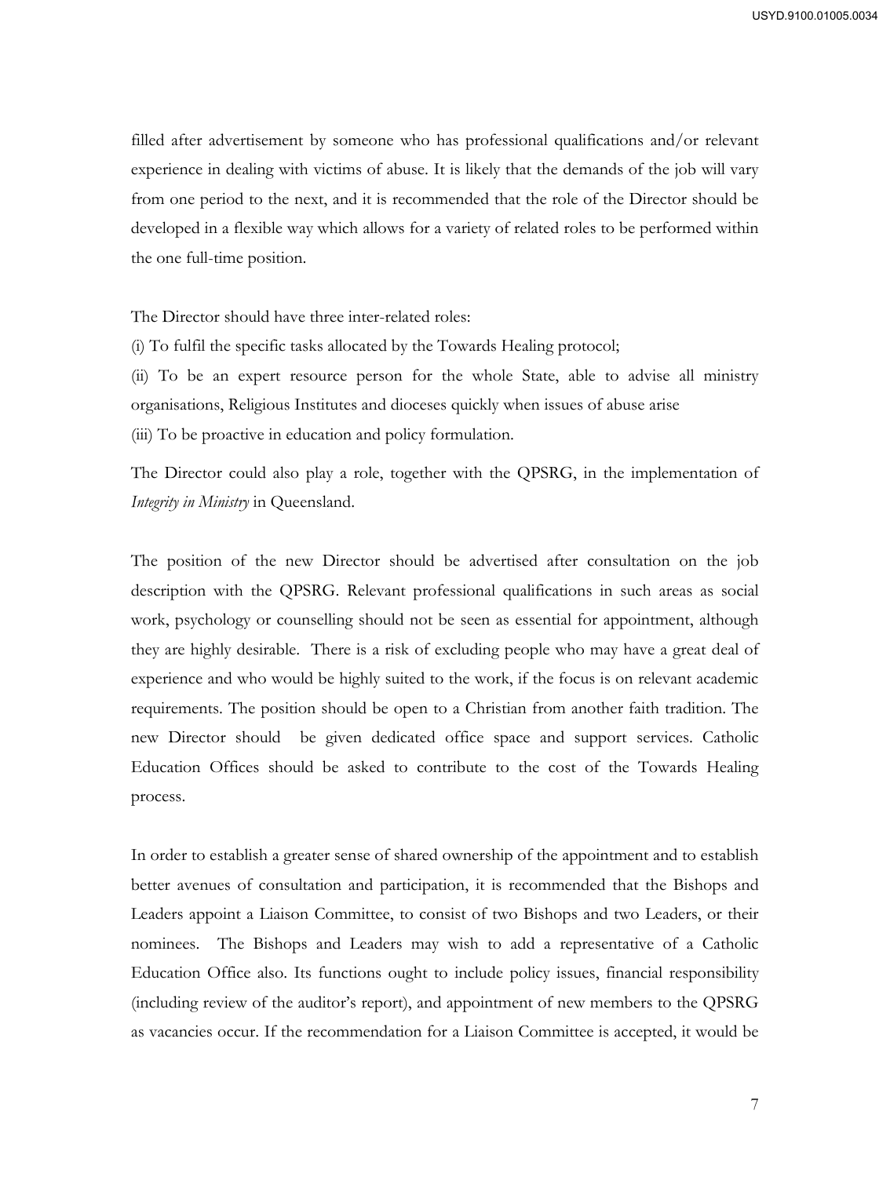filled after advertisement by someone who has professional qualifications and/or relevant experience in dealing with victims of abuse. It is likely that the demands of the job will vary from one period to the next, and it is recommended that the role of the Director should be developed in a flexible way which allows for a variety of related roles to be performed within the one full-time position.

The Director should have three inter-related roles:

(i) To fulfil the specific tasks allocated by the Towards Healing protocol;

(ii) To be an expert resource person for the whole State, able to advise all ministry organisations, Religious Institutes and dioceses quickly when issues of abuse arise

(iii) To be proactive in education and policy formulation.

The Director could also play a role, together with the QPSRG, in the implementation of *Integrity in Ministry* in Queensland.

The position of the new Director should be advertised after consultation on the job description with the QPSRG. Relevant professional qualifications in such areas as social work, psychology or counselling should not be seen as essential for appointment, although they are highly desirable. There is a risk of excluding people who may have a great deal of experience and who would be highly suited to the work, if the focus is on relevant academic requirements. The position should be open to a Christian from another faith tradition. The new Director should be given dedicated office space and support services. Catholic Education Offices should be asked to contribute to the cost of the Towards Healing process.

In order to establish a greater sense of shared ownership of the appointment and to establish better avenues of consultation and participation, it is recommended that the Bishops and Leaders appoint a Liaison Committee, to consist of two Bishops and two Leaders, or their nominees. The Bishops and Leaders may wish to add a representative of a Catholic Education Office also. Its functions ought to include policy issues, financial responsibility (including review of the auditor's report), and appointment of new members to the QPSRG as vacancies occur. If the recommendation for a Liaison Committee is accepted, it would be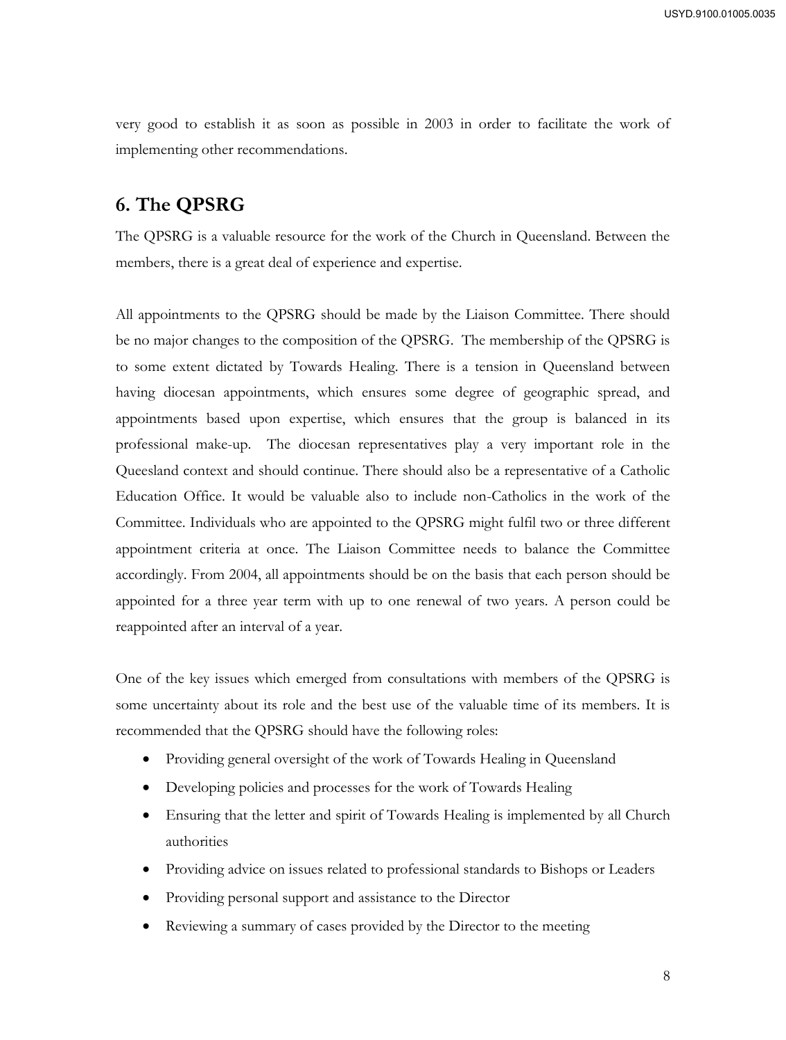very good to establish it as soon as possible in 2003 in order to facilitate the work of implementing other recommendations.

## 6. The QPSRG

The QPSRG is a valuable resource for the work of the Church in Queensland. Between the members, there is a great deal of experience and expertise.

All appointments to the QPSRG should be made by the Liaison Committee. There should be no major changes to the composition of the QPSRG. The membership of the QPSRG is to some extent dictated by Towards Healing. There is a tension in Queensland between having diocesan appointments, which ensures some degree of geographic spread, and appointments based upon expertise, which ensures that the group is balanced in its professional make-up. The diocesan representatives play a very important role in the Queensland context and should continue. There should also be a representative of a Catholic Education Office. It would be valuable also to include non-Catholics in the work of the Committee. Individuals who are appointed to the QPSRG might fulfil two or three different appointment criteria at once. The Liaison Committee needs to balance the Committee accordingly. From 2004, all appointments should be on the basis that each person should be appointed for a three year term with up to one renewal of two years. A person could be reappointed after an interval of a year.

One of the key issues which emerged from consultations with members of the QPSRG is some uncertainty about its role and the best use of the valuable time of its members. It is recommended that the QPSRG should have the following roles:

- Providing general oversight of the work of Towards Healing in Queensland
- Developing policies and processes for the work of Towards Healing
- Ensuring that the letter and spirit of Towards Healing is implemented by all Church authorities
- Providing advice on issues related to professional standards to Bishops or Leaders
- Providing personal support and assistance to the Director
- Reviewing a summary of cases provided by the Director to the meeting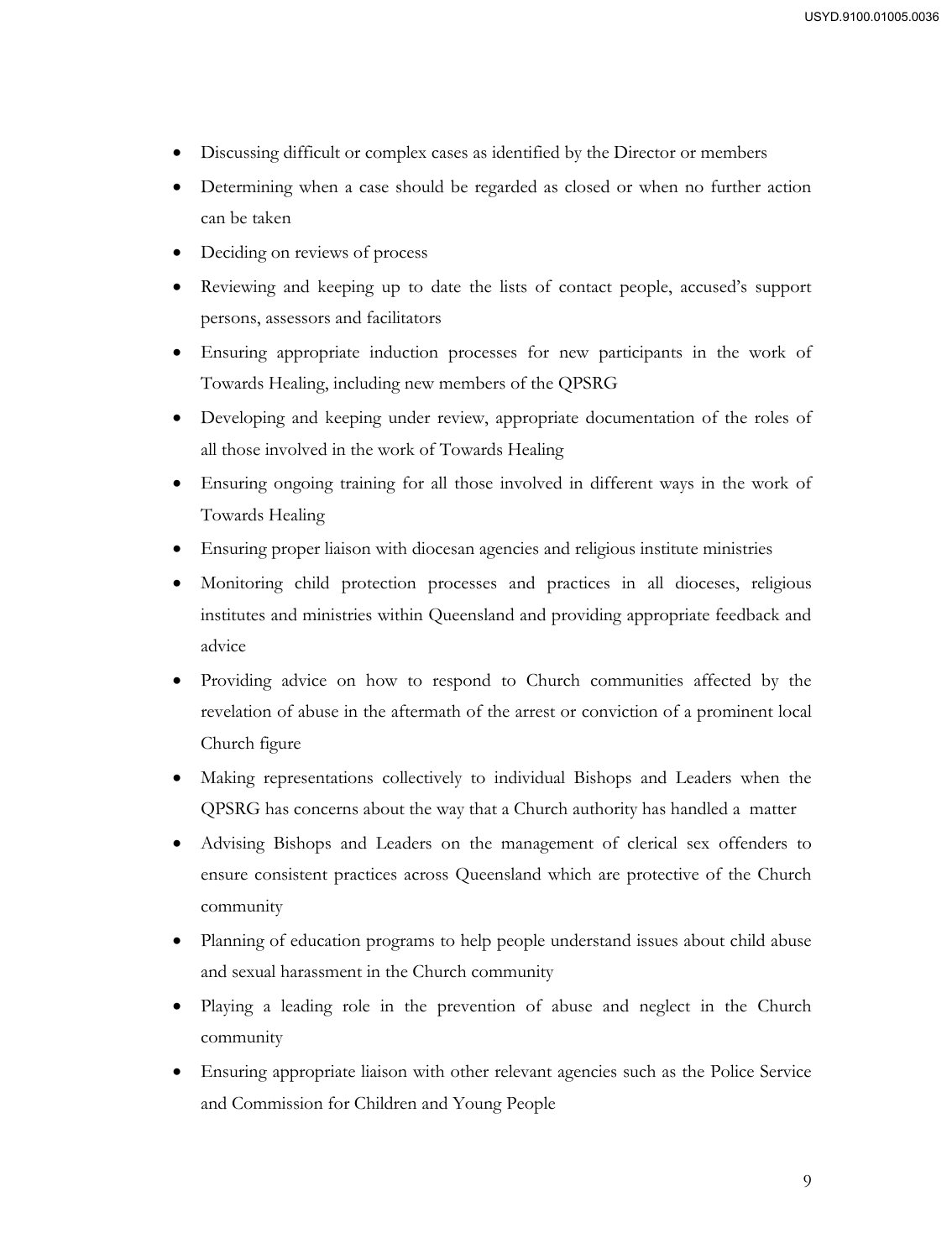- Discussing difficult or complex cases as identified by the Director or members
- Determining when a case should be regarded as closed or when no further action can be taken
- Deciding on reviews of process
- Reviewing and keeping up to date the lists of contact people, accused's support persons, assessors and facilitators
- Ensuring appropriate induction processes for new participants in the work of Towards Healing, including new members of the QPSRG
- Developing and keeping under review, appropriate documentation of the roles of all those involved in the work of Towards Healing
- Ensuring ongoing training for all those involved in different ways in the work of Towards Healing
- Ensuring proper liaison with diocesan agencies and religious institute ministries
- Monitoring child protection processes and practices in all dioceses, religious institutes and ministries within Queensland and providing appropriate feedback and advice
- Providing advice on how to respond to Church communities affected by the revelation of abuse in the aftermath of the arrest or conviction of a prominent local Church figure
- Making representations collectively to individual Bishops and Leaders when the QPSRG has concerns about the way that a Church authority has handled a matter
- Advising Bishops and Leaders on the management of clerical sex offenders to ensure consistent practices across Queensland which are protective of the Church community
- Planning of education programs to help people understand issues about child abuse and sexual harassment in the Church community
- Playing a leading role in the prevention of abuse and neglect in the Church community
- Ensuring appropriate liaison with other relevant agencies such as the Police Service and Commission for Children and Young People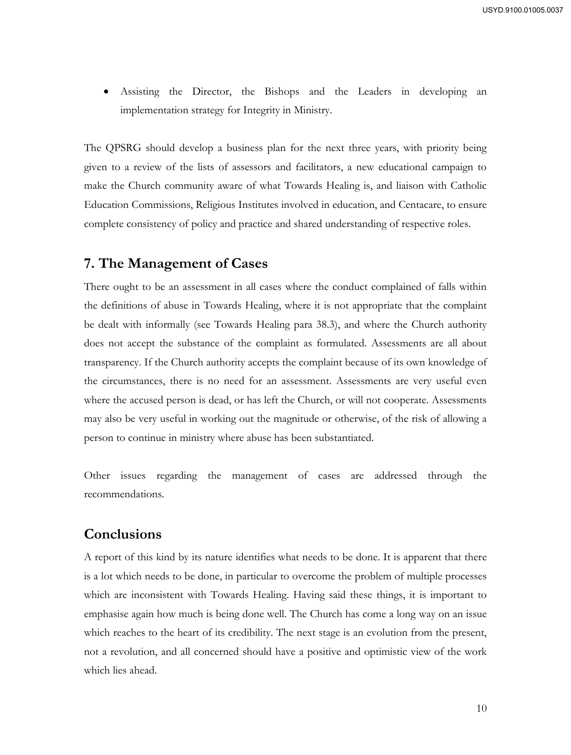- Assisting the Director, the Bishops and the Leaders in developing an implementation strategy for Integrity in Ministry.

The QPSRG should develop a business plan for the next three years, with priority being given to a review of the lists of assessors and facilitators, a new educational campaign to make the Church community aware of what Towards Healing is, and liaison with Catholic Education Commissions, Religious Institutes involved in education, and Centacare, to ensure complete consistency of policy and practice and shared understanding of respective roles.

## 7. The Management of Cases

There ought to be an assessment in all cases where the conduct complained of falls within the definitions of abuse in Towards Healing, where it is not appropriate that the complaint be dealt with informally (see Towards Healing para 38.3), and where the Church authority does not accept the substance of the complaint as formulated. Assessments are all about transparency. If the Church authority accepts the complaint because of its own knowledge of the circumstances, there is no need for an assessment. Assessments are very useful even where the accused person is dead, or has left the Church, or will not cooperate. Assessments may also be very useful in working out the magnitude or otherwise, of the risk of allowing a person to continue in ministry where abuse has been substantiated.

Other issues regarding the management of cases are addressed through the recommendations.

## Conclusions

A report of this kind by its nature identifies what needs to be done. It is apparent that there is a lot which needs to be done, in particular to overcome the problem of multiple processes which are inconsistent with Towards Healing. Having said these things, it is important to emphasise again how much is being done well. The Church has come a long way on an issue which reaches to the heart of its credibility. The next stage is an evolution from the present, not a revolution, and all concerned should have a positive and optimistic view of the work which lies ahead.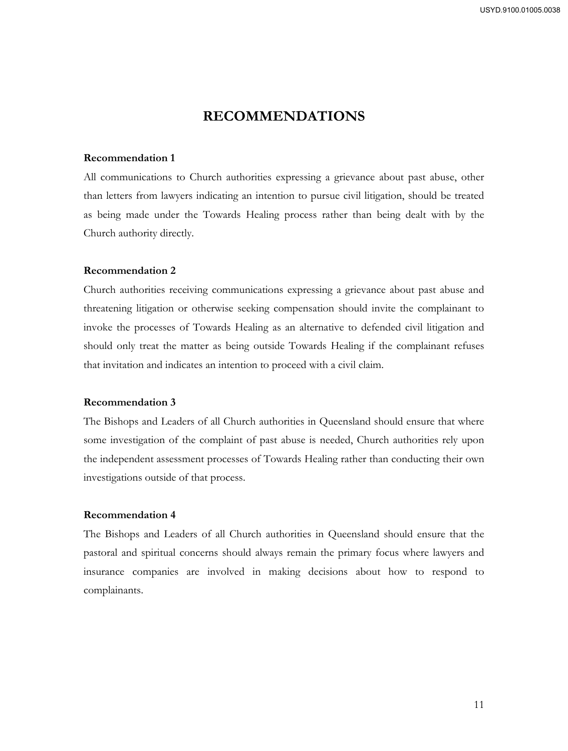# RECOMMENDATIONS

**Recommendation 1**

All communications to Church authorities expressing a grievance about past abuse, other than letters from lawyers indicating an intention to pursue civil litigation, should be treated as being made under the Towards Healing process rather than being dealt with by the Church authority directly.

**Recommendation 2**

Church authorities receiving communications expressing a grievance about past abuse and threatening litigation or otherwise seeking compensation should invite the complainant to invoke the processes of Towards Healing as an alternative to defended civil litigation and should only treat the matter as being outside Towards Healing if the complainant refuses that invitation and indicates an intention to proceed with a civil claim.

**Recommendation 3**

The Bishops and Leaders of all Church authorities in Queensland should ensure that where some investigation of the complaint of past abuse is needed, Church authorities rely upon the independent assessment processes of Towards Healing rather than conducting their own investigations outside of that process.

**Recommendation 4**

The Bishops and Leaders of all Church authorities in Queensland should ensure that the pastoral and spiritual concerns should always remain the primary focus where lawyers and insurance companies are involved in making decisions about how to respond to complainants.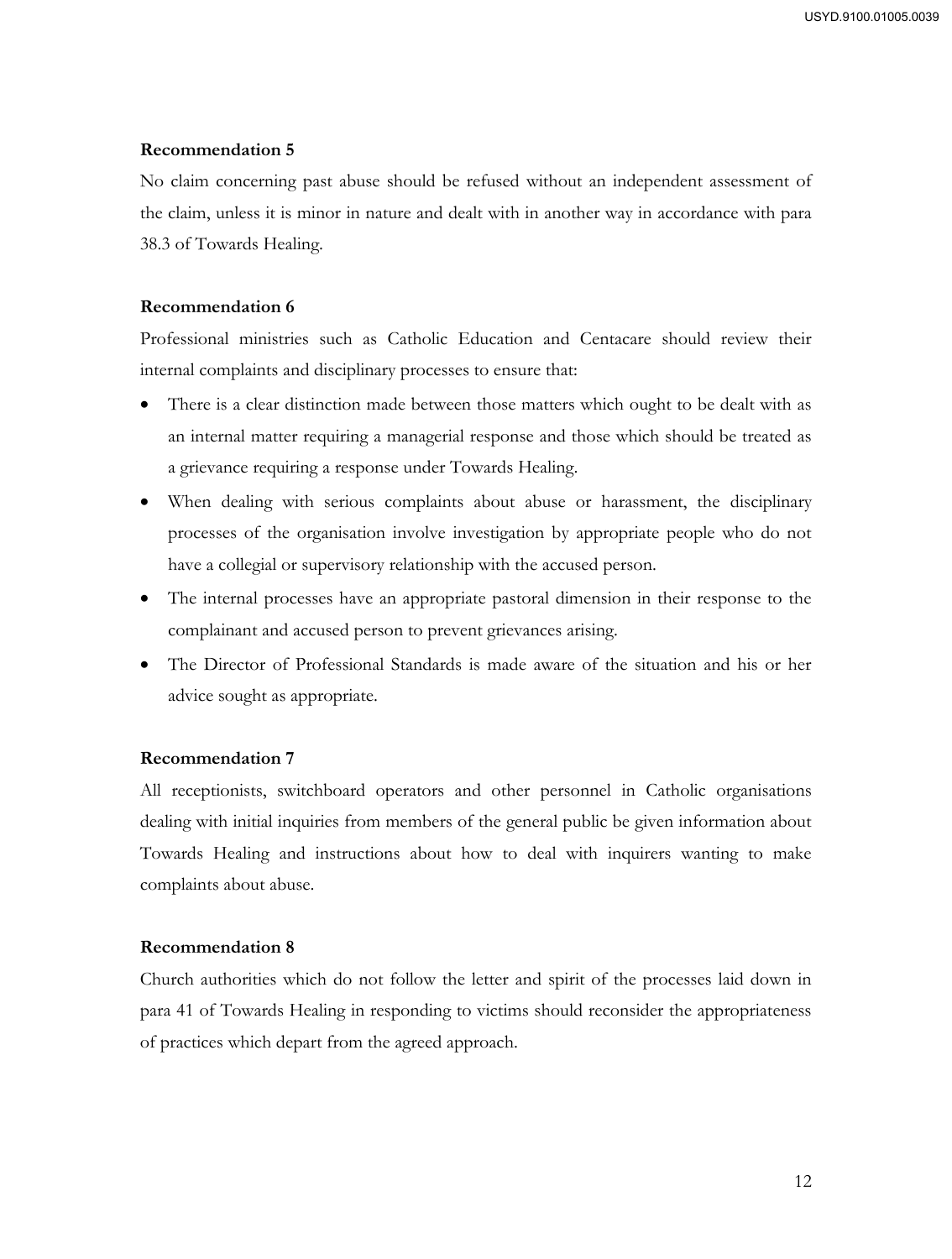**Recommendation 5**

No claim concerning past abuse should be refused without an independent assessment of the claim, unless it is minor in nature and dealt with in another way in accordance with para 38.3 of Towards Healing.

**Recommendation 6**

Professional ministries such as Catholic Education and Centacare should review their internal complaints and disciplinary processes to ensure that:

- There is a clear distinction made between those matters which ought to be dealt with as an internal matter requiring a managerial response and those which should be treated as a grievance requiring a response under Towards Healing.
- When dealing with serious complaints about abuse or harassment, the disciplinary processes of the organisation involve investigation by appropriate people who do not have a collegial or supervisory relationship with the accused person.
- The internal processes have an appropriate pastoral dimension in their response to the complainant and accused person to prevent grievances arising.
- The Director of Professional Standards is made aware of the situation and his or her advice sought as appropriate.

**Recommendation 7**

All receptionists, switchboard operators and other personnel in Catholic organisations dealing with initial inquiries from members of the general public be given information about Towards Healing and instructions about how to deal with inquirers wanting to make complaints about abuse.

**Recommendation 8**

Church authorities which do not follow the letter and spirit of the processes laid down in para 41 of Towards Healing in responding to victims should reconsider the appropriateness of practices which depart from the agreed approach.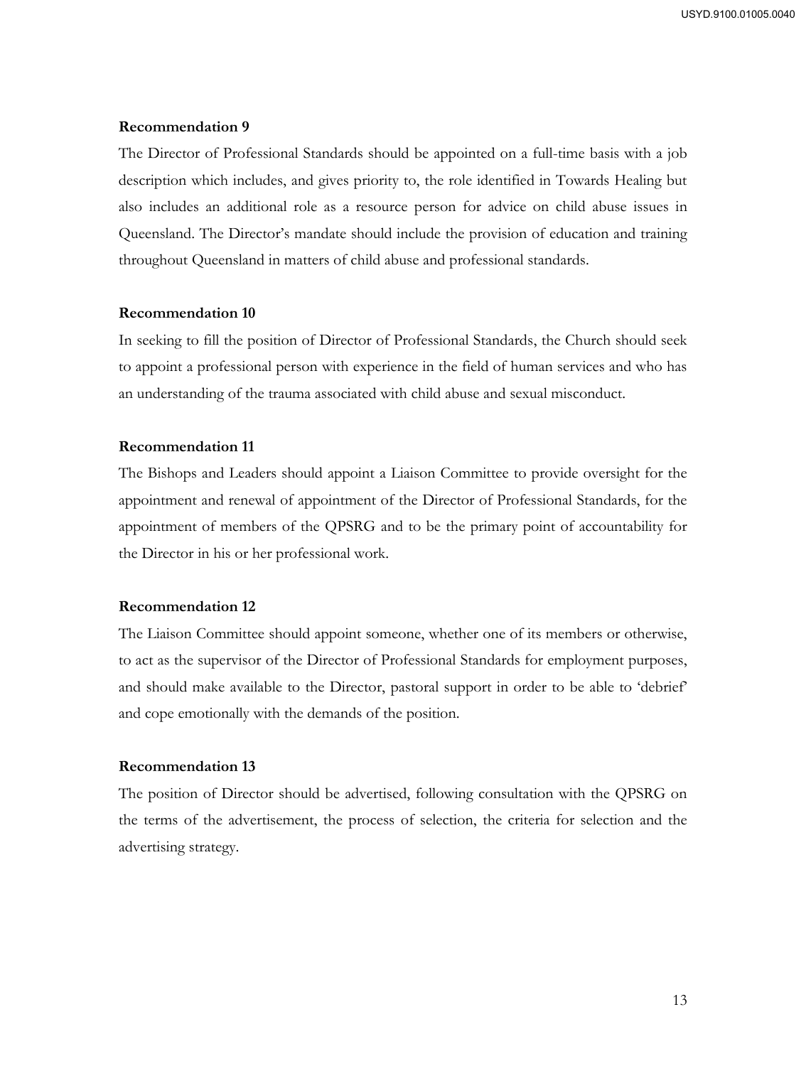**Recommendation 9**

The Director of Professional Standards should be appointed on a full-time basis with a job description which includes, and gives priority to, the role identified in Towards Healing but also includes an additional role as a resource person for advice on child abuse issues in Queensland. The Director's mandate should include the provision of education and training throughout Queensland in matters of child abuse and professional standards.

**Recommendation 10**

In seeking to fill the position of Director of Professional Standards, the Church should seek to appoint a professional person with experience in the field of human services and who has an understanding of the trauma associated with child abuse and sexual misconduct.

**Recommendation 11**

The Bishops and Leaders should appoint a Liaison Committee to provide oversight for the appointment and renewal of appointment of the Director of Professional Standards, for the appointment of members of the QPSRG and to be the primary point of accountability for the Director in his or her professional work.

**Recommendation 12**

The Liaison Committee should appoint someone, whether one of its members or otherwise, to act as the supervisor of the Director of Professional Standards for employment purposes, and should make available to the Director, pastoral support in order to be able to 'debrief' and cope emotionally with the demands of the position.

**Recommendation 13**

The position of Director should be advertised, following consultation with the QPSRG on the terms of the advertisement, the process of selection, the criteria for selection and the advertising strategy.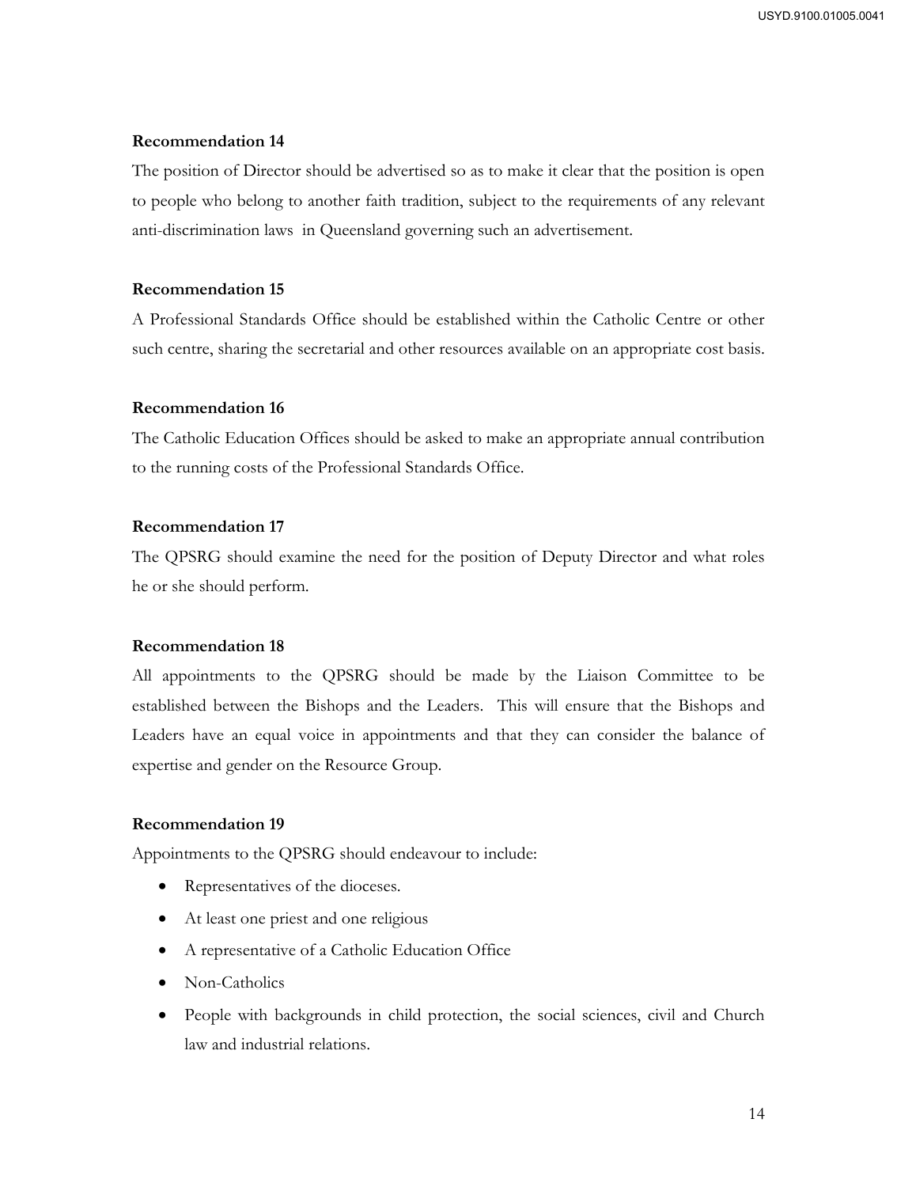**Recommendation 14**

The position of Director should be advertised so as to make it clear that the position is open to people who belong to another faith tradition, subject to the requirements of any relevant anti-discrimination laws in Queensland governing such an advertisement.

**Recommendation 15**

A Professional Standards Office should be established within the Catholic Centre or other such centre, sharing the secretarial and other resources available on an appropriate cost basis.

**Recommendation 16**

The Catholic Education Offices should be asked to make an appropriate annual contribution to the running costs of the Professional Standards Office.

**Recommendation 17**

The QPSRG should examine the need for the position of Deputy Director and what roles he or she should perform.

**Recommendation 18**

All appointments to the QPSRG should be made by the Liaison Committee to be established between the Bishops and the Leaders. This will ensure that the Bishops and Leaders have an equal voice in appointments and that they can consider the balance of expertise and gender on the Resource Group.

**Recommendation 19**

Appointments to the QPSRG should endeavour to include:

- Representatives of the dioceses.
- At least one priest and one religious
- A representative of a Catholic Education Office
- Non-Catholics
- People with backgrounds in child protection, the social sciences, civil and Church law and industrial relations.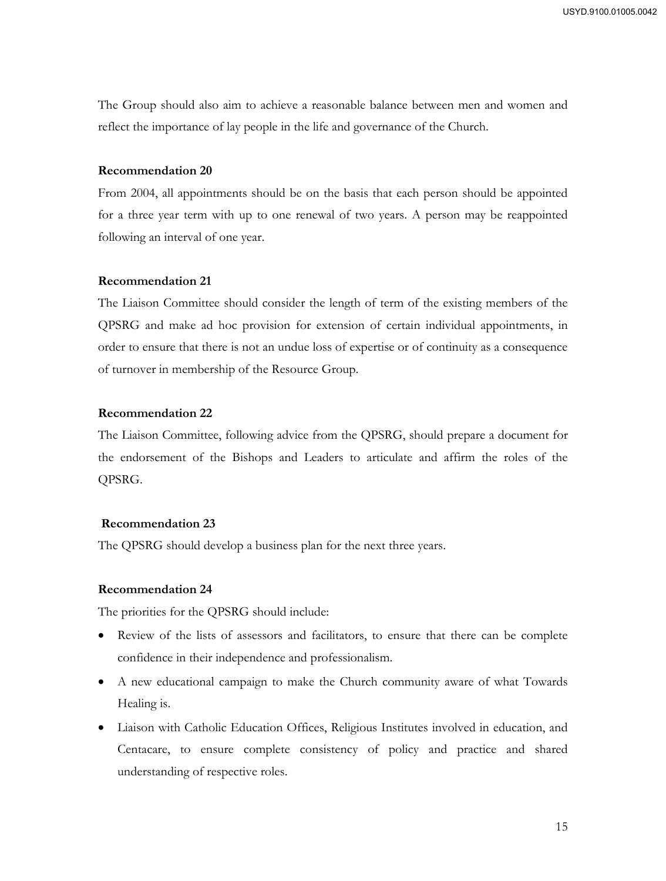The Group should also aim to achieve a reasonable balance between men and women and reflect the importance of lay people in the life and governance of the Church.

**Recommendation 20**

From 2004, all appointments should be on the basis that each person should be appointed for a three year term with up to one renewal of two years. A person may be reappointed following an interval of one year.

**Recommendation 21**

The Liaison Committee should consider the length of term of the existing members of the QPSRG and make ad hoc provision for extension of certain individual appointments, in order to ensure that there is not an undue loss of expertise or of continuity as a consequence of turnover in membership of the Resource Group.

**Recommendation 22**

The Liaison Committee, following advice from the QPSRG, should prepare a document for the endorsement of the Bishops and Leaders to articulate and affirm the roles of the QPSRG.

**Recommendation 23**

The QPSRG should develop a business plan for the next three years.

**Recommendation 24**

The priorities for the QPSRG should include:

- Review of the lists of assessors and facilitators, to ensure that there can be complete confidence in their independence and professionalism.
- A new educational campaign to make the Church community aware of what Towards Healing is.
- Liaison with Catholic Education Offices, Religious Institutes involved in education, and Centacare, to ensure complete consistency of policy and practice and shared understanding of respective roles.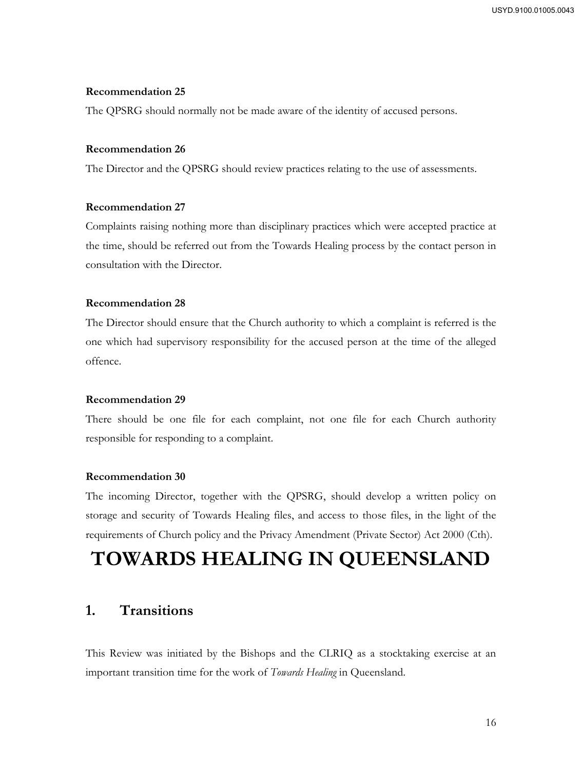**Recommendation 25**

The QPSRG should normally not be made aware of the identity of accused persons.

**Recommendation 26**

The Director and the QPSRG should review practices relating to the use of assessments.

**Recommendation 27**

Complaints raising nothing more than disciplinary practices which were accepted practice at the time, should be referred out from the Towards Healing process by the contact person in consultation with the Director.

**Recommendation 28**

The Director should ensure that the Church authority to which a complaint is referred is the one which had supervisory responsibility for the accused person at the time of the alleged offence.

**Recommendation 29**

There should be one file for each complaint, not one file for each Church authority responsible for responding to a complaint.

**Recommendation 30**

The incoming Director, together with the QPSRG, should develop a written policy on storage and security of Towards Healing files, and access to those files, in the light of the requirements of Church policy and the Privacy Amendment (Private Sector) Act 2000 (Cth).

# TOWARDS HEALING IN QUEENSLAND

## 1. Transitions

This Review was initiated by the Bishops and the CLRIQ as a stocktaking exercise at an important transition time for the work of *Towards Healing* in Queensland.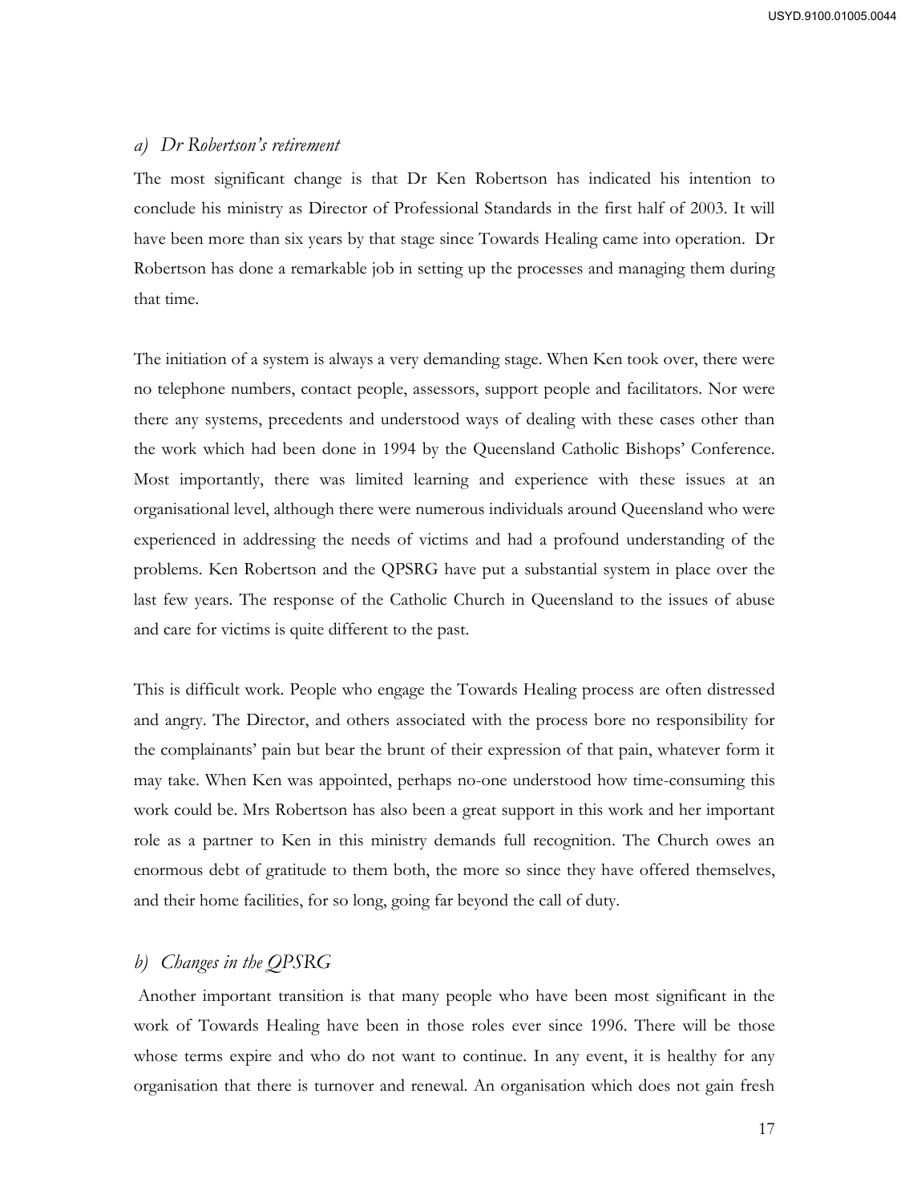### *a) Dr Robertson's retirement*

The most significant change is that Dr Ken Robertson has indicated his intention to conclude his ministry as Director of Professional Standards in the first half of 2003. It will have been more than six years by that stage since Towards Healing came into operation. Dr Robertson has done a remarkable job in setting up the processes and managing them during that time.

The initiation of a system is always a very demanding stage. When Ken took over, there were no telephone numbers, contact people, assessors, support people and facilitators. Nor were there any systems, precedents and understood ways of dealing with these cases other than the work which had been done in 1994 by the Queensland Catholic Bishops' Conference. Most importantly, there was limited learning and experience with these issues at an organisational level, although there were numerous individuals around Queensland who were experienced in addressing the needs of victims and had a profound understanding of the problems. Ken Robertson and the QPSRG have put a substantial system in place over the last few years. The response of the Catholic Church in Queensland to the issues of abuse and care for victims is quite different to the past.

This is difficult work. People who engage the Towards Healing process are often distressed and angry. The Director, and others associated with the process bore no responsibility for the complainants' pain but bear the brunt of their expression of that pain, whatever form it may take. When Ken was appointed, perhaps no-one understood how time-consuming this work could be. Mrs Robertson has also been a great support in this work and her important role as a partner to Ken in this ministry demands full recognition. The Church owes an enormous debt of gratitude to them both, the more so since they have offered themselves, and their home facilities, for so long, going far beyond the call of duty.

### *b) Changes in the QPSRG*

Another important transition is that many people who have been most significant in the work of Towards Healing have been in those roles ever since 1996. There will be those whose terms expire and who do not want to continue. In any event, it is healthy for any organisation that there is turnover and renewal. An organisation which does not gain fresh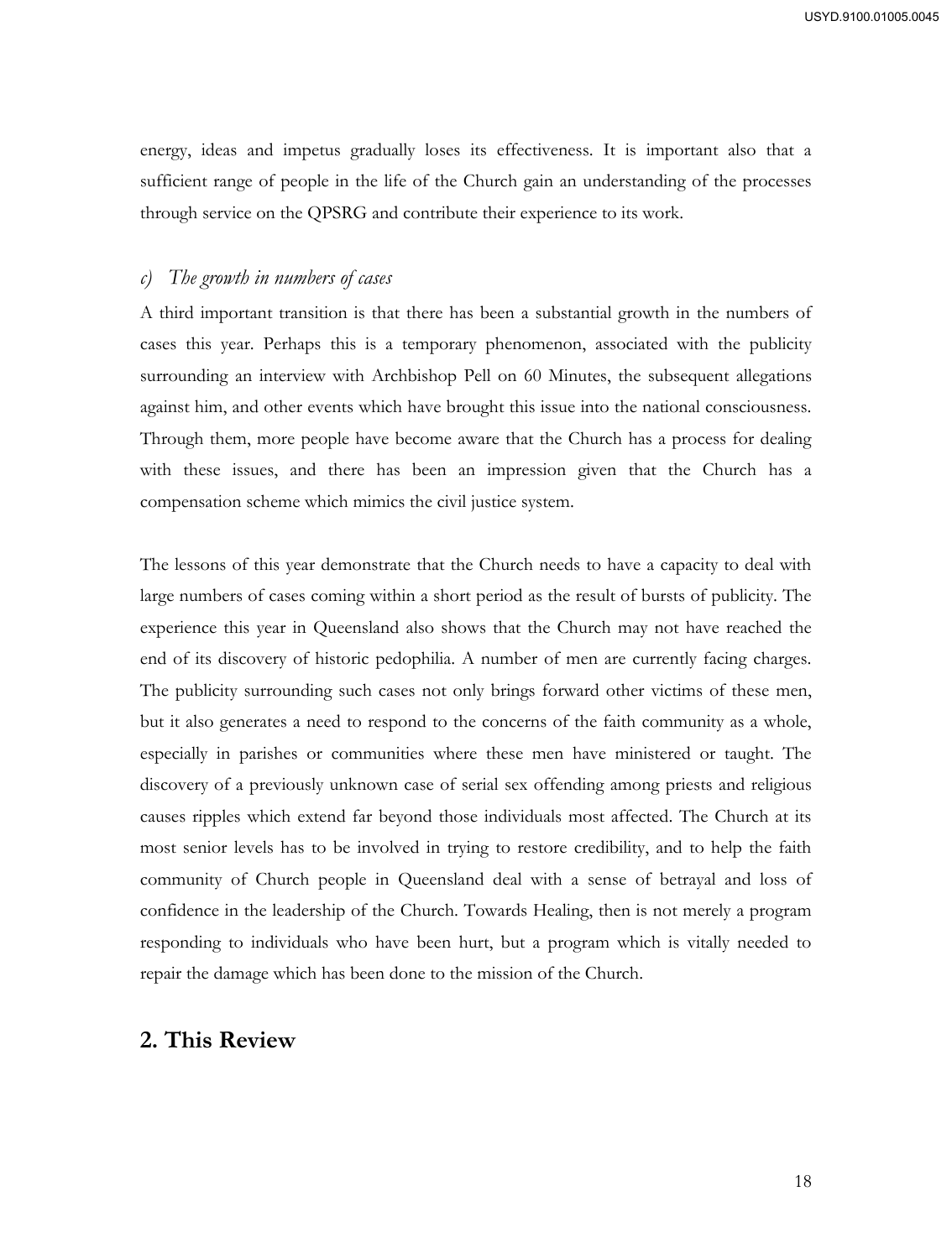energy, ideas and impetus gradually loses its effectiveness. It is important also that a sufficient range of people in the life of the Church gain an understanding of the processes through service on the QPSRG and contribute their experience to its work.

### *c) The growth in numbers of cases*

A third important transition is that there has been a substantial growth in the numbers of cases this year. Perhaps this is a temporary phenomenon, associated with the publicity surrounding an interview with Archbishop Pell on 60 Minutes, the subsequent allegations against him, and other events which have brought this issue into the national consciousness. Through them, more people have become aware that the Church has a process for dealing with these issues, and there has been an impression given that the Church has a compensation scheme which mimics the civil justice system.

The lessons of this year demonstrate that the Church needs to have a capacity to deal with large numbers of cases coming within a short period as the result of bursts of publicity. The experience this year in Queensland also shows that the Church may not have reached the end of its discovery of historic pedophilia. A number of men are currently facing charges. The publicity surrounding such cases not only brings forward other victims of these men, but it also generates a need to respond to the concerns of the faith community as a whole, especially in parishes or communities where these men have ministered or taught. The discovery of a previously unknown case of serial sex offending among priests and religious causes ripples which extend far beyond those individuals most affected. The Church at its most senior levels has to be involved in trying to restore credibility, and to help the faith community of Church people in Queensland deal with a sense of betrayal and loss of confidence in the leadership of the Church. Towards Healing, then is not merely a program responding to individuals who have been hurt, but a program which is vitally needed to repair the damage which has been done to the mission of the Church.

## 2. This Review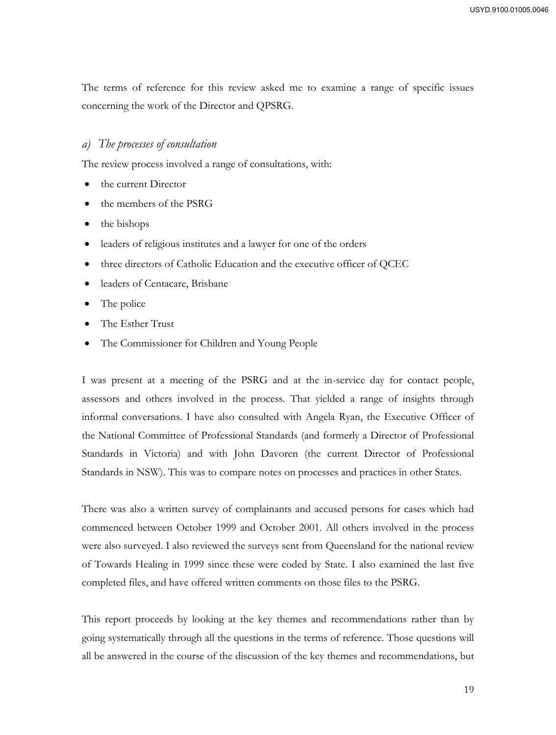The terms of reference for this review asked me to examine a range of specific issues concerning the work of the Director and QPSRG.

### *a) The processes of consultation*

The review process involved a range of consultations, with:

- the current Director
- the members of the PSRG
- the bishops
- leaders of religious institutes and a lawyer for one of the orders
- three directors of Catholic Education and the executive officer of QCEC
- leaders of Centacare, Brisbane
- The police
- The Esther Trust
- The Commissioner for Children and Young People

I was present at a meeting of the PSRG and at the in-service day for contact people, assessors and others involved in the process. That yielded a range of insights through informal conversations. I have also consulted with Angela Ryan, the Executive Officer of the National Committee of Professional Standards (and formerly a Director of Professional Standards in Victoria) and with John Davoren (the current Director of Professional Standards in NSW). This was to compare notes on processes and practices in other States.

There was also a written survey of complainants and accused persons for cases which had commenced between October 1999 and October 2001. All others involved in the process were also surveyed. I also reviewed the surveys sent from Queensland for the national review of Towards Healing in 1999 since these were coded by State. I also examined the last five completed files, and have offered written comments on those files to the PSRG.

This report proceeds by looking at the key themes and recommendations rather than by going systematically through all the questions in the terms of reference. Those questions will all be answered in the course of the discussion of the key themes and recommendations, but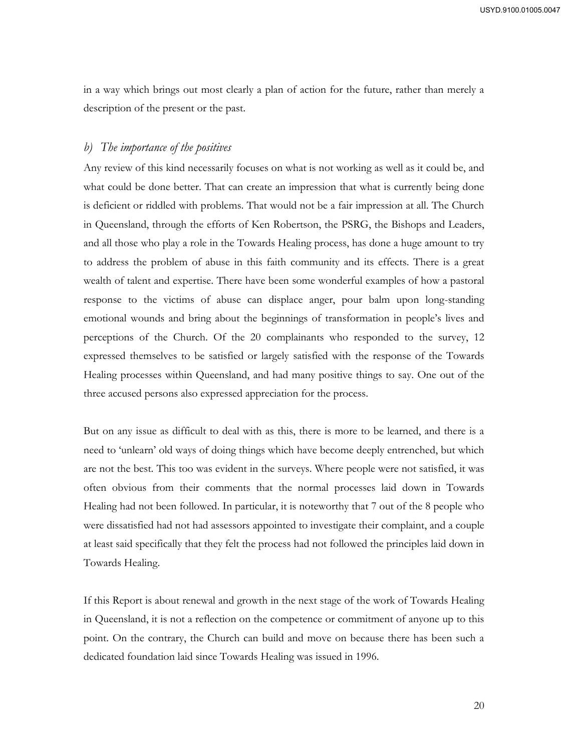in a way which brings out most clearly a plan of action for the future, rather than merely a description of the present or the past.

### *b) The importance of the positives*

Any review of this kind necessarily focuses on what is not working as well as it could be, and what could be done better. That can create an impression that what is currently being done is deficient or riddled with problems. That would not be a fair impression at all. The Church in Queensland, through the efforts of Ken Robertson, the PSRG, the Bishops and Leaders, and all those who play a role in the Towards Healing process, has done a huge amount to try to address the problem of abuse in this faith community and its effects. There is a great wealth of talent and expertise. There have been some wonderful examples of how a pastoral response to the victims of abuse can displace anger, pour balm upon long-standing emotional wounds and bring about the beginnings of transformation in people's lives and perceptions of the Church. Of the 20 complainants who responded to the survey, 12 expressed themselves to be satisfied or largely satisfied with the response of the Towards Healing processes within Queensland, and had many positive things to say. One out of the three accused persons also expressed appreciation for the process.

But on any issue as difficult to deal with as this, there is more to be learned, and there is a need to 'unlearn' old ways of doing things which have become deeply entrenched, but which are not the best. This too was evident in the surveys. Where people were not satisfied, it was often obvious from their comments that the normal processes laid down in Towards Healing had not been followed. In particular, it is noteworthy that 7 out of the 8 people who were dissatisfied had not had assessors appointed to investigate their complaint, and a couple at least said specifically that they felt the process had not followed the principles laid down in Towards Healing.

If this Report is about renewal and growth in the next stage of the work of Towards Healing in Queensland, it is not a reflection on the competence or commitment of anyone up to this point. On the contrary, the Church can build and move on because there has been such a dedicated foundation laid since Towards Healing was issued in 1996.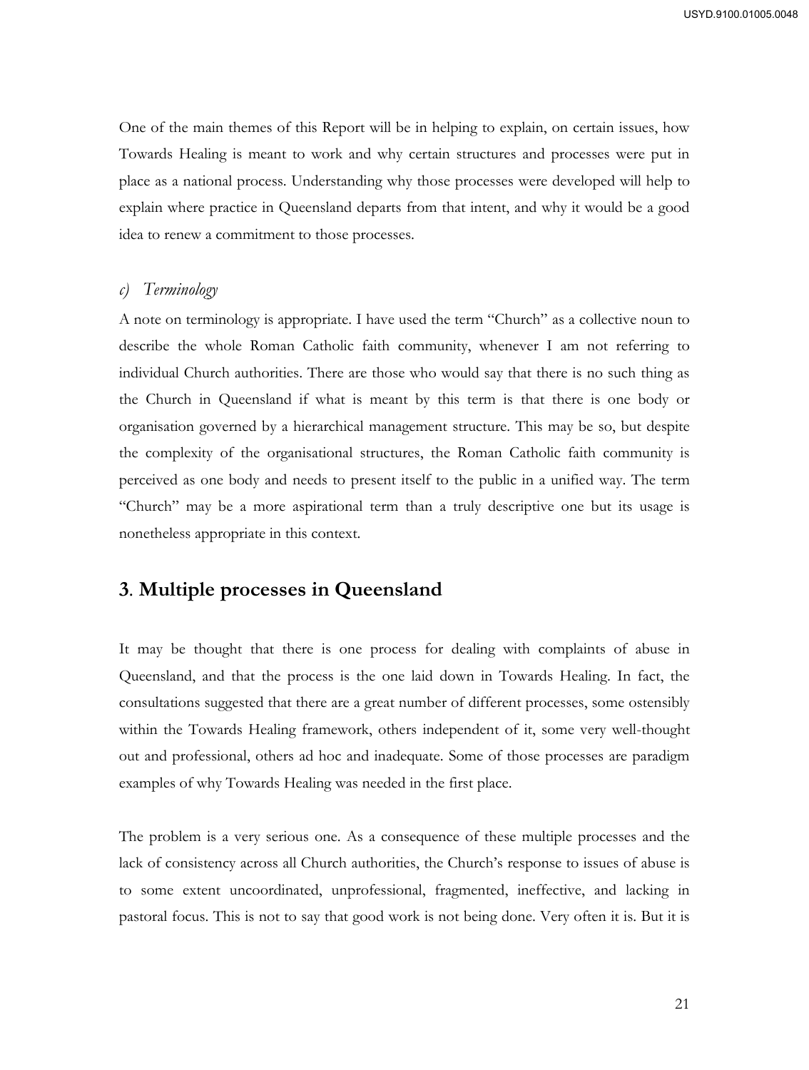One of the main themes of this Report will be in helping to explain, on certain issues, how Towards Healing is meant to work and why certain structures and processes were put in place as a national process. Understanding why those processes were developed will help to explain where practice in Queensland departs from that intent, and why it would be a good idea to renew a commitment to those processes.

### *c) Terminology*

A note on terminology is appropriate. I have used the term "Church" as a collective noun to describe the whole Roman Catholic faith community, whenever I am not referring to individual Church authorities. There are those who would say that there is no such thing as the Church in Queensland if what is meant by this term is that there is one body or organisation governed by a hierarchical management structure. This may be so, but despite the complexity of the organisational structures, the Roman Catholic faith community is perceived as one body and needs to present itself to the public in a unified way. The term "Church" may be a more aspirational term than a truly descriptive one but its usage is nonetheless appropriate in this context.

## 3. Multiple processes in Queensland

It may be thought that there is one process for dealing with complaints of abuse in Queensland, and that the process is the one laid down in Towards Healing. In fact, the consultations suggested that there are a great number of different processes, some ostensibly within the Towards Healing framework, others independent of it, some very well-thought out and professional, others ad hoc and inadequate. Some of those processes are paradigm examples of why Towards Healing was needed in the first place.

The problem is a very serious one. As a consequence of these multiple processes and the lack of consistency across all Church authorities, the Church's response to issues of abuse is to some extent uncoordinated, unprofessional, fragmented, ineffective, and lacking in pastoral focus. This is not to say that good work is not being done. Very often it is. But it is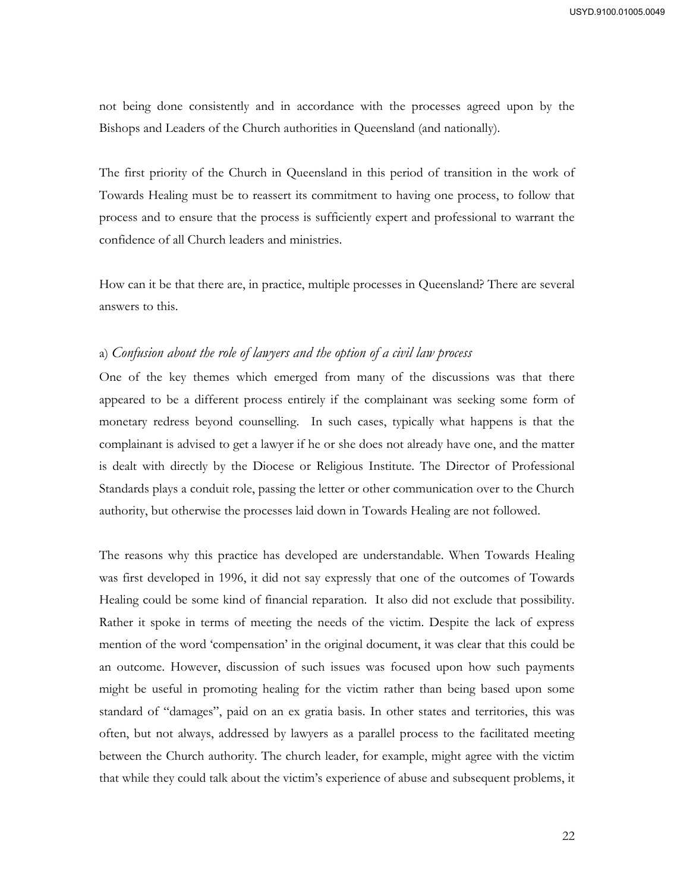not being done consistently and in accordance with the processes agreed upon by the Bishops and Leaders of the Church authorities in Queensland (and nationally).

The first priority of the Church in Queensland in this period of transition in the work of Towards Healing must be to reassert its commitment to having one process, to follow that process and to ensure that the process is sufficiently expert and professional to warrant the confidence of all Church leaders and ministries.

How can it be that there are, in practice, multiple processes in Queensland? There are several answers to this.

a) *Confusion about the role of lawyers and the option of a civil law process*

One of the key themes which emerged from many of the discussions was that there appeared to be a different process entirely if the complainant was seeking some form of monetary redress beyond counselling. In such cases, typically what happens is that the complainant is advised to get a lawyer if he or she does not already have one, and the matter is dealt with directly by the Diocese or Religious Institute. The Director of Professional Standards plays a conduit role, passing the letter or other communication over to the Church authority, but otherwise the processes laid down in Towards Healing are not followed.

The reasons why this practice has developed are understandable. When Towards Healing was first developed in 1996, it did not say expressly that one of the outcomes of Towards Healing could be some kind of financial reparation. It also did not exclude that possibility. Rather it spoke in terms of meeting the needs of the victim. Despite the lack of express mention of the word 'compensation' in the original document, it was clear that this could be an outcome. However, discussion of such issues was focused upon how such payments might be useful in promoting healing for the victim rather than being based upon some standard of "damages", paid on an ex gratia basis. In other states and territories, this was often, but not always, addressed by lawyers as a parallel process to the facilitated meeting between the Church authority. The church leader, for example, might agree with the victim that while they could talk about the victim's experience of abuse and subsequent problems, it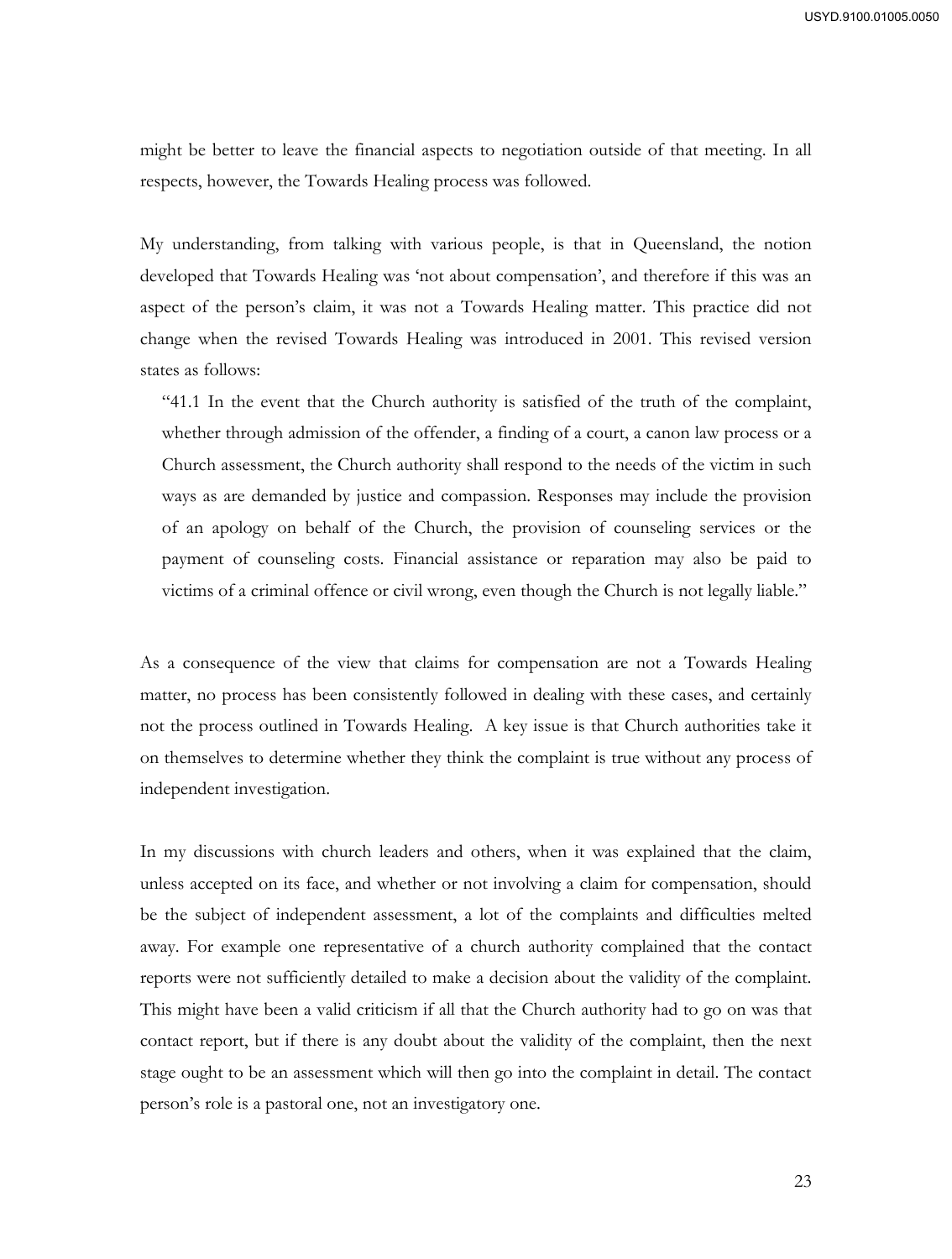might be better to leave the financial aspects to negotiation outside of that meeting. In all respects, however, the Towards Healing process was followed.

My understanding, from talking with various people, is that in Queensland, the notion developed that Towards Healing was 'not about compensation', and therefore if this was an aspect of the person's claim, it was not a Towards Healing matter. This practice did not change when the revised Towards Healing was introduced in 2001. This revised version states as follows:

> "41.1 In the event that the Church authority is satisfied of the truth of the complaint, whether through admission of the offender, a finding of a court, a canon law process or a Church assessment, the Church authority shall respond to the needs of the victim in such ways as are demanded by justice and compassion. Responses may include the provision of an apology on behalf of the Church, the provision of counseling services or the payment of counseling costs. Financial assistance or reparation may also be paid to victims of a criminal offence or civil wrong, even though the Church is not legally liable."

As a consequence of the view that claims for compensation are not a Towards Healing matter, no process has been consistently followed in dealing with these cases, and certainly not the process outlined in Towards Healing. A key issue is that Church authorities take it on themselves to determine whether they think the complaint is true without any process of independent investigation.

In my discussions with church leaders and others, when it was explained that the claim, unless accepted on its face, and whether or not involving a claim for compensation, should be the subject of independent assessment, a lot of the complaints and difficulties melted away. For example one representative of a church authority complained that the contact reports were not sufficiently detailed to make a decision about the validity of the complaint. This might have been a valid criticism if all that the Church authority had to go on was that contact report, but if there is any doubt about the validity of the complaint, then the next stage ought to be an assessment which will then go into the complaint in detail. The contact person's role is a pastoral one, not an investigatory one.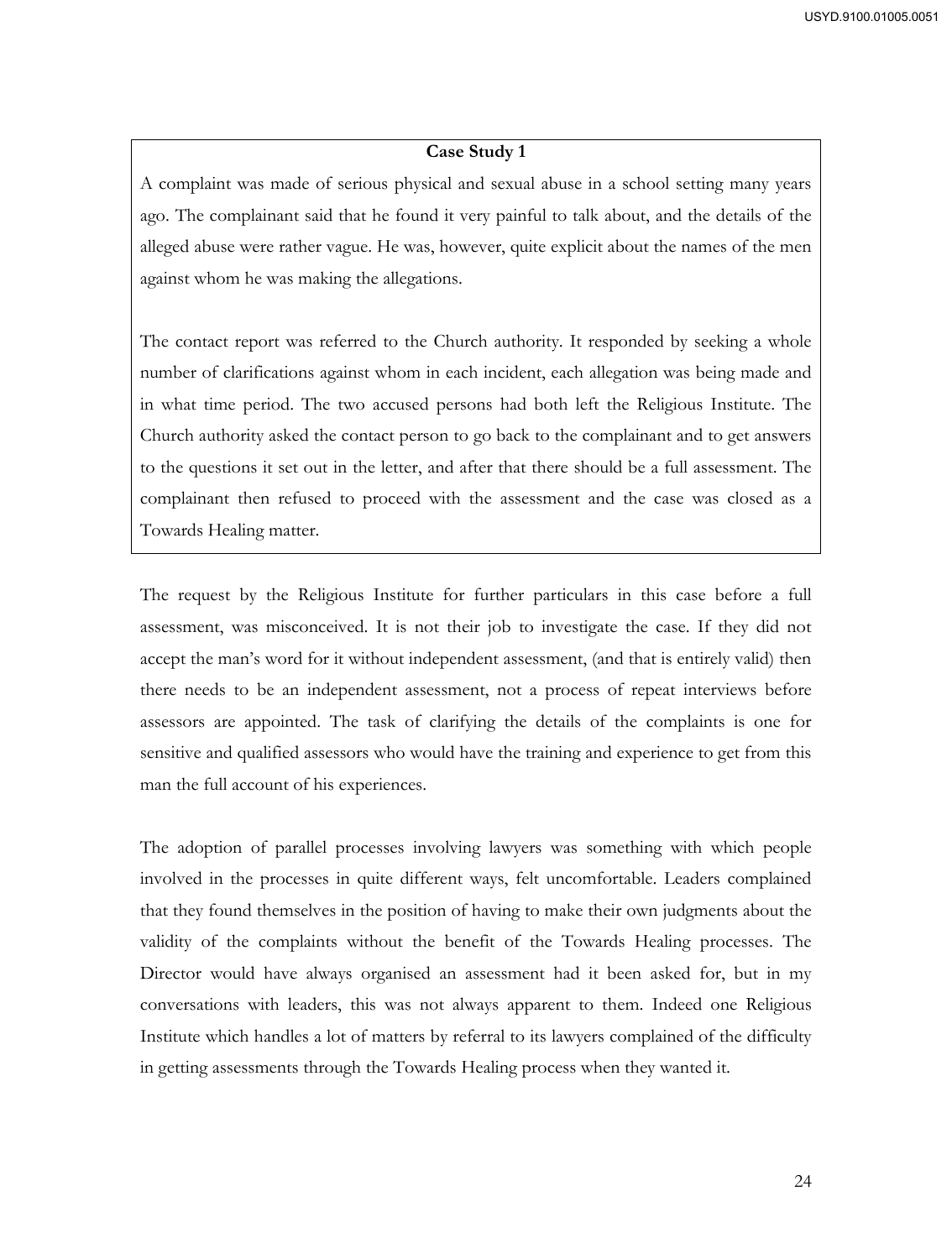**Case Study 1**

A complaint was made of serious physical and sexual abuse in a school setting many years ago. The complainant said that he found it very painful to talk about, and the details of the alleged abuse were rather vague. He was, however, quite explicit about the names of the men against whom he was making the allegations.

The contact report was referred to the Church authority. It responded by seeking a whole number of clarifications against whom in each incident, each allegation was being made and in what time period. The two accused persons had both left the Religious Institute. The Church authority asked the contact person to go back to the complainant and to get answers to the questions it set out in the letter, and after that there should be a full assessment. The complainant then refused to proceed with the assessment and the case was closed as a Towards Healing matter.

The request by the Religious Institute for further particulars in this case before a full assessment, was misconceived. It is not their job to investigate the case. If they did not accept the man's word for it without independent assessment, (and that is entirely valid) then there needs to be an independent assessment, not a process of repeat interviews before assessors are appointed. The task of clarifying the details of the complaints is one for sensitive and qualified assessors who would have the training and experience to get from this man the full account of his experiences.

The adoption of parallel processes involving lawyers was something with which people involved in the processes in quite different ways, felt uncomfortable. Leaders complained that they found themselves in the position of having to make their own judgments about the validity of the complaints without the benefit of the Towards Healing processes. The Director would have always organised an assessment had it been asked for, but in my conversations with leaders, this was not always apparent to them. Indeed one Religious Institute which handles a lot of matters by referral to its lawyers complained of the difficulty in getting assessments through the Towards Healing process when they wanted it.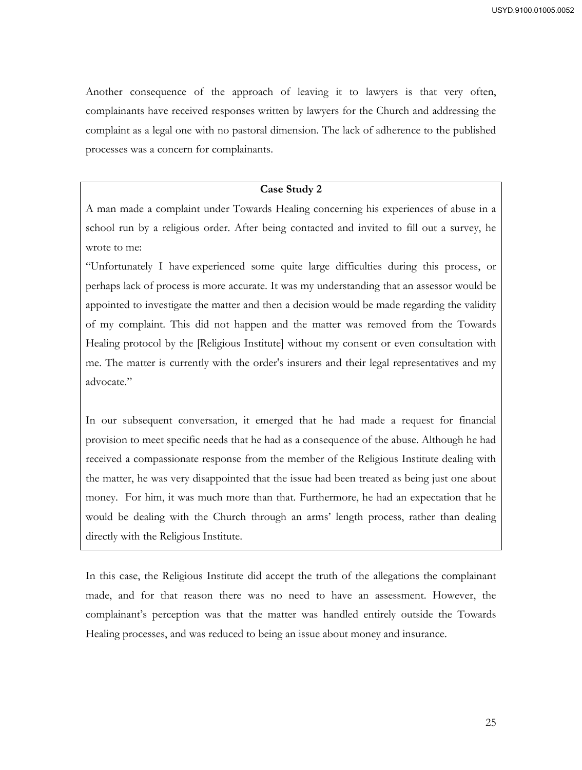Another consequence of the approach of leaving it to lawyers is that very often, complainants have received responses written by lawyers for the Church and addressing the complaint as a legal one with no pastoral dimension. The lack of adherence to the published processes was a concern for complainants.

**Case Study 2**

A man made a complaint under Towards Healing concerning his experiences of abuse in a school run by a religious order. After being contacted and invited to fill out a survey, he wrote to me:

"Unfortunately I have experienced some quite large difficulties during this process, or perhaps lack of process is more accurate. It was my understanding that an assessor would be appointed to investigate the matter and then a decision would be made regarding the validity of my complaint. This did not happen and the matter was removed from the Towards Healing protocol by the [Religious Institute] without my consent or even consultation with me. The matter is currently with the order's insurers and their legal representatives and my advocate."

In our subsequent conversation, it emerged that he had made a request for financial provision to meet specific needs that he had as a consequence of the abuse. Although he had received a compassionate response from the member of the Religious Institute dealing with the matter, he was very disappointed that the issue had been treated as being just one about money. For him, it was much more than that. Furthermore, he had an expectation that he would be dealing with the Church through an arms' length process, rather than dealing directly with the Religious Institute.

In this case, the Religious Institute did accept the truth of the allegations the complainant made, and for that reason there was no need to have an assessment. However, the complainant's perception was that the matter was handled entirely outside the Towards Healing processes, and was reduced to being an issue about money and insurance.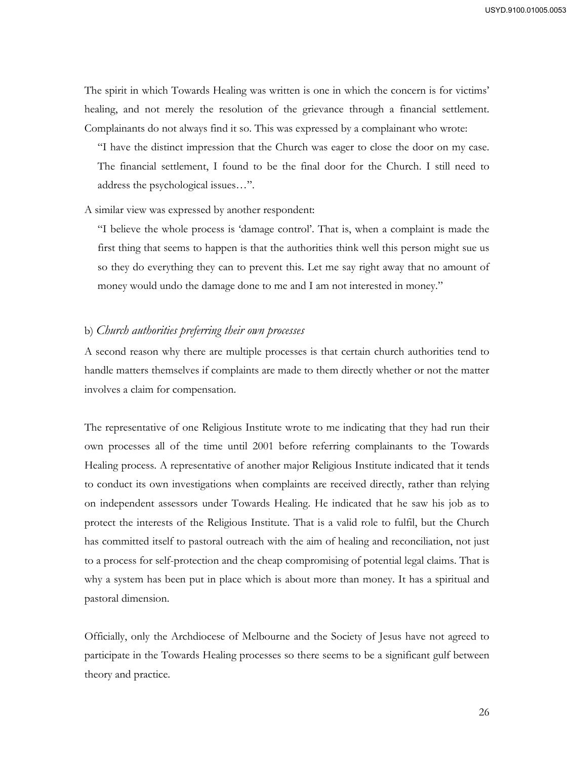The spirit in which Towards Healing was written is one in which the concern is for victims' healing, and not merely the resolution of the grievance through a financial settlement. Complainants do not always find it so. This was expressed by a complainant who wrote:

> "I have the distinct impression that the Church was eager to close the door on my case. The financial settlement, I found to be the final door for the Church. I still need to address the psychological issues…".

A similar view was expressed by another respondent:

> "I believe the whole process is 'damage control'. That is, when a complaint is made the first thing that seems to happen is that the authorities think well this person might sue us so they do everything they can to prevent this. Let me say right away that no amount of money would undo the damage done to me and I am not interested in money."

b) *Church authorities preferring their own processes*

A second reason why there are multiple processes is that certain church authorities tend to handle matters themselves if complaints are made to them directly whether or not the matter involves a claim for compensation.

The representative of one Religious Institute wrote to me indicating that they had run their own processes all of the time until 2001 before referring complainants to the Towards Healing process. A representative of another major Religious Institute indicated that it tends to conduct its own investigations when complaints are received directly, rather than relying on independent assessors under Towards Healing. He indicated that he saw his job as to protect the interests of the Religious Institute. That is a valid role to fulfil, but the Church has committed itself to pastoral outreach with the aim of healing and reconciliation, not just to a process for self-protection and the cheap compromising of potential legal claims. That is why a system has been put in place which is about more than money. It has a spiritual and pastoral dimension.

Officially, only the Archdiocese of Melbourne and the Society of Jesus have not agreed to participate in the Towards Healing processes so there seems to be a significant gulf between theory and practice.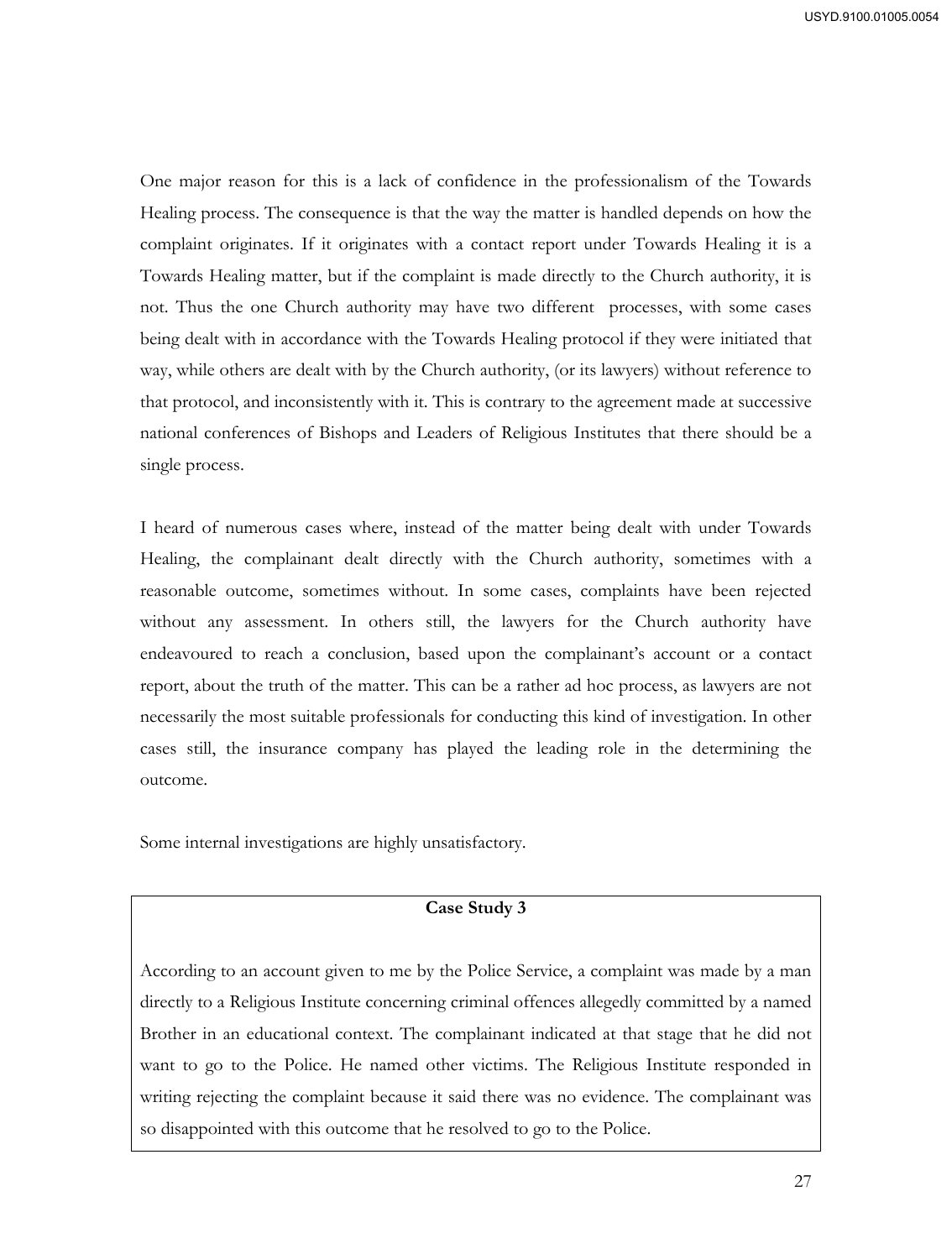One major reason for this is a lack of confidence in the professionalism of the Towards Healing process. The consequence is that the way the matter is handled depends on how the complaint originates. If it originates with a contact report under Towards Healing it is a Towards Healing matter, but if the complaint is made directly to the Church authority, it is not. Thus the one Church authority may have two different processes, with some cases being dealt with in accordance with the Towards Healing protocol if they were initiated that way, while others are dealt with by the Church authority, (or its lawyers) without reference to that protocol, and inconsistently with it. This is contrary to the agreement made at successive national conferences of Bishops and Leaders of Religious Institutes that there should be a single process.

I heard of numerous cases where, instead of the matter being dealt with under Towards Healing, the complainant dealt directly with the Church authority, sometimes with a reasonable outcome, sometimes without. In some cases, complaints have been rejected without any assessment. In others still, the lawyers for the Church authority have endeavoured to reach a conclusion, based upon the complainant's account or a contact report, about the truth of the matter. This can be a rather ad hoc process, as lawyers are not necessarily the most suitable professionals for conducting this kind of investigation. In other cases still, the insurance company has played the leading role in the determining the outcome.

Some internal investigations are highly unsatisfactory.

**Case Study 3**

According to an account given to me by the Police Service, a complaint was made by a man directly to a Religious Institute concerning criminal offences allegedly committed by a named Brother in an educational context. The complainant indicated at that stage that he did not want to go to the Police. He named other victims. The Religious Institute responded in writing rejecting the complaint because it said there was no evidence. The complainant was so disappointed with this outcome that he resolved to go to the Police.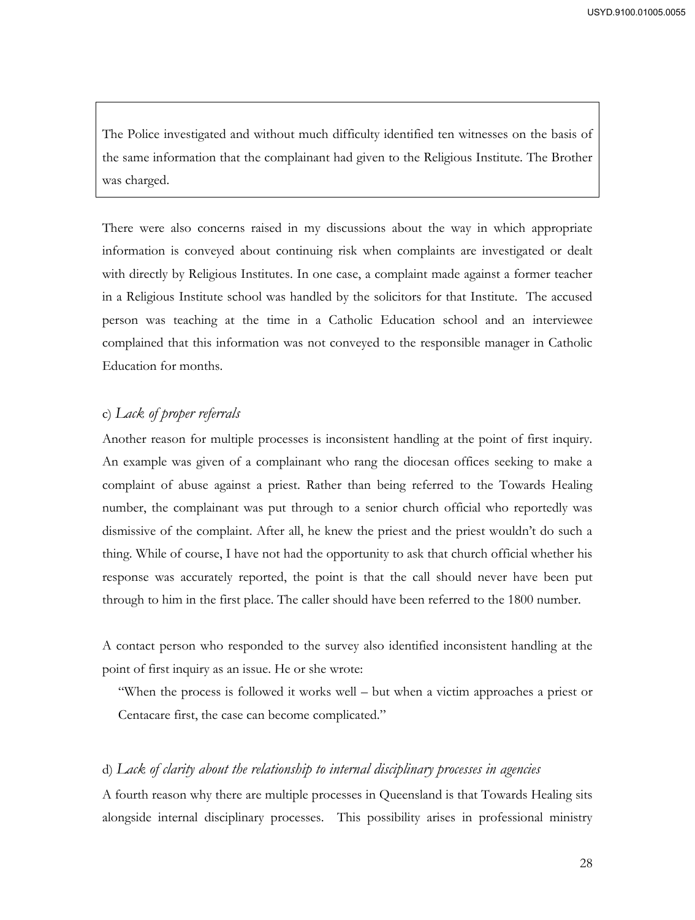> The Police investigated and without much difficulty identified ten witnesses on the basis of the same information that the complainant had given to the Religious Institute. The Brother was charged.

There were also concerns raised in my discussions about the way in which appropriate information is conveyed about continuing risk when complaints are investigated or dealt with directly by Religious Institutes. In one case, a complaint made against a former teacher in a Religious Institute school was handled by the solicitors for that Institute. The accused person was teaching at the time in a Catholic Education school and an interviewee complained that this information was not conveyed to the responsible manager in Catholic Education for months.

c) *Lack of proper referrals*

Another reason for multiple processes is inconsistent handling at the point of first inquiry. An example was given of a complainant who rang the diocesan offices seeking to make a complaint of abuse against a priest. Rather than being referred to the Towards Healing number, the complainant was put through to a senior church official who reportedly was dismissive of the complaint. After all, he knew the priest and the priest wouldn't do such a thing. While of course, I have not had the opportunity to ask that church official whether his response was accurately reported, the point is that the call should never have been put through to him in the first place. The caller should have been referred to the 1800 number.

A contact person who responded to the survey also identified inconsistent handling at the point of first inquiry as an issue. He or she wrote:

> "When the process is followed it works well – but when a victim approaches a priest or Centacare first, the case can become complicated."

d) *Lack of clarity about the relationship to internal disciplinary processes in agencies*

A fourth reason why there are multiple processes in Queensland is that Towards Healing sits alongside internal disciplinary processes. This possibility arises in professional ministry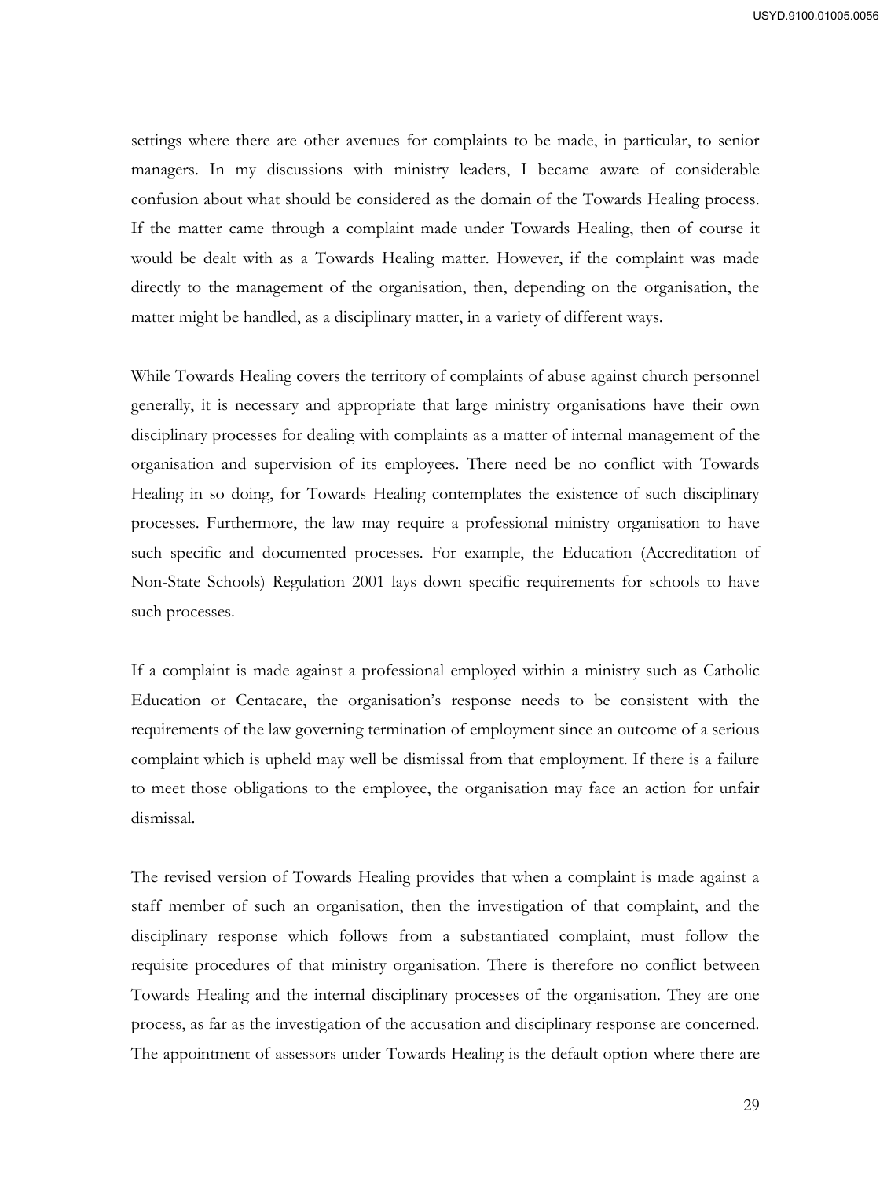settings where there are other avenues for complaints to be made, in particular, to senior managers. In my discussions with ministry leaders, I became aware of considerable confusion about what should be considered as the domain of the Towards Healing process. If the matter came through a complaint made under Towards Healing, then of course it would be dealt with as a Towards Healing matter. However, if the complaint was made directly to the management of the organisation, then, depending on the organisation, the matter might be handled, as a disciplinary matter, in a variety of different ways.

While Towards Healing covers the territory of complaints of abuse against church personnel generally, it is necessary and appropriate that large ministry organisations have their own disciplinary processes for dealing with complaints as a matter of internal management of the organisation and supervision of its employees. There need be no conflict with Towards Healing in so doing, for Towards Healing contemplates the existence of such disciplinary processes. Furthermore, the law may require a professional ministry organisation to have such specific and documented processes. For example, the Education (Accreditation of Non-State Schools) Regulation 2001 lays down specific requirements for schools to have such processes.

If a complaint is made against a professional employed within a ministry such as Catholic Education or Centacare, the organisation's response needs to be consistent with the requirements of the law governing termination of employment since an outcome of a serious complaint which is upheld may well be dismissal from that employment. If there is a failure to meet those obligations to the employee, the organisation may face an action for unfair dismissal.

The revised version of Towards Healing provides that when a complaint is made against a staff member of such an organisation, then the investigation of that complaint, and the disciplinary response which follows from a substantiated complaint, must follow the requisite procedures of that ministry organisation. There is therefore no conflict between Towards Healing and the internal disciplinary processes of the organisation. They are one process, as far as the investigation of the accusation and disciplinary response are concerned. The appointment of assessors under Towards Healing is the default option where there are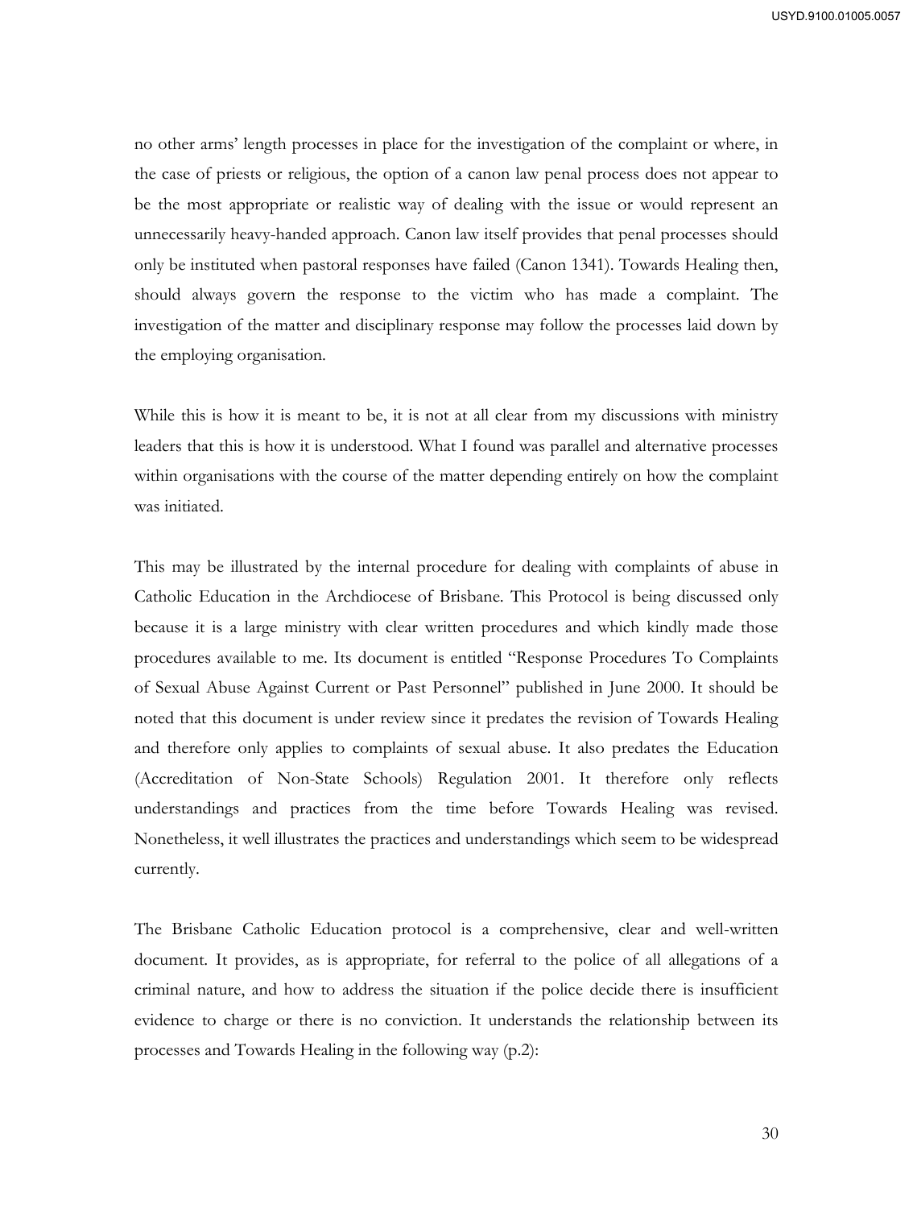no other arms' length processes in place for the investigation of the complaint or where, in the case of priests or religious, the option of a canon law penal process does not appear to be the most appropriate or realistic way of dealing with the issue or would represent an unnecessarily heavy-handed approach. Canon law itself provides that penal processes should only be instituted when pastoral responses have failed (Canon 1341). Towards Healing then, should always govern the response to the victim who has made a complaint. The investigation of the matter and disciplinary response may follow the processes laid down by the employing organisation.

While this is how it is meant to be, it is not at all clear from my discussions with ministry leaders that this is how it is understood. What I found was parallel and alternative processes within organisations with the course of the matter depending entirely on how the complaint was initiated.

This may be illustrated by the internal procedure for dealing with complaints of abuse in Catholic Education in the Archdiocese of Brisbane. This Protocol is being discussed only because it is a large ministry with clear written procedures and which kindly made those procedures available to me. Its document is entitled "Response Procedures To Complaints of Sexual Abuse Against Current or Past Personnel" published in June 2000. It should be noted that this document is under review since it predates the revision of Towards Healing and therefore only applies to complaints of sexual abuse. It also predates the Education (Accreditation of Non-State Schools) Regulation 2001. It therefore only reflects understandings and practices from the time before Towards Healing was revised. Nonetheless, it well illustrates the practices and understandings which seem to be widespread currently.

The Brisbane Catholic Education protocol is a comprehensive, clear and well-written document. It provides, as is appropriate, for referral to the police of all allegations of a criminal nature, and how to address the situation if the police decide there is insufficient evidence to charge or there is no conviction. It understands the relationship between its processes and Towards Healing in the following way (p.2):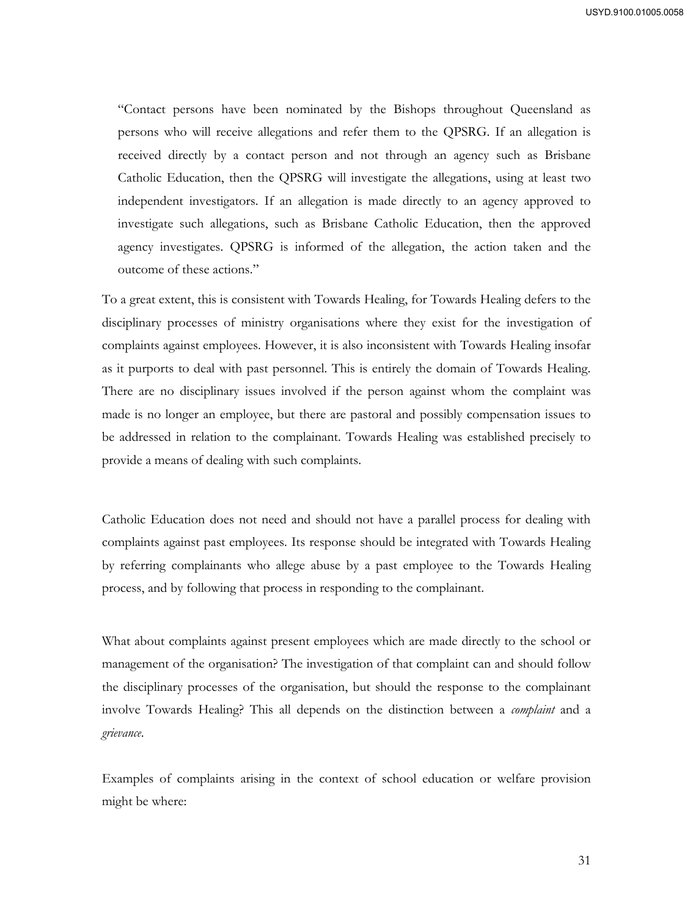> "Contact persons have been nominated by the Bishops throughout Queensland as persons who will receive allegations and refer them to the QPSRG. If an allegation is received directly by a contact person and not through an agency such as Brisbane Catholic Education, then the QPSRG will investigate the allegations, using at least two independent investigators. If an allegation is made directly to an agency approved to investigate such allegations, such as Brisbane Catholic Education, then the approved agency investigates. QPSRG is informed of the allegation, the action taken and the outcome of these actions."

To a great extent, this is consistent with Towards Healing, for Towards Healing defers to the disciplinary processes of ministry organisations where they exist for the investigation of complaints against employees. However, it is also inconsistent with Towards Healing insofar as it purports to deal with past personnel. This is entirely the domain of Towards Healing. There are no disciplinary issues involved if the person against whom the complaint was made is no longer an employee, but there are pastoral and possibly compensation issues to be addressed in relation to the complainant. Towards Healing was established precisely to provide a means of dealing with such complaints.

Catholic Education does not need and should not have a parallel process for dealing with complaints against past employees. Its response should be integrated with Towards Healing by referring complainants who allege abuse by a past employee to the Towards Healing process, and by following that process in responding to the complainant.

What about complaints against present employees which are made directly to the school or management of the organisation? The investigation of that complaint can and should follow the disciplinary processes of the organisation, but should the response to the complainant involve Towards Healing? This all depends on the distinction between a *complaint* and a *grievance*.

Examples of complaints arising in the context of school education or welfare provision might be where: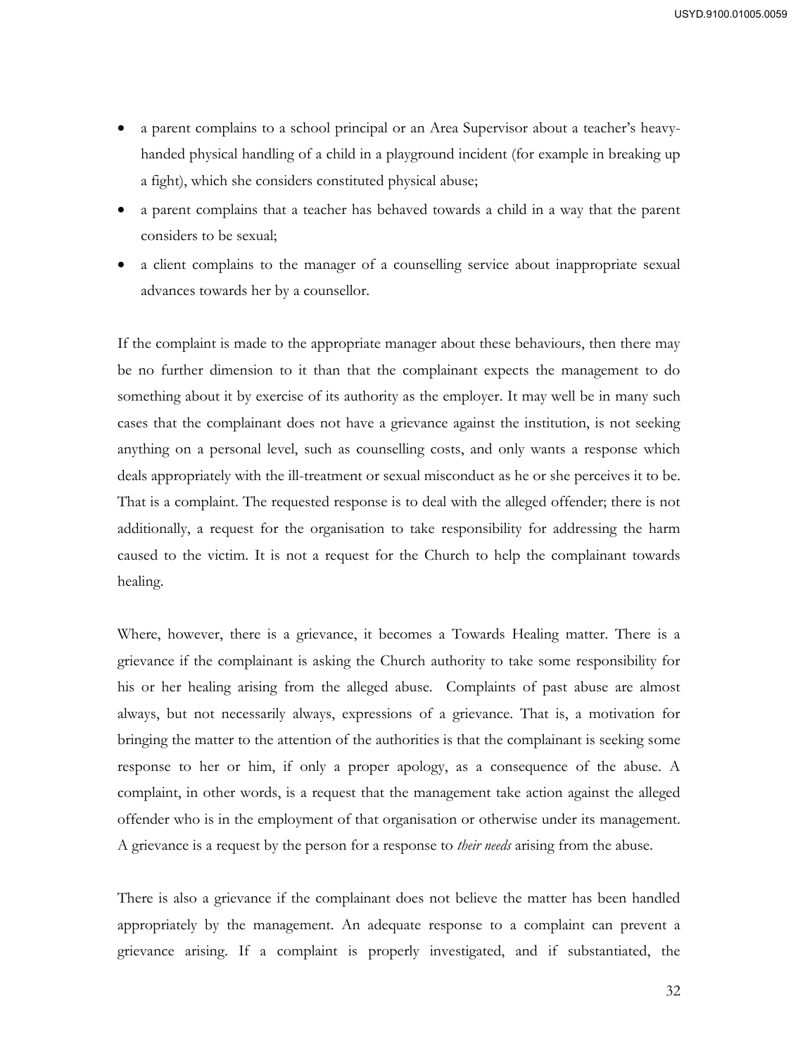- a parent complains to a school principal or an Area Supervisor about a teacher's heavy-handed physical handling of a child in a playground incident (for example in breaking up a fight), which she considers constituted physical abuse;
- a parent complains that a teacher has behaved towards a child in a way that the parent considers to be sexual;
- a client complains to the manager of a counselling service about inappropriate sexual advances towards her by a counsellor.

If the complaint is made to the appropriate manager about these behaviours, then there may be no further dimension to it than that the complainant expects the management to do something about it by exercise of its authority as the employer. It may well be in many such cases that the complainant does not have a grievance against the institution, is not seeking anything on a personal level, such as counselling costs, and only wants a response which deals appropriately with the ill-treatment or sexual misconduct as he or she perceives it to be. That is a complaint. The requested response is to deal with the alleged offender; there is not additionally, a request for the organisation to take responsibility for addressing the harm caused to the victim. It is not a request for the Church to help the complainant towards healing.

Where, however, there is a grievance, it becomes a Towards Healing matter. There is a grievance if the complainant is asking the Church authority to take some responsibility for his or her healing arising from the alleged abuse. Complaints of past abuse are almost always, but not necessarily always, expressions of a grievance. That is, a motivation for bringing the matter to the attention of the authorities is that the complainant is seeking some response to her or him, if only a proper apology, as a consequence of the abuse. A complaint, in other words, is a request that the management take action against the alleged offender who is in the employment of that organisation or otherwise under its management. A grievance is a request by the person for a response to *their needs* arising from the abuse.

There is also a grievance if the complainant does not believe the matter has been handled appropriately by the management. An adequate response to a complaint can prevent a grievance arising. If a complaint is properly investigated, and if substantiated, the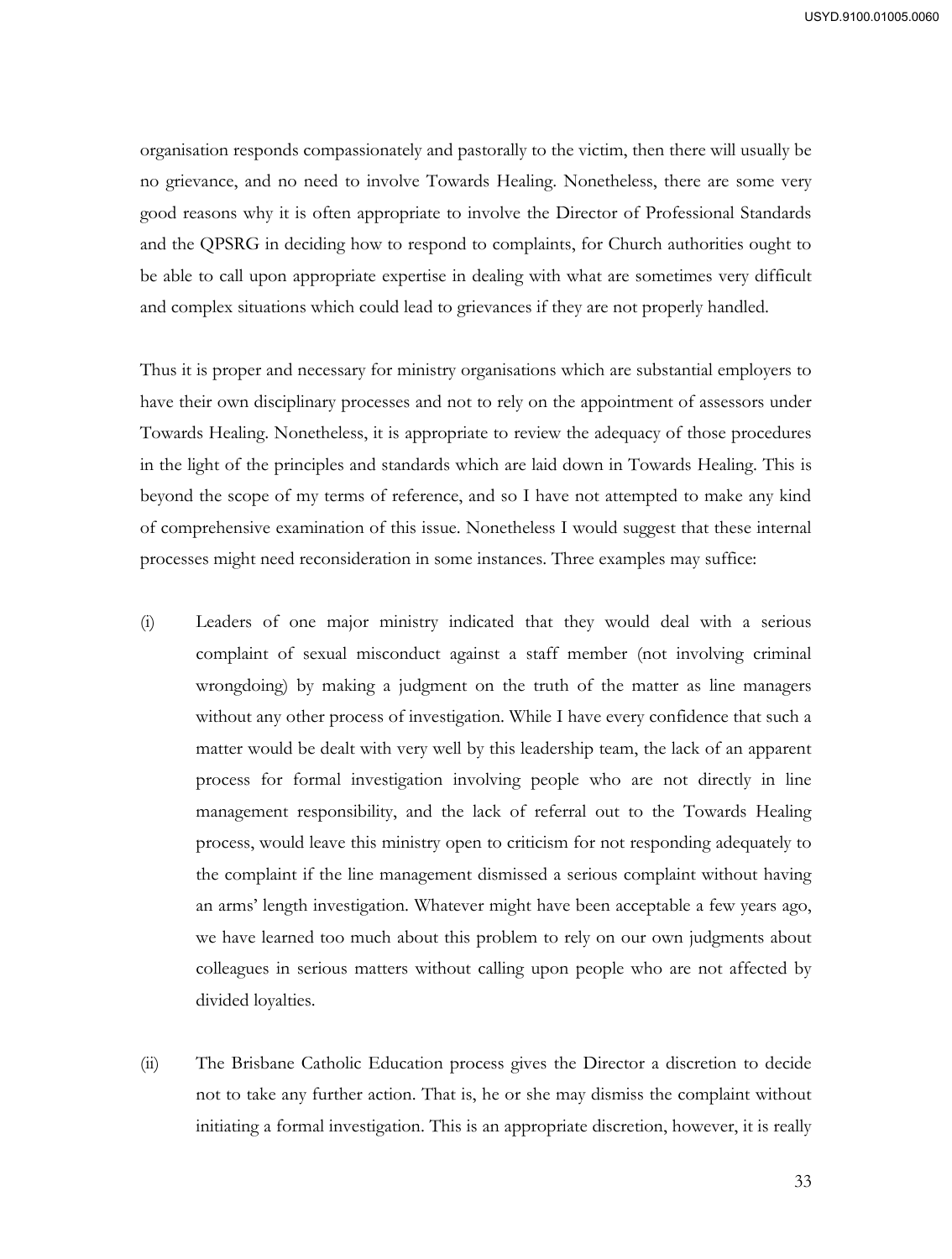organisation responds compassionately and pastorally to the victim, then there will usually be no grievance, and no need to involve Towards Healing. Nonetheless, there are some very good reasons why it is often appropriate to involve the Director of Professional Standards and the QPSRG in deciding how to respond to complaints, for Church authorities ought to be able to call upon appropriate expertise in dealing with what are sometimes very difficult and complex situations which could lead to grievances if they are not properly handled.

Thus it is proper and necessary for ministry organisations which are substantial employers to have their own disciplinary processes and not to rely on the appointment of assessors under Towards Healing. Nonetheless, it is appropriate to review the adequacy of those procedures in the light of the principles and standards which are laid down in Towards Healing. This is beyond the scope of my terms of reference, and so I have not attempted to make any kind of comprehensive examination of this issue. Nonetheless I would suggest that these internal processes might need reconsideration in some instances. Three examples may suffice:

(i) Leaders of one major ministry indicated that they would deal with a serious complaint of sexual misconduct against a staff member (not involving criminal wrongdoing) by making a judgment on the truth of the matter as line managers without any other process of investigation. While I have every confidence that such a matter would be dealt with very well by this leadership team, the lack of an apparent process for formal investigation involving people who are not directly in line management responsibility, and the lack of referral out to the Towards Healing process, would leave this ministry open to criticism for not responding adequately to the complaint if the line management dismissed a serious complaint without having an arms' length investigation. Whatever might have been acceptable a few years ago, we have learned too much about this problem to rely on our own judgments about colleagues in serious matters without calling upon people who are not affected by divided loyalties.

(ii) The Brisbane Catholic Education process gives the Director a discretion to decide not to take any further action. That is, he or she may dismiss the complaint without initiating a formal investigation. This is an appropriate discretion, however, it is really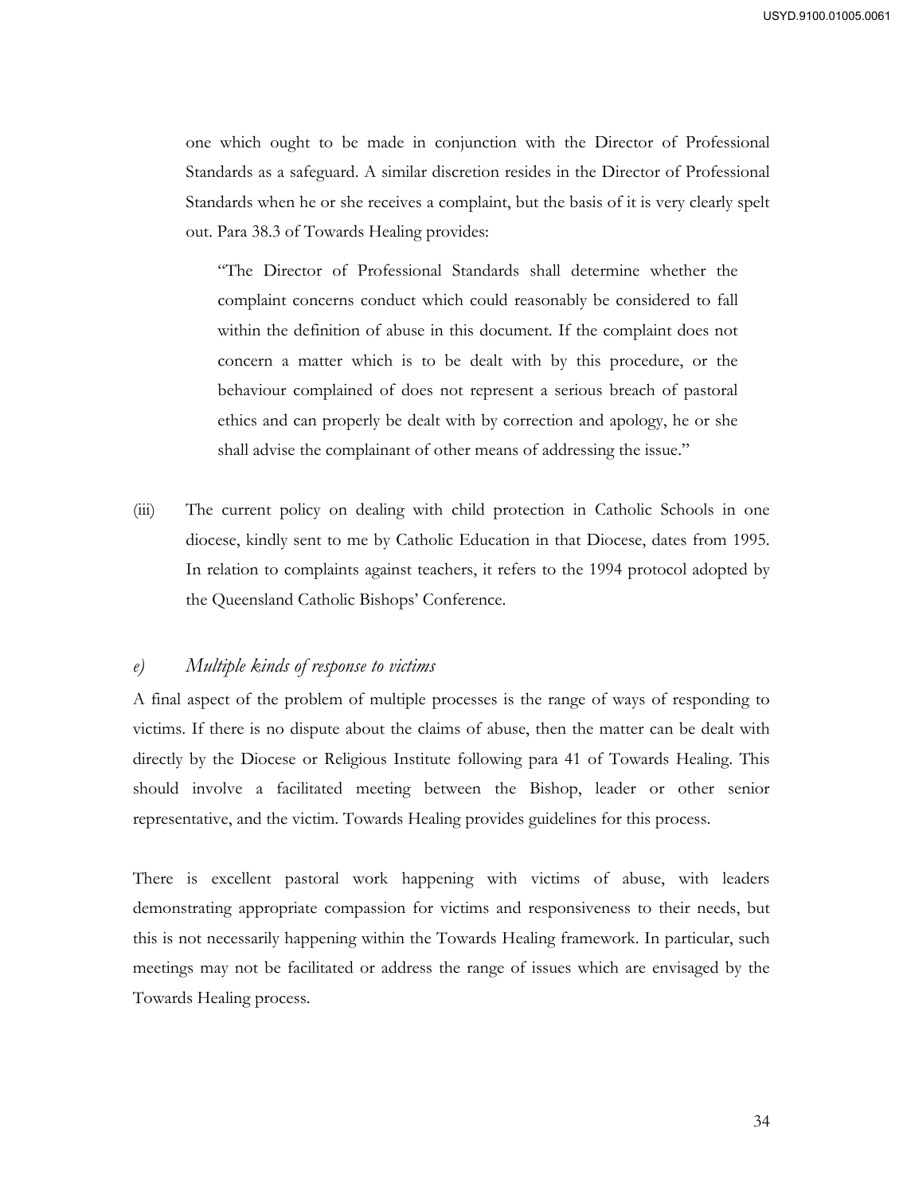one which ought to be made in conjunction with the Director of Professional Standards as a safeguard. A similar discretion resides in the Director of Professional Standards when he or she receives a complaint, but the basis of it is very clearly spelt out. Para 38.3 of Towards Healing provides:

> "The Director of Professional Standards shall determine whether the complaint concerns conduct which could reasonably be considered to fall within the definition of abuse in this document. If the complaint does not concern a matter which is to be dealt with by this procedure, or the behaviour complained of does not represent a serious breach of pastoral ethics and can properly be dealt with by correction and apology, he or she shall advise the complainant of other means of addressing the issue."

(iii) The current policy on dealing with child protection in Catholic Schools in one diocese, kindly sent to me by Catholic Education in that Diocese, dates from 1995. In relation to complaints against teachers, it refers to the 1994 protocol adopted by the Queensland Catholic Bishops' Conference.

### *e) Multiple kinds of response to victims*

A final aspect of the problem of multiple processes is the range of ways of responding to victims. If there is no dispute about the claims of abuse, then the matter can be dealt with directly by the Diocese or Religious Institute following para 41 of Towards Healing. This should involve a facilitated meeting between the Bishop, leader or other senior representative, and the victim. Towards Healing provides guidelines for this process.

There is excellent pastoral work happening with victims of abuse, with leaders demonstrating appropriate compassion for victims and responsiveness to their needs, but this is not necessarily happening within the Towards Healing framework. In particular, such meetings may not be facilitated or address the range of issues which are envisaged by the Towards Healing process.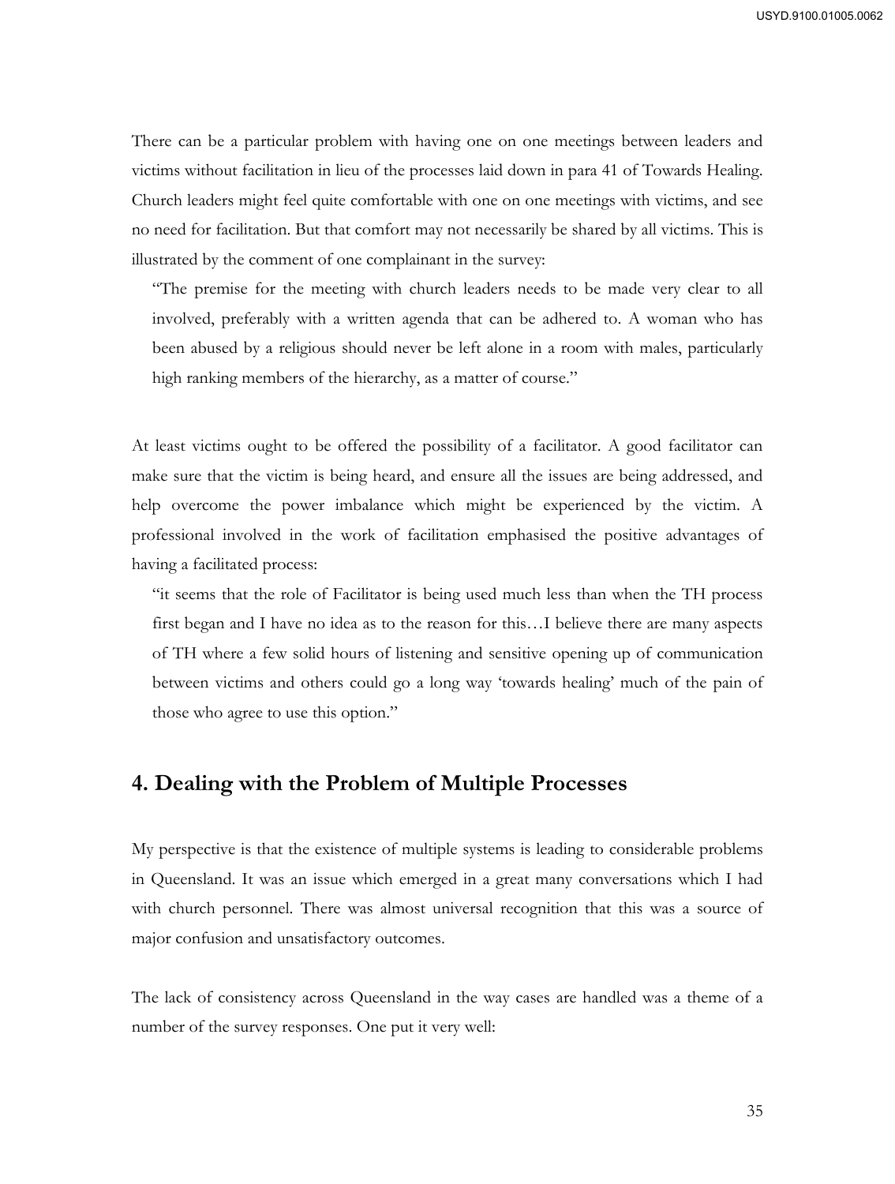There can be a particular problem with having one on one meetings between leaders and victims without facilitation in lieu of the processes laid down in para 41 of Towards Healing. Church leaders might feel quite comfortable with one on one meetings with victims, and see no need for facilitation. But that comfort may not necessarily be shared by all victims. This is illustrated by the comment of one complainant in the survey:

> "The premise for the meeting with church leaders needs to be made very clear to all involved, preferably with a written agenda that can be adhered to. A woman who has been abused by a religious should never be left alone in a room with males, particularly high ranking members of the hierarchy, as a matter of course."

At least victims ought to be offered the possibility of a facilitator. A good facilitator can make sure that the victim is being heard, and ensure all the issues are being addressed, and help overcome the power imbalance which might be experienced by the victim. A professional involved in the work of facilitation emphasised the positive advantages of having a facilitated process:

> "it seems that the role of Facilitator is being used much less than when the TH process first began and I have no idea as to the reason for this…I believe there are many aspects of TH where a few solid hours of listening and sensitive opening up of communication between victims and others could go a long way 'towards healing' much of the pain of those who agree to use this option."

## 4. Dealing with the Problem of Multiple Processes

My perspective is that the existence of multiple systems is leading to considerable problems in Queensland. It was an issue which emerged in a great many conversations which I had with church personnel. There was almost universal recognition that this was a source of major confusion and unsatisfactory outcomes.

The lack of consistency across Queensland in the way cases are handled was a theme of a number of the survey responses. One put it very well: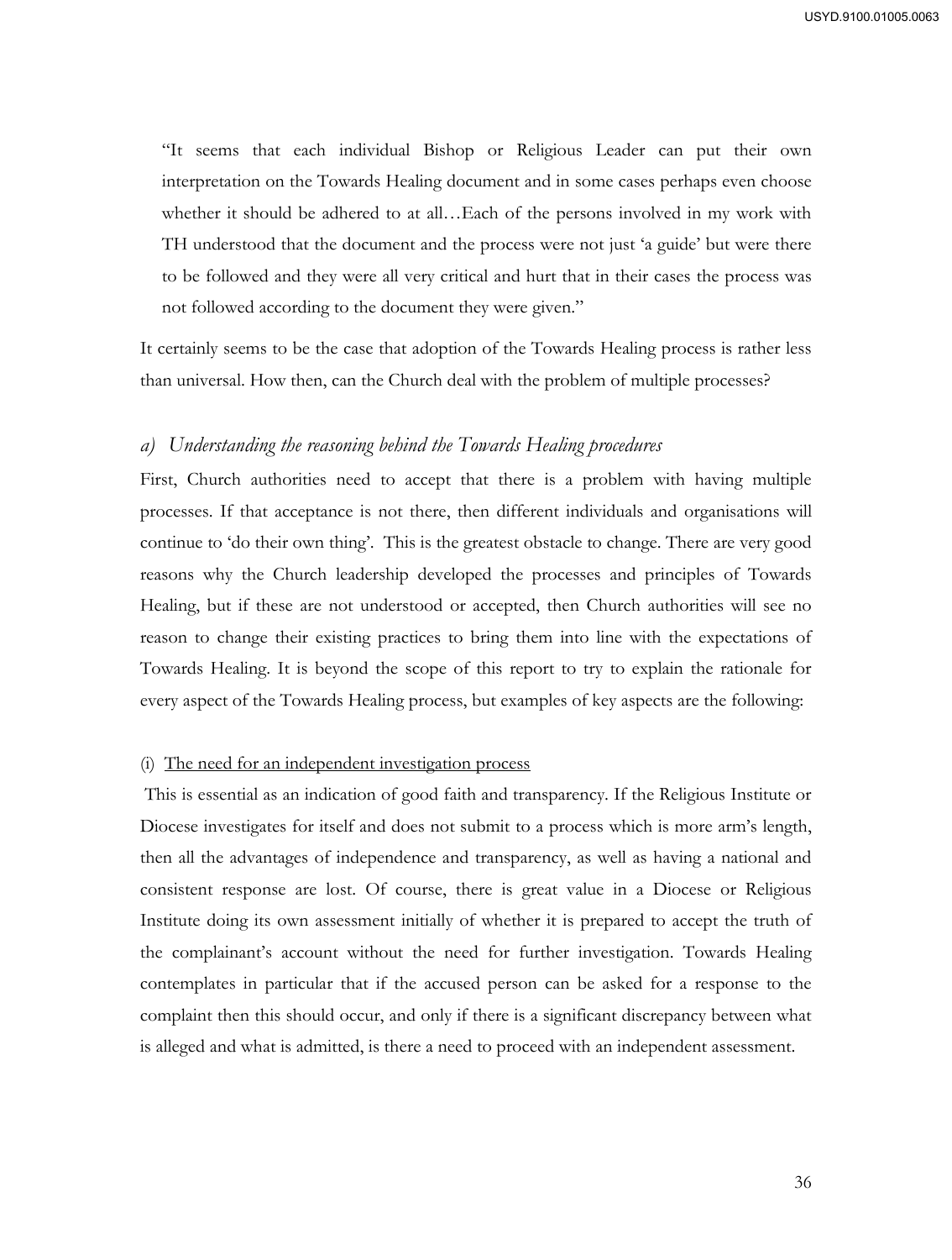> "It seems that each individual Bishop or Religious Leader can put their own interpretation on the Towards Healing document and in some cases perhaps even choose whether it should be adhered to at all…Each of the persons involved in my work with TH understood that the document and the process were not just 'a guide' but were there to be followed and they were all very critical and hurt that in their cases the process was not followed according to the document they were given."

It certainly seems to be the case that adoption of the Towards Healing process is rather less than universal. How then, can the Church deal with the problem of multiple processes?

### *a) Understanding the reasoning behind the Towards Healing procedures*

First, Church authorities need to accept that there is a problem with having multiple processes. If that acceptance is not there, then different individuals and organisations will continue to 'do their own thing'. This is the greatest obstacle to change. There are very good reasons why the Church leadership developed the processes and principles of Towards Healing, but if these are not understood or accepted, then Church authorities will see no reason to change their existing practices to bring them into line with the expectations of Towards Healing. It is beyond the scope of this report to try to explain the rationale for every aspect of the Towards Healing process, but examples of key aspects are the following:

#### (i) The need for an independent investigation process

This is essential as an indication of good faith and transparency. If the Religious Institute or Diocese investigates for itself and does not submit to a process which is more arm's length, then all the advantages of independence and transparency, as well as having a national and consistent response are lost. Of course, there is great value in a Diocese or Religious Institute doing its own assessment initially of whether it is prepared to accept the truth of the complainant's account without the need for further investigation. Towards Healing contemplates in particular that if the accused person can be asked for a response to the complaint then this should occur, and only if there is a significant discrepancy between what is alleged and what is admitted, is there a need to proceed with an independent assessment.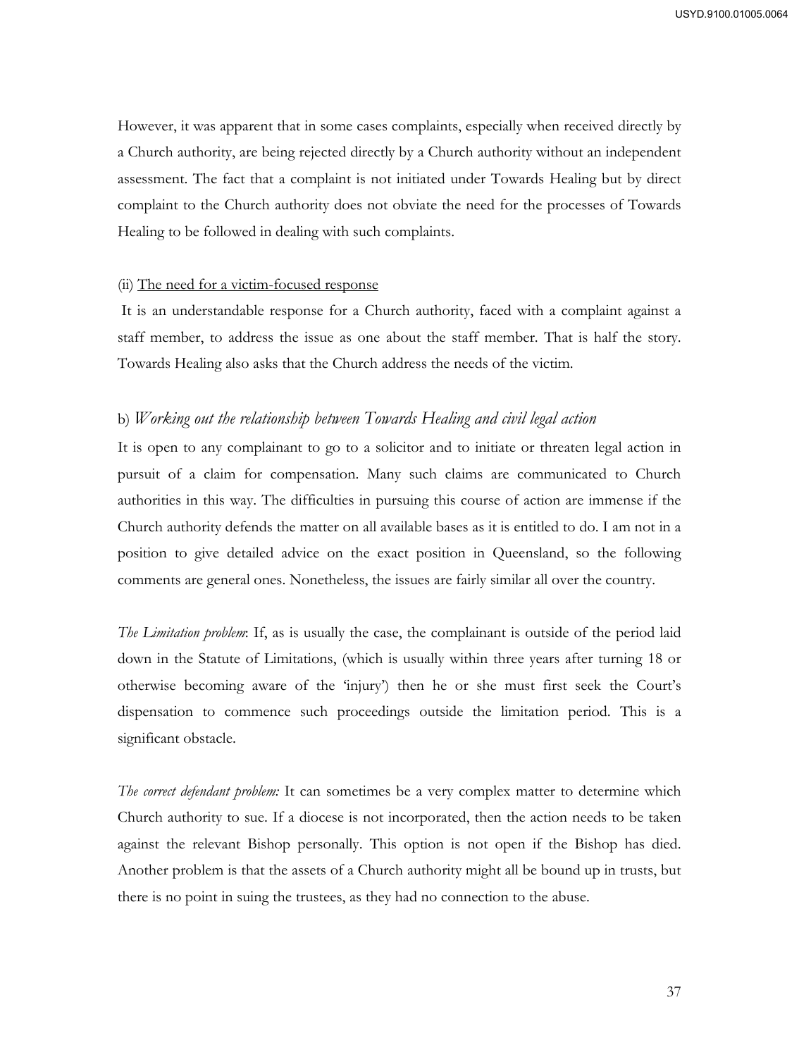However, it was apparent that in some cases complaints, especially when received directly by a Church authority, are being rejected directly by a Church authority without an independent assessment. The fact that a complaint is not initiated under Towards Healing but by direct complaint to the Church authority does not obviate the need for the processes of Towards Healing to be followed in dealing with such complaints.

(ii) <u>The need for a victim-focused response</u>

It is an understandable response for a Church authority, faced with a complaint against a staff member, to address the issue as one about the staff member. That is half the story. Towards Healing also asks that the Church address the needs of the victim.

### b) *Working out the relationship between Towards Healing and civil legal action*

It is open to any complainant to go to a solicitor and to initiate or threaten legal action in pursuit of a claim for compensation. Many such claims are communicated to Church authorities in this way. The difficulties in pursuing this course of action are immense if the Church authority defends the matter on all available bases as it is entitled to do. I am not in a position to give detailed advice on the exact position in Queensland, so the following comments are general ones. Nonetheless, the issues are fairly similar all over the country.

*The Limitation problem*: If, as is usually the case, the complainant is outside of the period laid down in the Statute of Limitations, (which is usually within three years after turning 18 or otherwise becoming aware of the 'injury') then he or she must first seek the Court's dispensation to commence such proceedings outside the limitation period. This is a significant obstacle.

*The correct defendant problem:* It can sometimes be a very complex matter to determine which Church authority to sue. If a diocese is not incorporated, then the action needs to be taken against the relevant Bishop personally. This option is not open if the Bishop has died. Another problem is that the assets of a Church authority might all be bound up in trusts, but there is no point in suing the trustees, as they had no connection to the abuse.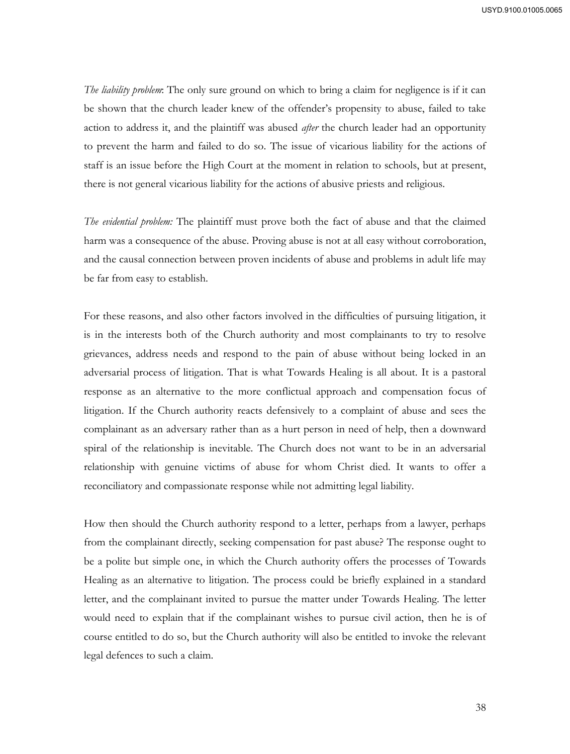*The liability problem*: The only sure ground on which to bring a claim for negligence is if it can be shown that the church leader knew of the offender's propensity to abuse, failed to take action to address it, and the plaintiff was abused *after* the church leader had an opportunity to prevent the harm and failed to do so. The issue of vicarious liability for the actions of staff is an issue before the High Court at the moment in relation to schools, but at present, there is not general vicarious liability for the actions of abusive priests and religious.

*The evidential problem:* The plaintiff must prove both the fact of abuse and that the claimed harm was a consequence of the abuse. Proving abuse is not at all easy without corroboration, and the causal connection between proven incidents of abuse and problems in adult life may be far from easy to establish.

For these reasons, and also other factors involved in the difficulties of pursuing litigation, it is in the interests both of the Church authority and most complainants to try to resolve grievances, address needs and respond to the pain of abuse without being locked in an adversarial process of litigation. That is what Towards Healing is all about. It is a pastoral response as an alternative to the more conflictual approach and compensation focus of litigation. If the Church authority reacts defensively to a complaint of abuse and sees the complainant as an adversary rather than as a hurt person in need of help, then a downward spiral of the relationship is inevitable. The Church does not want to be in an adversarial relationship with genuine victims of abuse for whom Christ died. It wants to offer a reconciliatory and compassionate response while not admitting legal liability.

How then should the Church authority respond to a letter, perhaps from a lawyer, perhaps from the complainant directly, seeking compensation for past abuse? The response ought to be a polite but simple one, in which the Church authority offers the processes of Towards Healing as an alternative to litigation. The process could be briefly explained in a standard letter, and the complainant invited to pursue the matter under Towards Healing. The letter would need to explain that if the complainant wishes to pursue civil action, then he is of course entitled to do so, but the Church authority will also be entitled to invoke the relevant legal defences to such a claim.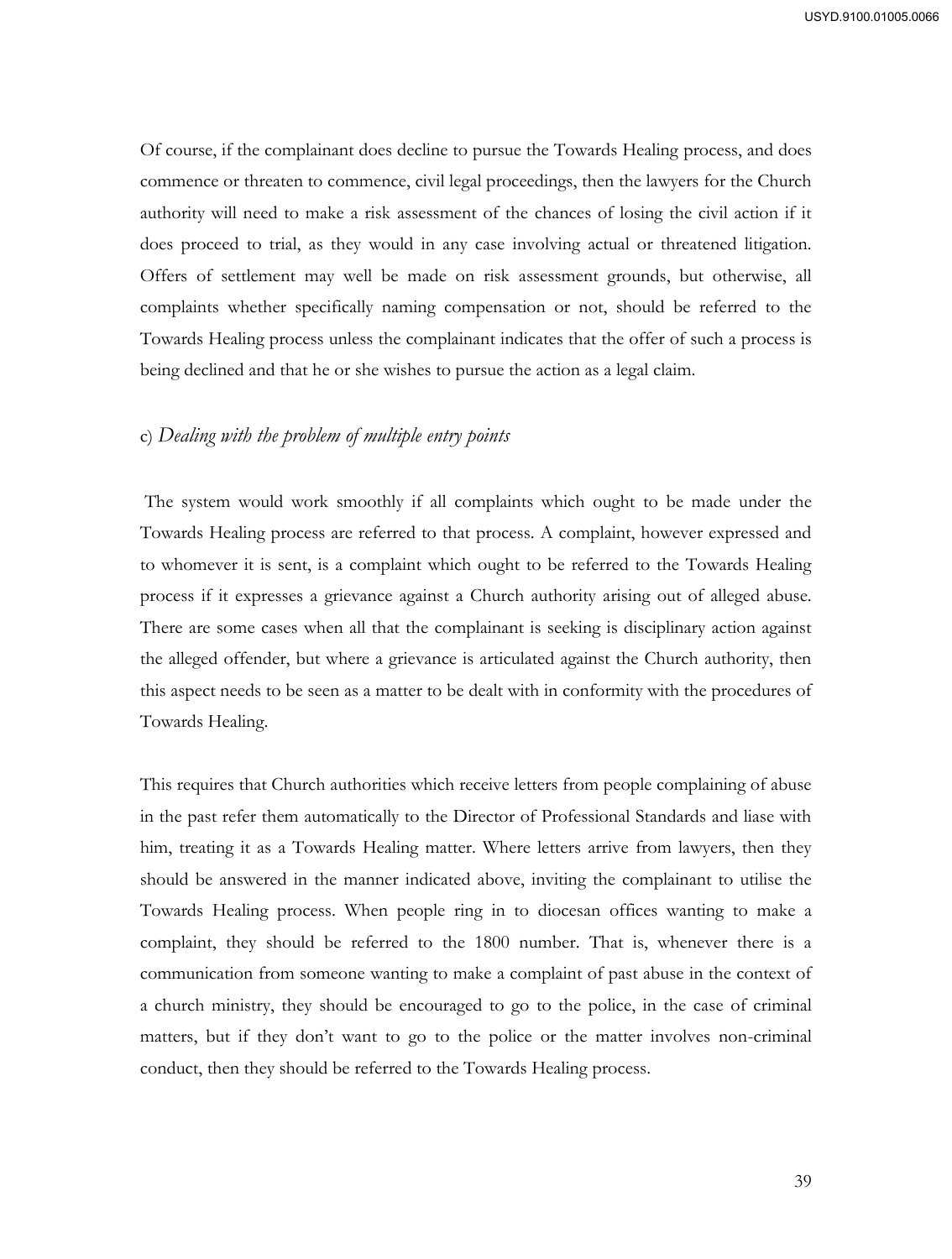Of course, if the complainant does decline to pursue the Towards Healing process, and does commence or threaten to commence, civil legal proceedings, then the lawyers for the Church authority will need to make a risk assessment of the chances of losing the civil action if it does proceed to trial, as they would in any case involving actual or threatened litigation. Offers of settlement may well be made on risk assessment grounds, but otherwise, all complaints whether specifically naming compensation or not, should be referred to the Towards Healing process unless the complainant indicates that the offer of such a process is being declined and that he or she wishes to pursue the action as a legal claim.

### c) *Dealing with the problem of multiple entry points*

The system would work smoothly if all complaints which ought to be made under the Towards Healing process are referred to that process. A complaint, however expressed and to whomever it is sent, is a complaint which ought to be referred to the Towards Healing process if it expresses a grievance against a Church authority arising out of alleged abuse. There are some cases when all that the complainant is seeking is disciplinary action against the alleged offender, but where a grievance is articulated against the Church authority, then this aspect needs to be seen as a matter to be dealt with in conformity with the procedures of Towards Healing.

This requires that Church authorities which receive letters from people complaining of abuse in the past refer them automatically to the Director of Professional Standards and liase with him, treating it as a Towards Healing matter. Where letters arrive from lawyers, then they should be answered in the manner indicated above, inviting the complainant to utilise the Towards Healing process. When people ring in to diocesan offices wanting to make a complaint, they should be referred to the 1800 number. That is, whenever there is a communication from someone wanting to make a complaint of past abuse in the context of a church ministry, they should be encouraged to go to the police, in the case of criminal matters, but if they don't want to go to the police or the matter involves non-criminal conduct, then they should be referred to the Towards Healing process.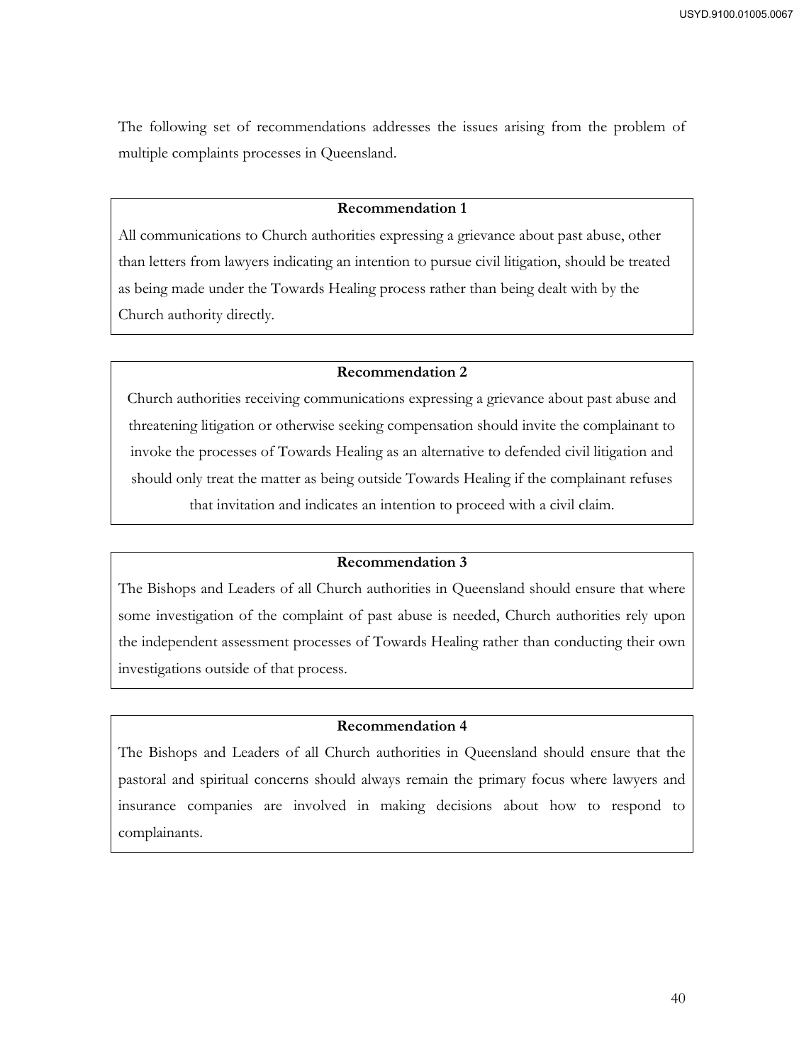The following set of recommendations addresses the issues arising from the problem of multiple complaints processes in Queensland.

**Recommendation 1**

All communications to Church authorities expressing a grievance about past abuse, other than letters from lawyers indicating an intention to pursue civil litigation, should be treated as being made under the Towards Healing process rather than being dealt with by the Church authority directly.

**Recommendation 2**

Church authorities receiving communications expressing a grievance about past abuse and threatening litigation or otherwise seeking compensation should invite the complainant to invoke the processes of Towards Healing as an alternative to defended civil litigation and should only treat the matter as being outside Towards Healing if the complainant refuses that invitation and indicates an intention to proceed with a civil claim.

**Recommendation 3**

The Bishops and Leaders of all Church authorities in Queensland should ensure that where some investigation of the complaint of past abuse is needed, Church authorities rely upon the independent assessment processes of Towards Healing rather than conducting their own investigations outside of that process.

**Recommendation 4**

The Bishops and Leaders of all Church authorities in Queensland should ensure that the pastoral and spiritual concerns should always remain the primary focus where lawyers and insurance companies are involved in making decisions about how to respond to complainants.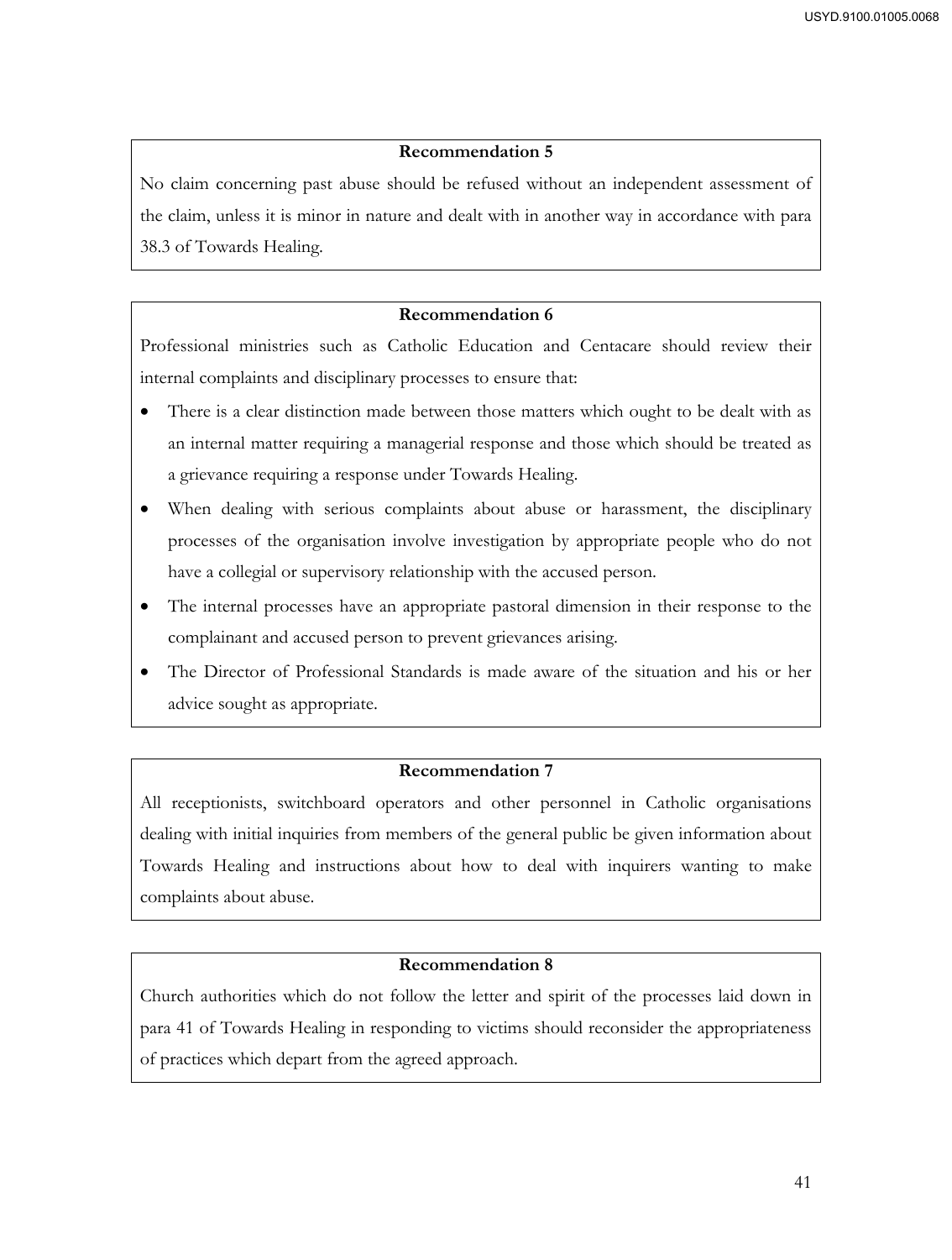**Recommendation 5**

No claim concerning past abuse should be refused without an independent assessment of the claim, unless it is minor in nature and dealt with in another way in accordance with para 38.3 of Towards Healing.

**Recommendation 6**

Professional ministries such as Catholic Education and Centacare should review their internal complaints and disciplinary processes to ensure that:

- There is a clear distinction made between those matters which ought to be dealt with as an internal matter requiring a managerial response and those which should be treated as a grievance requiring a response under Towards Healing.
- When dealing with serious complaints about abuse or harassment, the disciplinary processes of the organisation involve investigation by appropriate people who do not have a collegial or supervisory relationship with the accused person.
- The internal processes have an appropriate pastoral dimension in their response to the complainant and accused person to prevent grievances arising.
- The Director of Professional Standards is made aware of the situation and his or her advice sought as appropriate.

**Recommendation 7**

All receptionists, switchboard operators and other personnel in Catholic organisations dealing with initial inquiries from members of the general public be given information about Towards Healing and instructions about how to deal with inquirers wanting to make complaints about abuse.

**Recommendation 8**

Church authorities which do not follow the letter and spirit of the processes laid down in para 41 of Towards Healing in responding to victims should reconsider the appropriateness of practices which depart from the agreed approach.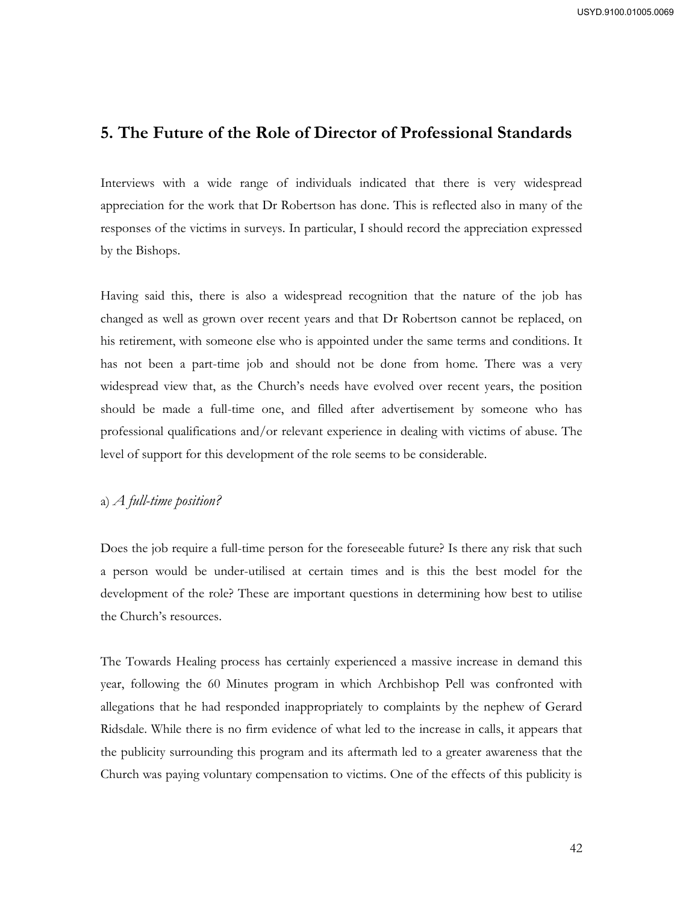## 5. The Future of the Role of Director of Professional Standards

Interviews with a wide range of individuals indicated that there is very widespread appreciation for the work that Dr Robertson has done. This is reflected also in many of the responses of the victims in surveys. In particular, I should record the appreciation expressed by the Bishops.

Having said this, there is also a widespread recognition that the nature of the job has changed as well as grown over recent years and that Dr Robertson cannot be replaced, on his retirement, with someone else who is appointed under the same terms and conditions. It has not been a part-time job and should not be done from home. There was a very widespread view that, as the Church's needs have evolved over recent years, the position should be made a full-time one, and filled after advertisement by someone who has professional qualifications and/or relevant experience in dealing with victims of abuse. The level of support for this development of the role seems to be considerable.

### a) *A full-time position?*

Does the job require a full-time person for the foreseeable future? Is there any risk that such a person would be under-utilised at certain times and is this the best model for the development of the role? These are important questions in determining how best to utilise the Church's resources.

The Towards Healing process has certainly experienced a massive increase in demand this year, following the 60 Minutes program in which Archbishop Pell was confronted with allegations that he had responded inappropriately to complaints by the nephew of Gerard Ridsdale. While there is no firm evidence of what led to the increase in calls, it appears that the publicity surrounding this program and its aftermath led to a greater awareness that the Church was paying voluntary compensation to victims. One of the effects of this publicity is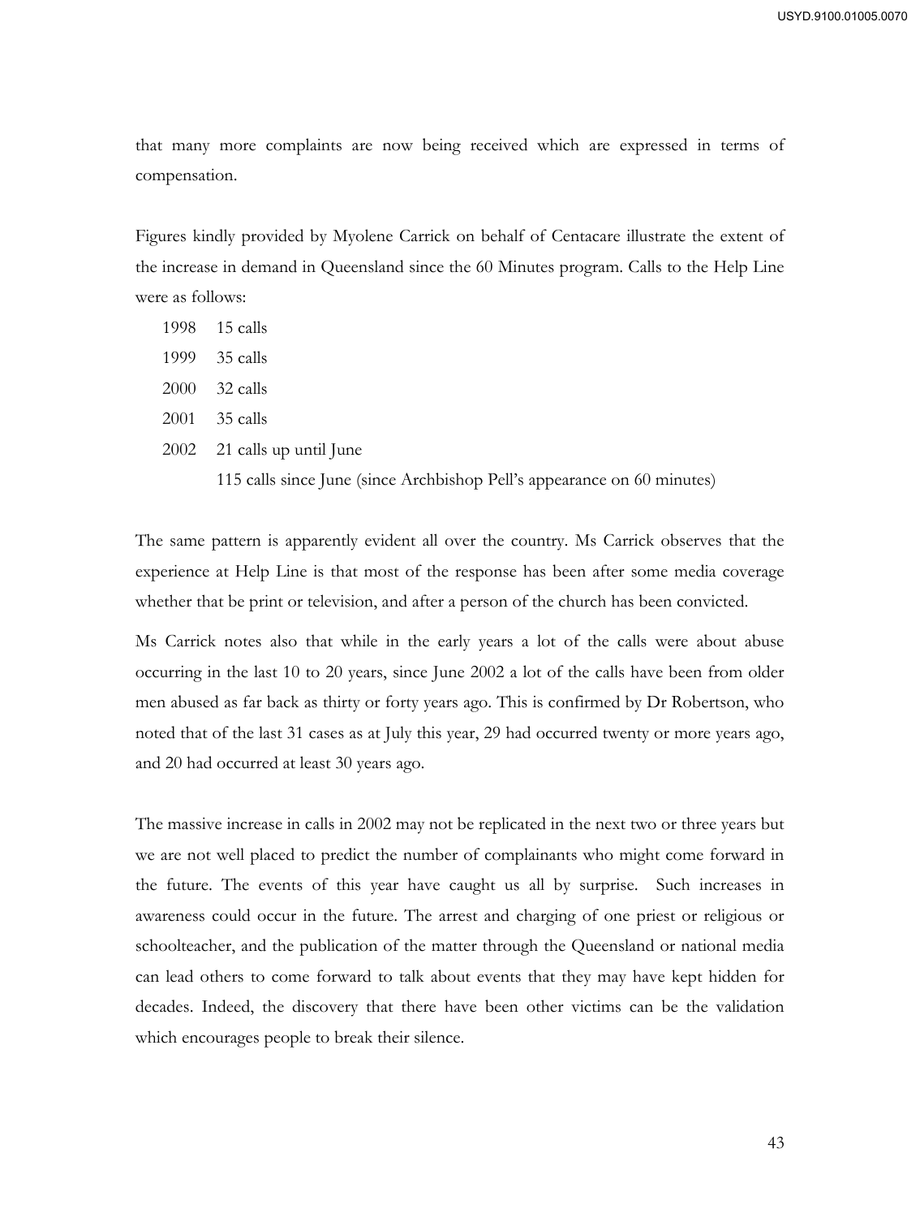that many more complaints are now being received which are expressed in terms of compensation.

Figures kindly provided by Myolene Carrick on behalf of Centacare illustrate the extent of the increase in demand in Queensland since the 60 Minutes program. Calls to the Help Line were as follows:

1998 15 calls

1999 35 calls

2000 32 calls

2001 35 calls

2002 21 calls up until June

115 calls since June (since Archbishop Pell's appearance on 60 minutes)

The same pattern is apparently evident all over the country. Ms Carrick observes that the experience at Help Line is that most of the response has been after some media coverage whether that be print or television, and after a person of the church has been convicted.

Ms Carrick notes also that while in the early years a lot of the calls were about abuse occurring in the last 10 to 20 years, since June 2002 a lot of the calls have been from older men abused as far back as thirty or forty years ago. This is confirmed by Dr Robertson, who noted that of the last 31 cases as at July this year, 29 had occurred twenty or more years ago, and 20 had occurred at least 30 years ago.

The massive increase in calls in 2002 may not be replicated in the next two or three years but we are not well placed to predict the number of complainants who might come forward in the future. The events of this year have caught us all by surprise. Such increases in awareness could occur in the future. The arrest and charging of one priest or religious or schoolteacher, and the publication of the matter through the Queensland or national media can lead others to come forward to talk about events that they may have kept hidden for decades. Indeed, the discovery that there have been other victims can be the validation which encourages people to break their silence.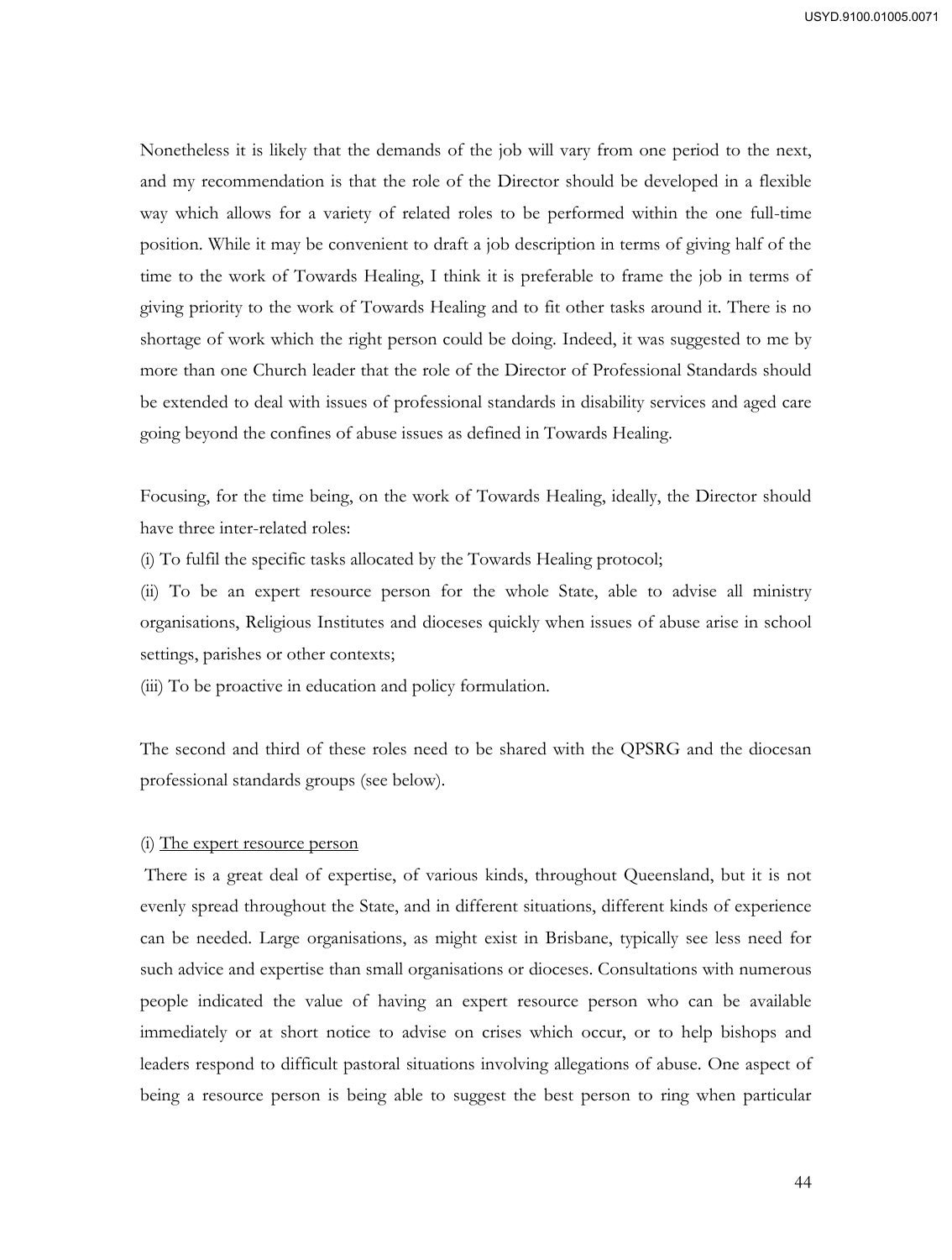Nonetheless it is likely that the demands of the job will vary from one period to the next, and my recommendation is that the role of the Director should be developed in a flexible way which allows for a variety of related roles to be performed within the one full-time position. While it may be convenient to draft a job description in terms of giving half of the time to the work of Towards Healing, I think it is preferable to frame the job in terms of giving priority to the work of Towards Healing and to fit other tasks around it. There is no shortage of work which the right person could be doing. Indeed, it was suggested to me by more than one Church leader that the role of the Director of Professional Standards should be extended to deal with issues of professional standards in disability services and aged care going beyond the confines of abuse issues as defined in Towards Healing.

Focusing, for the time being, on the work of Towards Healing, ideally, the Director should have three inter-related roles:

(i) To fulfil the specific tasks allocated by the Towards Healing protocol;

(ii) To be an expert resource person for the whole State, able to advise all ministry organisations, Religious Institutes and dioceses quickly when issues of abuse arise in school settings, parishes or other contexts;

(iii) To be proactive in education and policy formulation.

The second and third of these roles need to be shared with the QPSRG and the diocesan professional standards groups (see below).

(i) <u>The expert resource person</u>

There is a great deal of expertise, of various kinds, throughout Queensland, but it is not evenly spread throughout the State, and in different situations, different kinds of experience can be needed. Large organisations, as might exist in Brisbane, typically see less need for such advice and expertise than small organisations or dioceses. Consultations with numerous people indicated the value of having an expert resource person who can be available immediately or at short notice to advise on crises which occur, or to help bishops and leaders respond to difficult pastoral situations involving allegations of abuse. One aspect of being a resource person is being able to suggest the best person to ring when particular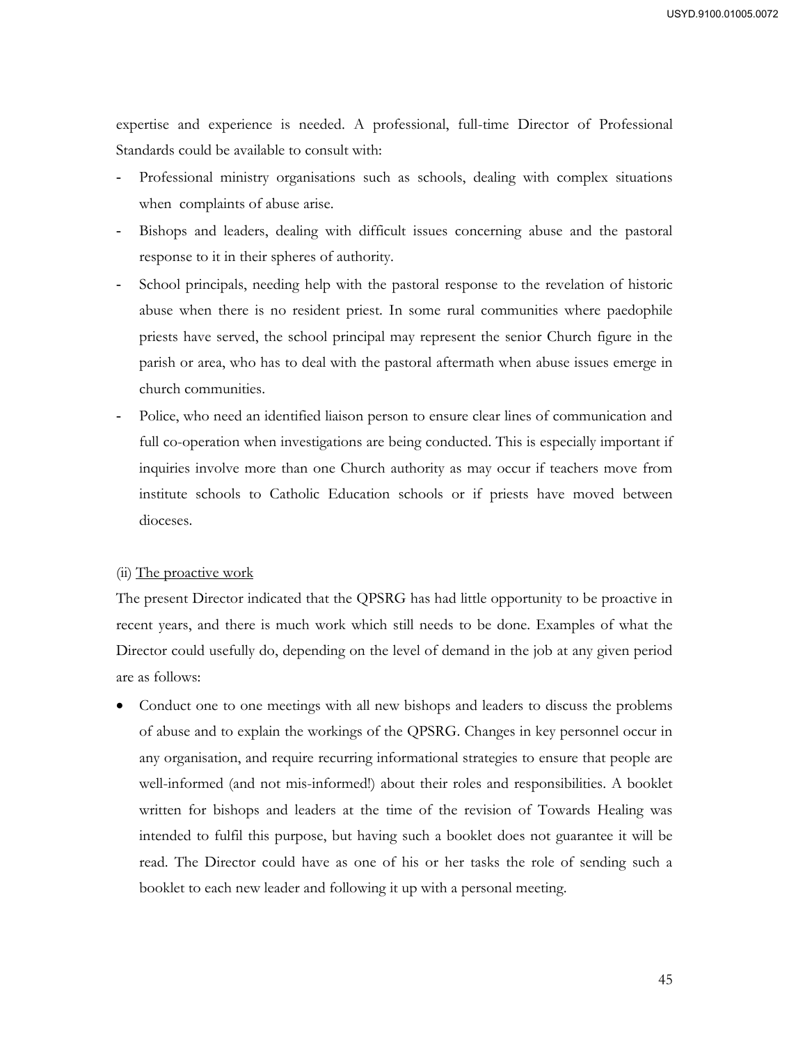expertise and experience is needed. A professional, full-time Director of Professional Standards could be available to consult with:

- Professional ministry organisations such as schools, dealing with complex situations when complaints of abuse arise.
- Bishops and leaders, dealing with difficult issues concerning abuse and the pastoral response to it in their spheres of authority.
- School principals, needing help with the pastoral response to the revelation of historic abuse when there is no resident priest. In some rural communities where paedophile priests have served, the school principal may represent the senior Church figure in the parish or area, who has to deal with the pastoral aftermath when abuse issues emerge in church communities.
- Police, who need an identified liaison person to ensure clear lines of communication and full co-operation when investigations are being conducted. This is especially important if inquiries involve more than one Church authority as may occur if teachers move from institute schools to Catholic Education schools or if priests have moved between dioceses.

(ii) The proactive work

The present Director indicated that the QPSRG has had little opportunity to be proactive in recent years, and there is much work which still needs to be done. Examples of what the Director could usefully do, depending on the level of demand in the job at any given period are as follows:

- Conduct one to one meetings with all new bishops and leaders to discuss the problems of abuse and to explain the workings of the QPSRG. Changes in key personnel occur in any organisation, and require recurring informational strategies to ensure that people are well-informed (and not mis-informed!) about their roles and responsibilities. A booklet written for bishops and leaders at the time of the revision of Towards Healing was intended to fulfil this purpose, but having such a booklet does not guarantee it will be read. The Director could have as one of his or her tasks the role of sending such a booklet to each new leader and following it up with a personal meeting.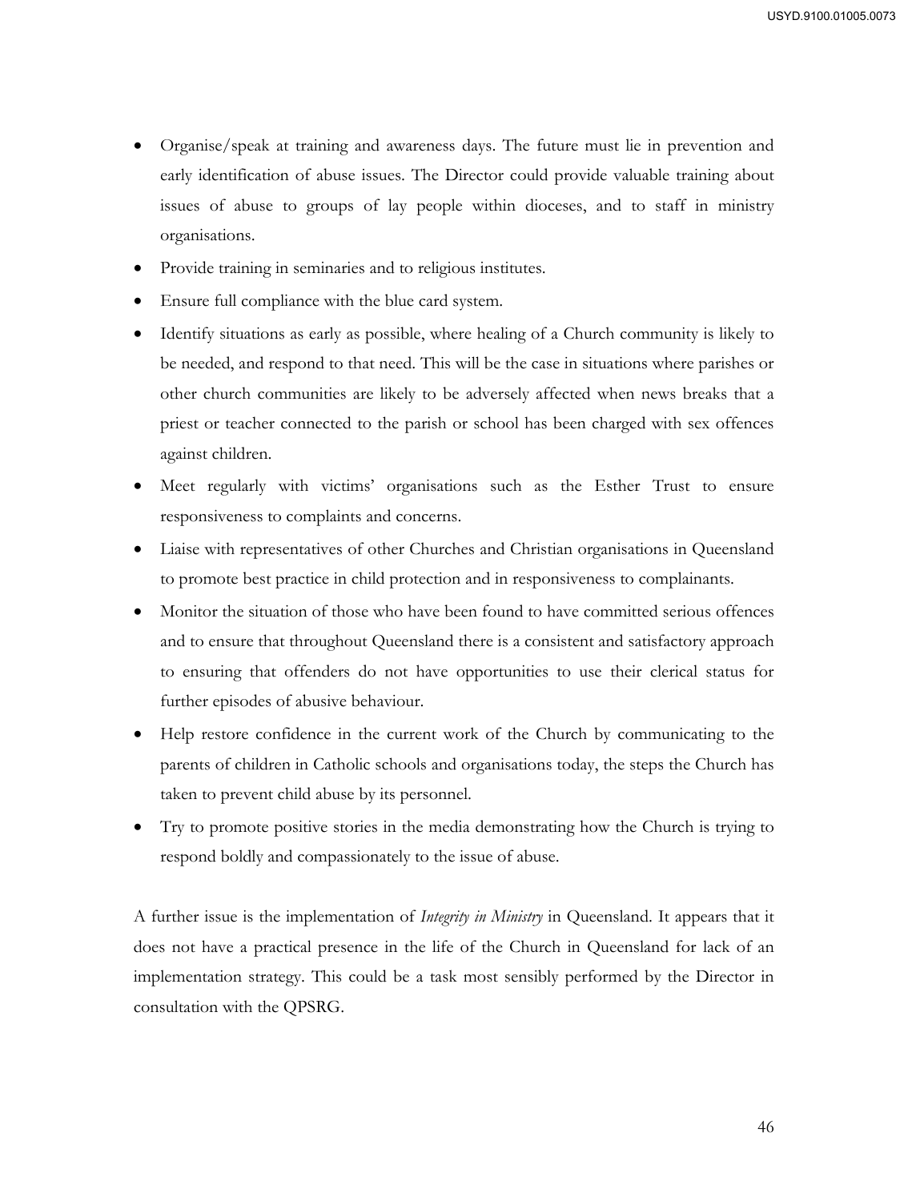- Organise/speak at training and awareness days. The future must lie in prevention and early identification of abuse issues. The Director could provide valuable training about issues of abuse to groups of lay people within dioceses, and to staff in ministry organisations.
- Provide training in seminaries and to religious institutes.
- Ensure full compliance with the blue card system.
- Identify situations as early as possible, where healing of a Church community is likely to be needed, and respond to that need. This will be the case in situations where parishes or other church communities are likely to be adversely affected when news breaks that a priest or teacher connected to the parish or school has been charged with sex offences against children.
- Meet regularly with victims' organisations such as the Esther Trust to ensure responsiveness to complaints and concerns.
- Liaise with representatives of other Churches and Christian organisations in Queensland to promote best practice in child protection and in responsiveness to complainants.
- Monitor the situation of those who have been found to have committed serious offences and to ensure that throughout Queensland there is a consistent and satisfactory approach to ensuring that offenders do not have opportunities to use their clerical status for further episodes of abusive behaviour.
- Help restore confidence in the current work of the Church by communicating to the parents of children in Catholic schools and organisations today, the steps the Church has taken to prevent child abuse by its personnel.
- Try to promote positive stories in the media demonstrating how the Church is trying to respond boldly and compassionately to the issue of abuse.

A further issue is the implementation of *Integrity in Ministry* in Queensland. It appears that it does not have a practical presence in the life of the Church in Queensland for lack of an implementation strategy. This could be a task most sensibly performed by the Director in consultation with the QPSRG.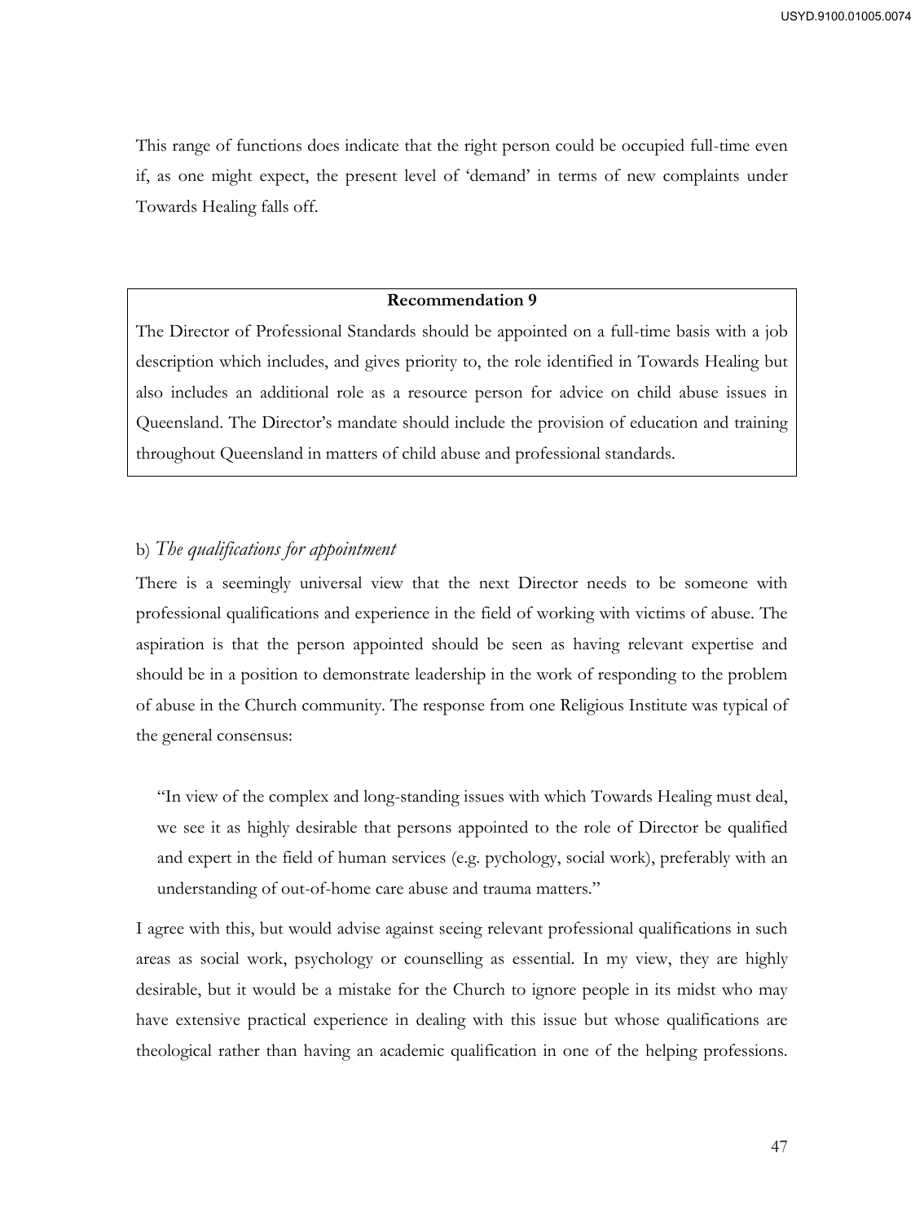This range of functions does indicate that the right person could be occupied full-time even if, as one might expect, the present level of 'demand' in terms of new complaints under Towards Healing falls off.

> **Recommendation 9**
>
> The Director of Professional Standards should be appointed on a full-time basis with a job description which includes, and gives priority to, the role identified in Towards Healing but also includes an additional role as a resource person for advice on child abuse issues in Queensland. The Director's mandate should include the provision of education and training throughout Queensland in matters of child abuse and professional standards.

b) *The qualifications for appointment*

There is a seemingly universal view that the next Director needs to be someone with professional qualifications and experience in the field of working with victims of abuse. The aspiration is that the person appointed should be seen as having relevant expertise and should be in a position to demonstrate leadership in the work of responding to the problem of abuse in the Church community. The response from one Religious Institute was typical of the general consensus:

> "In view of the complex and long-standing issues with which Towards Healing must deal, we see it as highly desirable that persons appointed to the role of Director be qualified and expert in the field of human services (e.g. pychology, social work), preferably with an understanding of out-of-home care abuse and trauma matters."

I agree with this, but would advise against seeing relevant professional qualifications in such areas as social work, psychology or counselling as essential. In my view, they are highly desirable, but it would be a mistake for the Church to ignore people in its midst who may have extensive practical experience in dealing with this issue but whose qualifications are theological rather than having an academic qualification in one of the helping professions.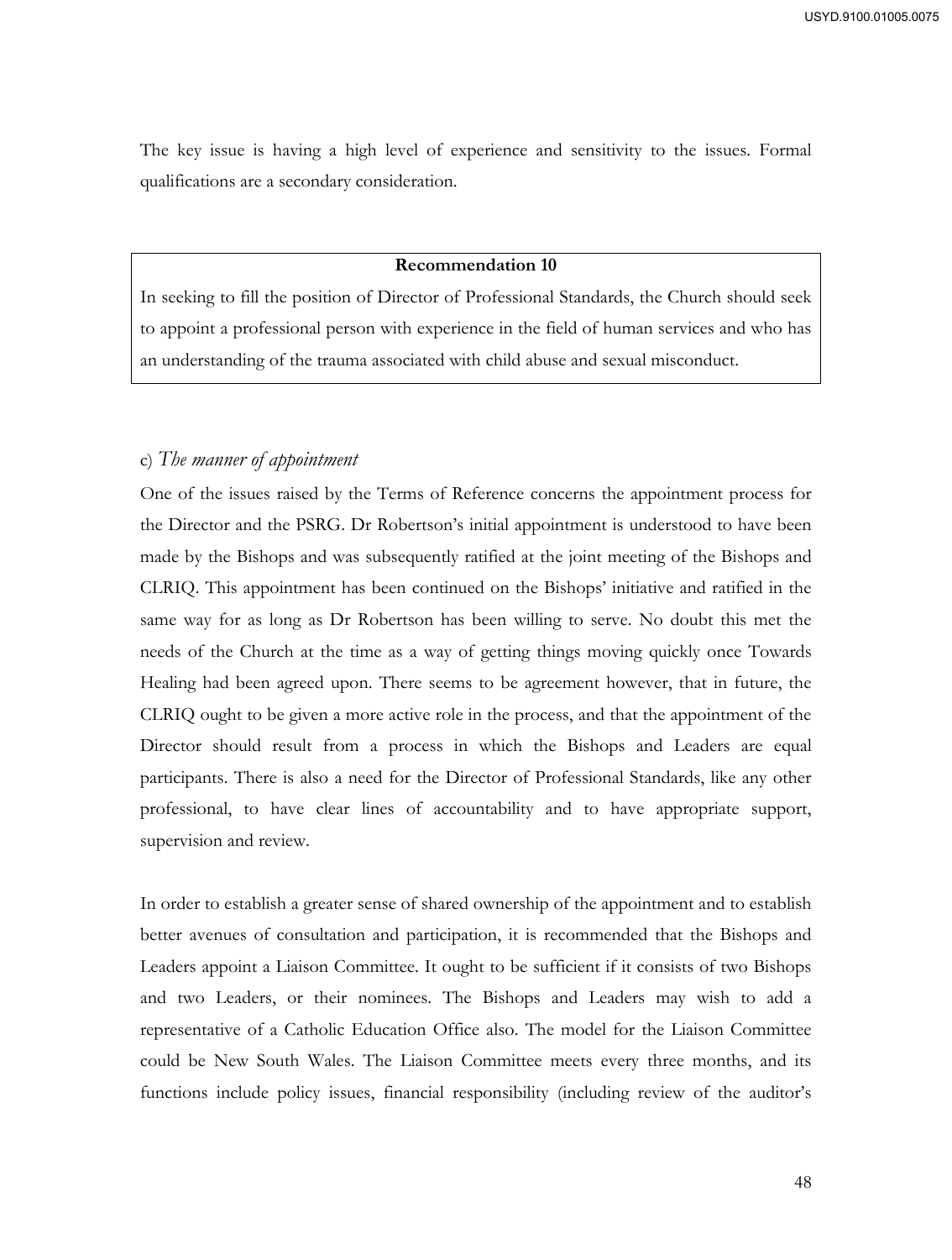The key issue is having a high level of experience and sensitivity to the issues. Formal qualifications are a secondary consideration.

> **Recommendation 10**
>
> In seeking to fill the position of Director of Professional Standards, the Church should seek to appoint a professional person with experience in the field of human services and who has an understanding of the trauma associated with child abuse and sexual misconduct.

c) *The manner of appointment*

One of the issues raised by the Terms of Reference concerns the appointment process for the Director and the PSRG. Dr Robertson's initial appointment is understood to have been made by the Bishops and was subsequently ratified at the joint meeting of the Bishops and CLRIQ. This appointment has been continued on the Bishops' initiative and ratified in the same way for as long as Dr Robertson has been willing to serve. No doubt this met the needs of the Church at the time as a way of getting things moving quickly once Towards Healing had been agreed upon. There seems to be agreement however, that in future, the CLRIQ ought to be given a more active role in the process, and that the appointment of the Director should result from a process in which the Bishops and Leaders are equal participants. There is also a need for the Director of Professional Standards, like any other professional, to have clear lines of accountability and to have appropriate support, supervision and review.

In order to establish a greater sense of shared ownership of the appointment and to establish better avenues of consultation and participation, it is recommended that the Bishops and Leaders appoint a Liaison Committee. It ought to be sufficient if it consists of two Bishops and two Leaders, or their nominees. The Bishops and Leaders may wish to add a representative of a Catholic Education Office also. The model for the Liaison Committee could be New South Wales. The Liaison Committee meets every three months, and its functions include policy issues, financial responsibility (including review of the auditor's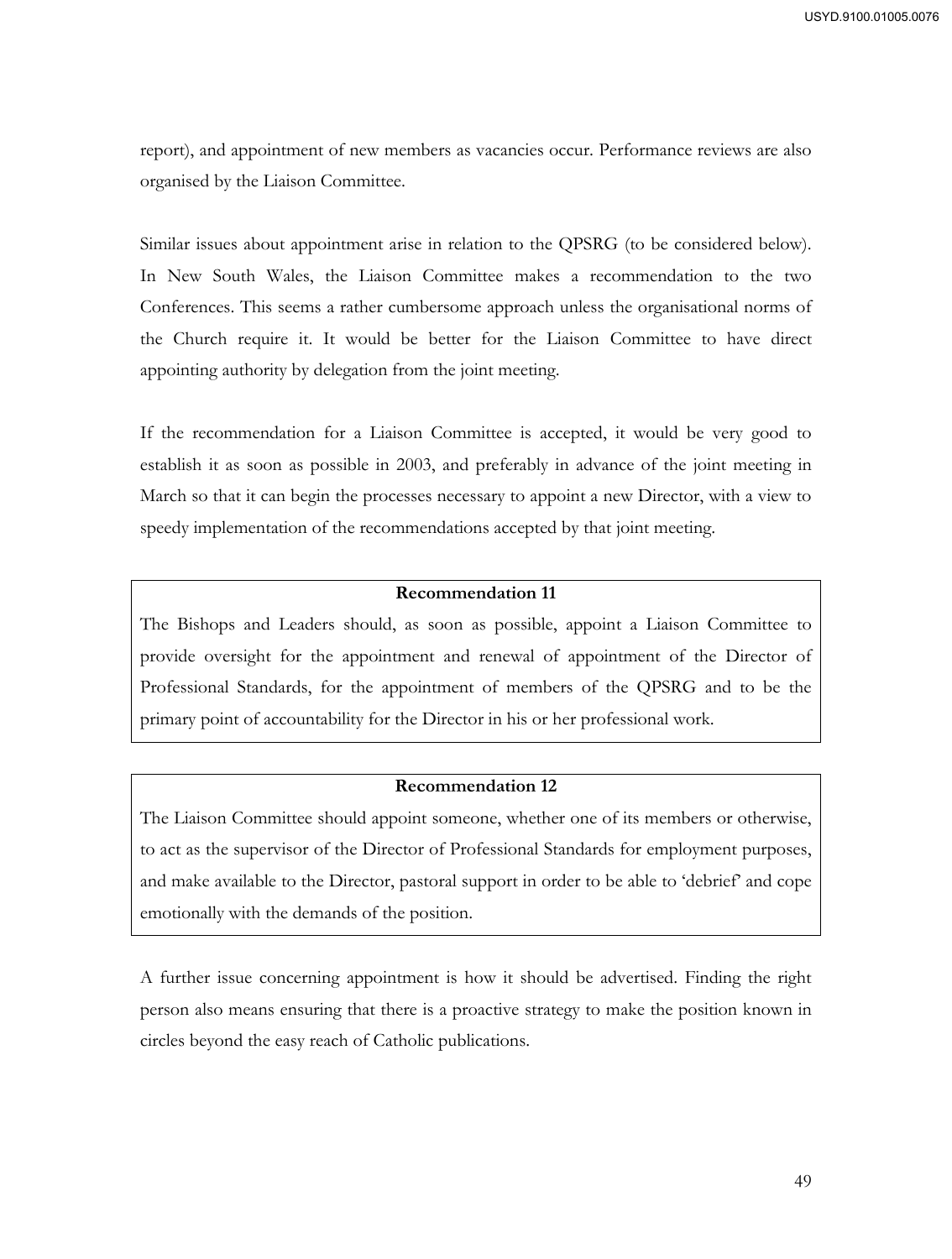report), and appointment of new members as vacancies occur. Performance reviews are also organised by the Liaison Committee.

Similar issues about appointment arise in relation to the QPSRG (to be considered below). In New South Wales, the Liaison Committee makes a recommendation to the two Conferences. This seems a rather cumbersome approach unless the organisational norms of the Church require it. It would be better for the Liaison Committee to have direct appointing authority by delegation from the joint meeting.

If the recommendation for a Liaison Committee is accepted, it would be very good to establish it as soon as possible in 2003, and preferably in advance of the joint meeting in March so that it can begin the processes necessary to appoint a new Director, with a view to speedy implementation of the recommendations accepted by that joint meeting.

**Recommendation 11**

The Bishops and Leaders should, as soon as possible, appoint a Liaison Committee to provide oversight for the appointment and renewal of appointment of the Director of Professional Standards, for the appointment of members of the QPSRG and to be the primary point of accountability for the Director in his or her professional work.

**Recommendation 12**

The Liaison Committee should appoint someone, whether one of its members or otherwise, to act as the supervisor of the Director of Professional Standards for employment purposes, and make available to the Director, pastoral support in order to be able to 'debrief' and cope emotionally with the demands of the position.

A further issue concerning appointment is how it should be advertised. Finding the right person also means ensuring that there is a proactive strategy to make the position known in circles beyond the easy reach of Catholic publications.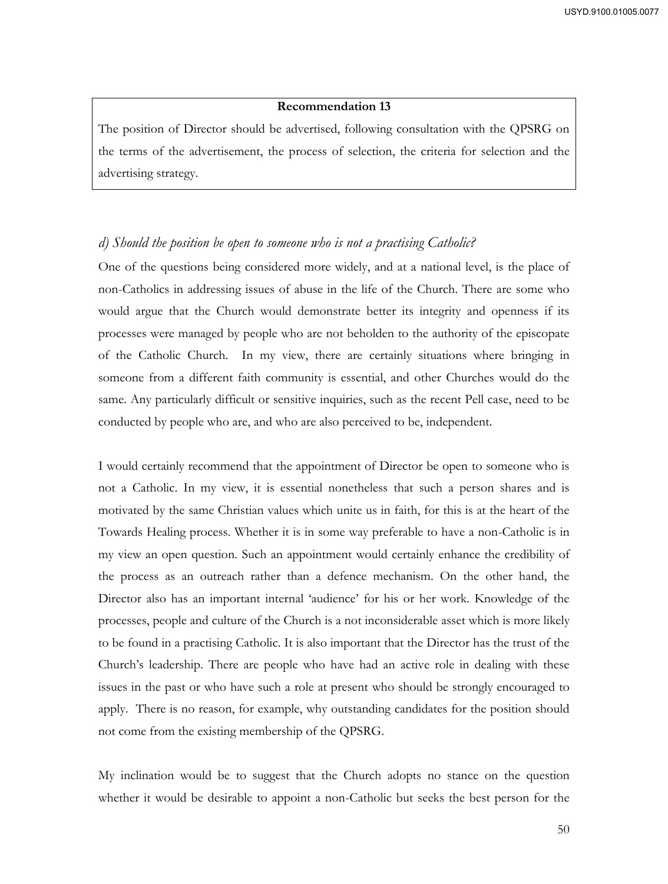**Recommendation 13**

The position of Director should be advertised, following consultation with the QPSRG on the terms of the advertisement, the process of selection, the criteria for selection and the advertising strategy.

*d) Should the position be open to someone who is not a practising Catholic?*

One of the questions being considered more widely, and at a national level, is the place of non-Catholics in addressing issues of abuse in the life of the Church. There are some who would argue that the Church would demonstrate better its integrity and openness if its processes were managed by people who are not beholden to the authority of the episcopate of the Catholic Church. In my view, there are certainly situations where bringing in someone from a different faith community is essential, and other Churches would do the same. Any particularly difficult or sensitive inquiries, such as the recent Pell case, need to be conducted by people who are, and who are also perceived to be, independent.

I would certainly recommend that the appointment of Director be open to someone who is not a Catholic. In my view, it is essential nonetheless that such a person shares and is motivated by the same Christian values which unite us in faith, for this is at the heart of the Towards Healing process. Whether it is in some way preferable to have a non-Catholic is in my view an open question. Such an appointment would certainly enhance the credibility of the process as an outreach rather than a defence mechanism. On the other hand, the Director also has an important internal 'audience' for his or her work. Knowledge of the processes, people and culture of the Church is a not inconsiderable asset which is more likely to be found in a practising Catholic. It is also important that the Director has the trust of the Church's leadership. There are people who have had an active role in dealing with these issues in the past or who have such a role at present who should be strongly encouraged to apply. There is no reason, for example, why outstanding candidates for the position should not come from the existing membership of the QPSRG.

My inclination would be to suggest that the Church adopts no stance on the question whether it would be desirable to appoint a non-Catholic but seeks the best person for the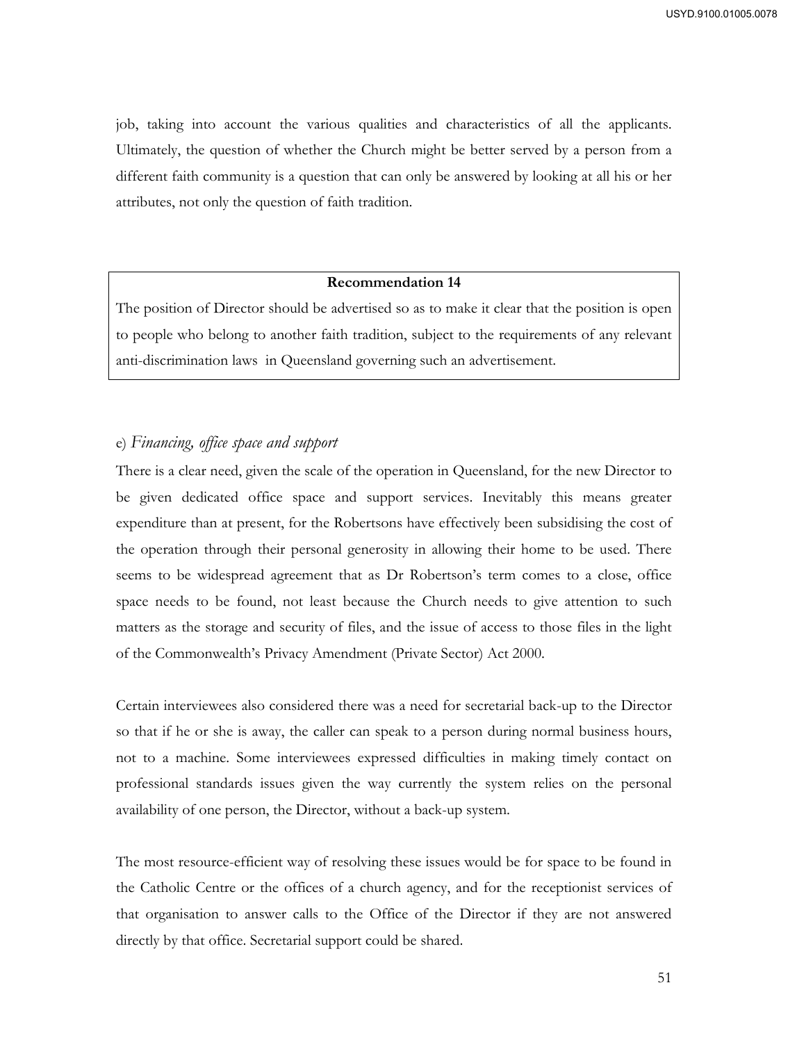job, taking into account the various qualities and characteristics of all the applicants. Ultimately, the question of whether the Church might be better served by a person from a different faith community is a question that can only be answered by looking at all his or her attributes, not only the question of faith tradition.

> **Recommendation 14**
>
> The position of Director should be advertised so as to make it clear that the position is open to people who belong to another faith tradition, subject to the requirements of any relevant anti-discrimination laws in Queensland governing such an advertisement.

e) *Financing, office space and support*

There is a clear need, given the scale of the operation in Queensland, for the new Director to be given dedicated office space and support services. Inevitably this means greater expenditure than at present, for the Robertsons have effectively been subsidising the cost of the operation through their personal generosity in allowing their home to be used. There seems to be widespread agreement that as Dr Robertson's term comes to a close, office space needs to be found, not least because the Church needs to give attention to such matters as the storage and security of files, and the issue of access to those files in the light of the Commonwealth's Privacy Amendment (Private Sector) Act 2000.

Certain interviewees also considered there was a need for secretarial back-up to the Director so that if he or she is away, the caller can speak to a person during normal business hours, not to a machine. Some interviewees expressed difficulties in making timely contact on professional standards issues given the way currently the system relies on the personal availability of one person, the Director, without a back-up system.

The most resource-efficient way of resolving these issues would be for space to be found in the Catholic Centre or the offices of a church agency, and for the receptionist services of that organisation to answer calls to the Office of the Director if they are not answered directly by that office. Secretarial support could be shared.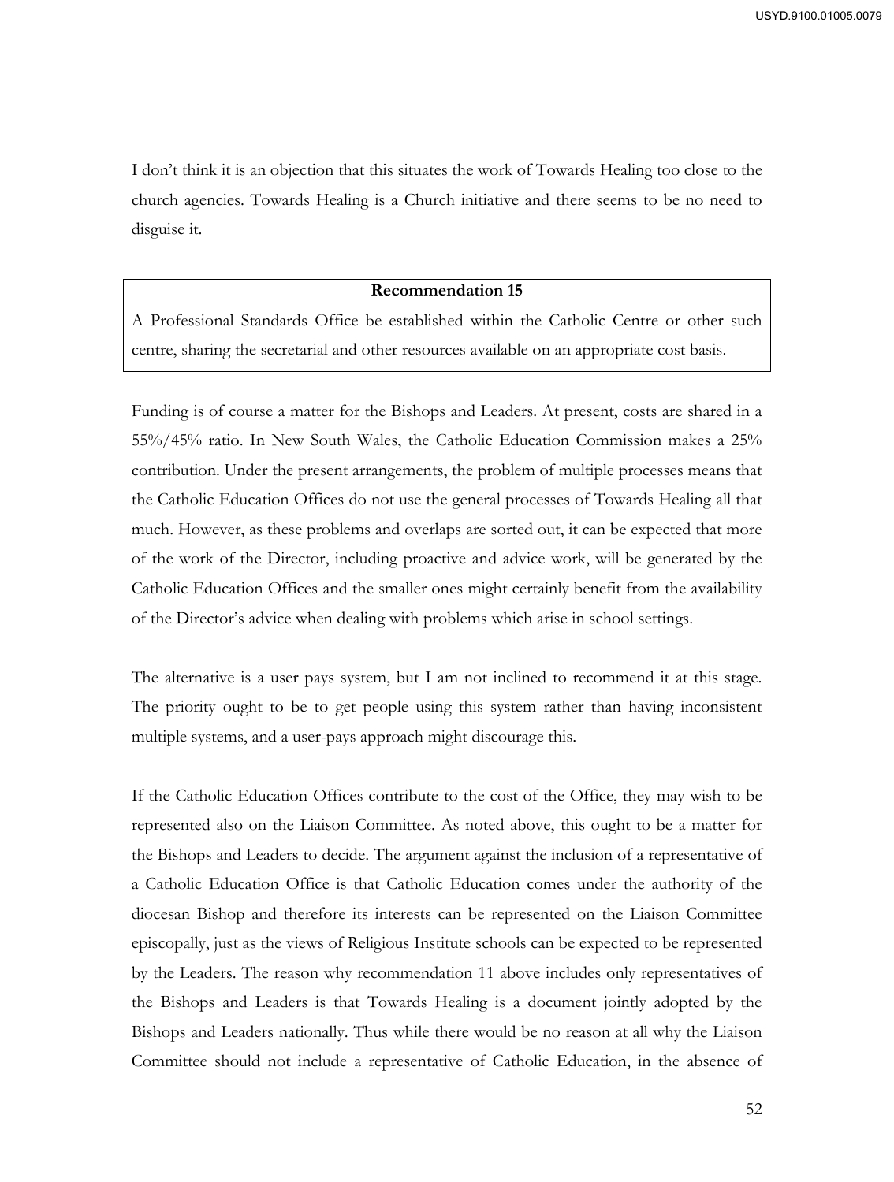I don't think it is an objection that this situates the work of Towards Healing too close to the church agencies. Towards Healing is a Church initiative and there seems to be no need to disguise it.

> **Recommendation 15**
>
> A Professional Standards Office be established within the Catholic Centre or other such centre, sharing the secretarial and other resources available on an appropriate cost basis.

Funding is of course a matter for the Bishops and Leaders. At present, costs are shared in a 55%/45% ratio. In New South Wales, the Catholic Education Commission makes a 25% contribution. Under the present arrangements, the problem of multiple processes means that the Catholic Education Offices do not use the general processes of Towards Healing all that much. However, as these problems and overlaps are sorted out, it can be expected that more of the work of the Director, including proactive and advice work, will be generated by the Catholic Education Offices and the smaller ones might certainly benefit from the availability of the Director's advice when dealing with problems which arise in school settings.

The alternative is a user pays system, but I am not inclined to recommend it at this stage. The priority ought to be to get people using this system rather than having inconsistent multiple systems, and a user-pays approach might discourage this.

If the Catholic Education Offices contribute to the cost of the Office, they may wish to be represented also on the Liaison Committee. As noted above, this ought to be a matter for the Bishops and Leaders to decide. The argument against the inclusion of a representative of a Catholic Education Office is that Catholic Education comes under the authority of the diocesan Bishop and therefore its interests can be represented on the Liaison Committee episcopally, just as the views of Religious Institute schools can be expected to be represented by the Leaders. The reason why recommendation 11 above includes only representatives of the Bishops and Leaders is that Towards Healing is a document jointly adopted by the Bishops and Leaders nationally. Thus while there would be no reason at all why the Liaison Committee should not include a representative of Catholic Education, in the absence of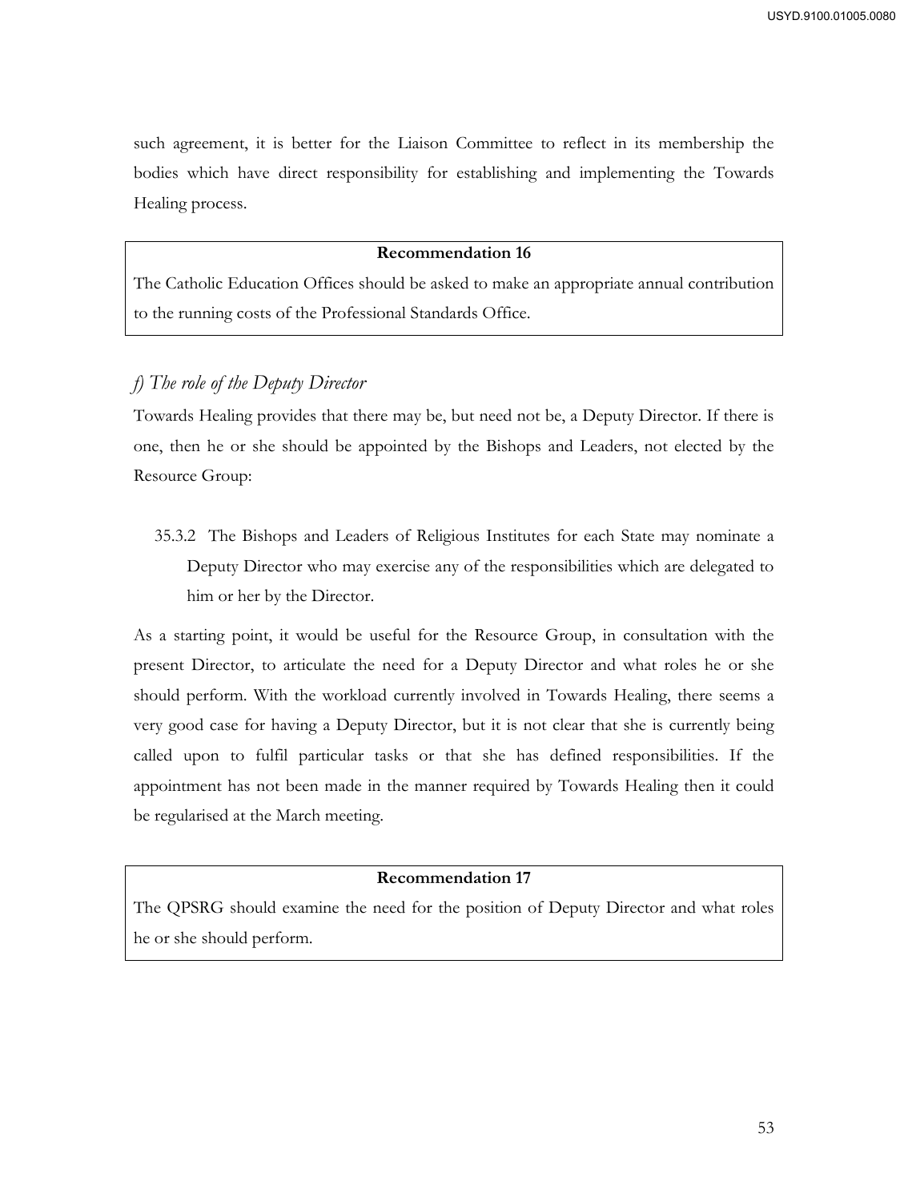such agreement, it is better for the Liaison Committee to reflect in its membership the bodies which have direct responsibility for establishing and implementing the Towards Healing process.

> **Recommendation 16**
>
> The Catholic Education Offices should be asked to make an appropriate annual contribution to the running costs of the Professional Standards Office.

### *f) The role of the Deputy Director*

Towards Healing provides that there may be, but need not be, a Deputy Director. If there is one, then he or she should be appointed by the Bishops and Leaders, not elected by the Resource Group:

> 35.3.2 The Bishops and Leaders of Religious Institutes for each State may nominate a Deputy Director who may exercise any of the responsibilities which are delegated to him or her by the Director.

As a starting point, it would be useful for the Resource Group, in consultation with the present Director, to articulate the need for a Deputy Director and what roles he or she should perform. With the workload currently involved in Towards Healing, there seems a very good case for having a Deputy Director, but it is not clear that she is currently being called upon to fulfil particular tasks or that she has defined responsibilities. If the appointment has not been made in the manner required by Towards Healing then it could be regularised at the March meeting.

> **Recommendation 17**
>
> The QPSRG should examine the need for the position of Deputy Director and what roles he or she should perform.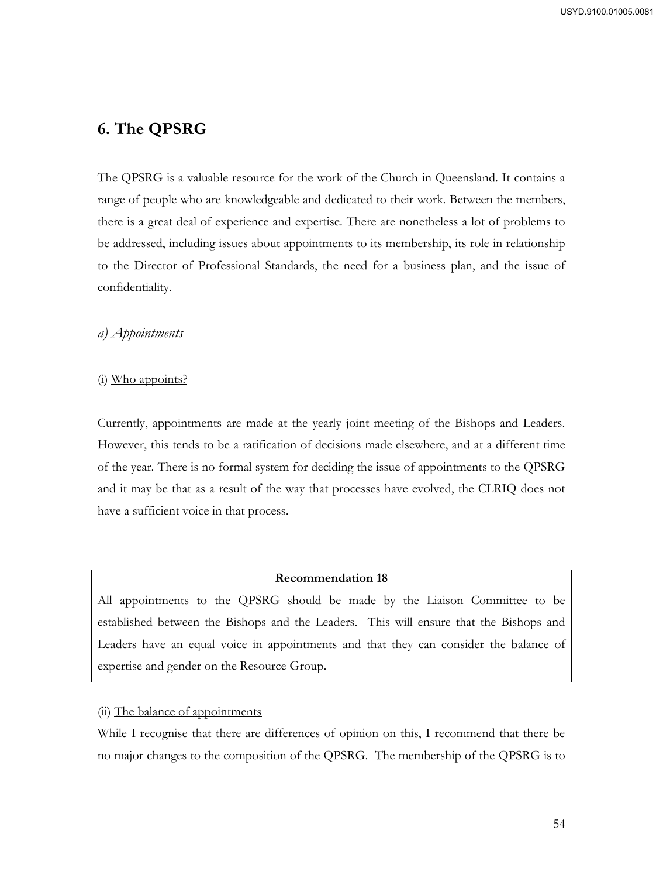## 6. The QPSRG

The QPSRG is a valuable resource for the work of the Church in Queensland. It contains a range of people who are knowledgeable and dedicated to their work. Between the members, there is a great deal of experience and expertise. There are nonetheless a lot of problems to be addressed, including issues about appointments to its membership, its role in relationship to the Director of Professional Standards, the need for a business plan, and the issue of confidentiality.

### *a) Appointments*

(i) Who appoints?

Currently, appointments are made at the yearly joint meeting of the Bishops and Leaders. However, this tends to be a ratification of decisions made elsewhere, and at a different time of the year. There is no formal system for deciding the issue of appointments to the QPSRG and it may be that as a result of the way that processes have evolved, the CLRIQ does not have a sufficient voice in that process.

> **Recommendation 18**
>
> All appointments to the QPSRG should be made by the Liaison Committee to be established between the Bishops and the Leaders. This will ensure that the Bishops and Leaders have an equal voice in appointments and that they can consider the balance of expertise and gender on the Resource Group.

(ii) The balance of appointments

While I recognise that there are differences of opinion on this, I recommend that there be no major changes to the composition of the QPSRG. The membership of the QPSRG is to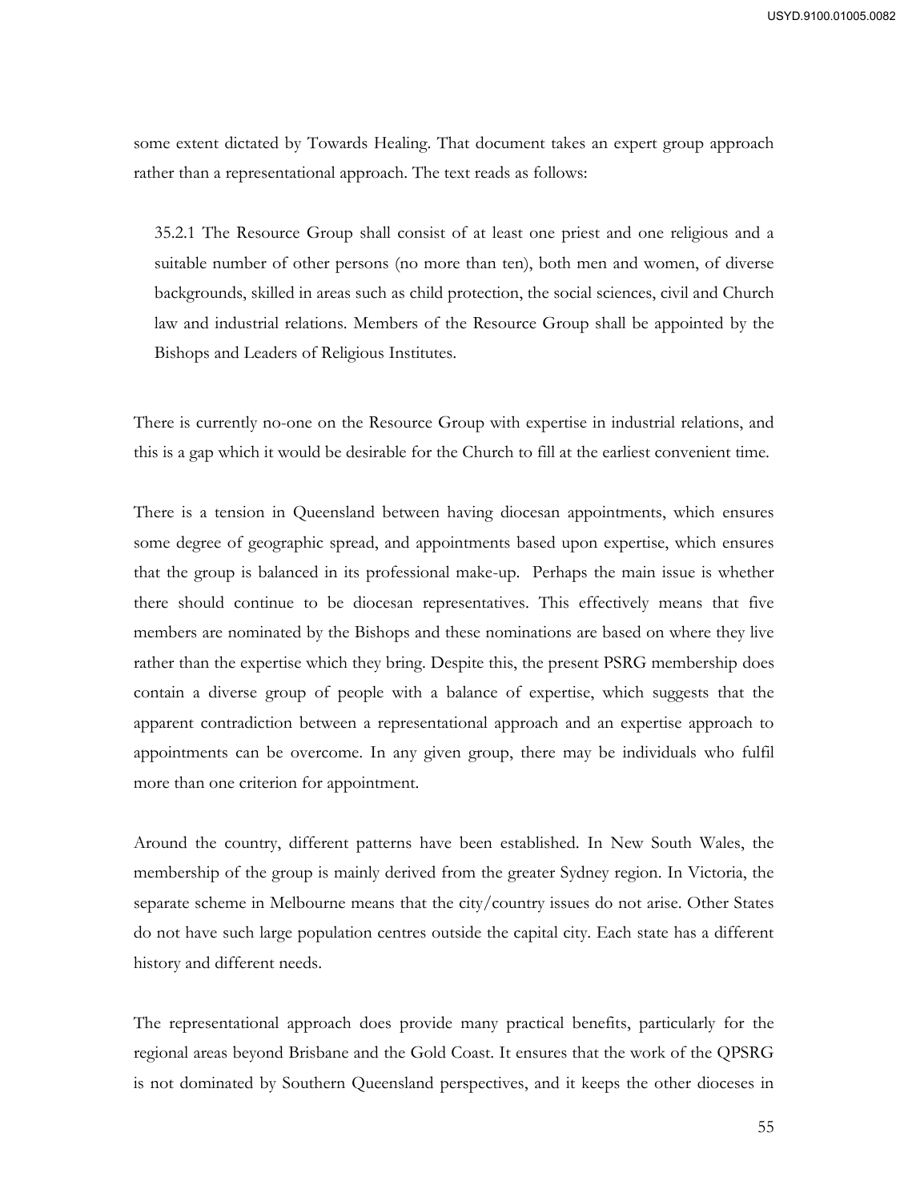some extent dictated by Towards Healing. That document takes an expert group approach rather than a representational approach. The text reads as follows:

> 35.2.1 The Resource Group shall consist of at least one priest and one religious and a suitable number of other persons (no more than ten), both men and women, of diverse backgrounds, skilled in areas such as child protection, the social sciences, civil and Church law and industrial relations. Members of the Resource Group shall be appointed by the Bishops and Leaders of Religious Institutes.

There is currently no-one on the Resource Group with expertise in industrial relations, and this is a gap which it would be desirable for the Church to fill at the earliest convenient time.

There is a tension in Queensland between having diocesan appointments, which ensures some degree of geographic spread, and appointments based upon expertise, which ensures that the group is balanced in its professional make-up. Perhaps the main issue is whether there should continue to be diocesan representatives. This effectively means that five members are nominated by the Bishops and these nominations are based on where they live rather than the expertise which they bring. Despite this, the present PSRG membership does contain a diverse group of people with a balance of expertise, which suggests that the apparent contradiction between a representational approach and an expertise approach to appointments can be overcome. In any given group, there may be individuals who fulfil more than one criterion for appointment.

Around the country, different patterns have been established. In New South Wales, the membership of the group is mainly derived from the greater Sydney region. In Victoria, the separate scheme in Melbourne means that the city/country issues do not arise. Other States do not have such large population centres outside the capital city. Each state has a different history and different needs.

The representational approach does provide many practical benefits, particularly for the regional areas beyond Brisbane and the Gold Coast. It ensures that the work of the QPSRG is not dominated by Southern Queensland perspectives, and it keeps the other dioceses in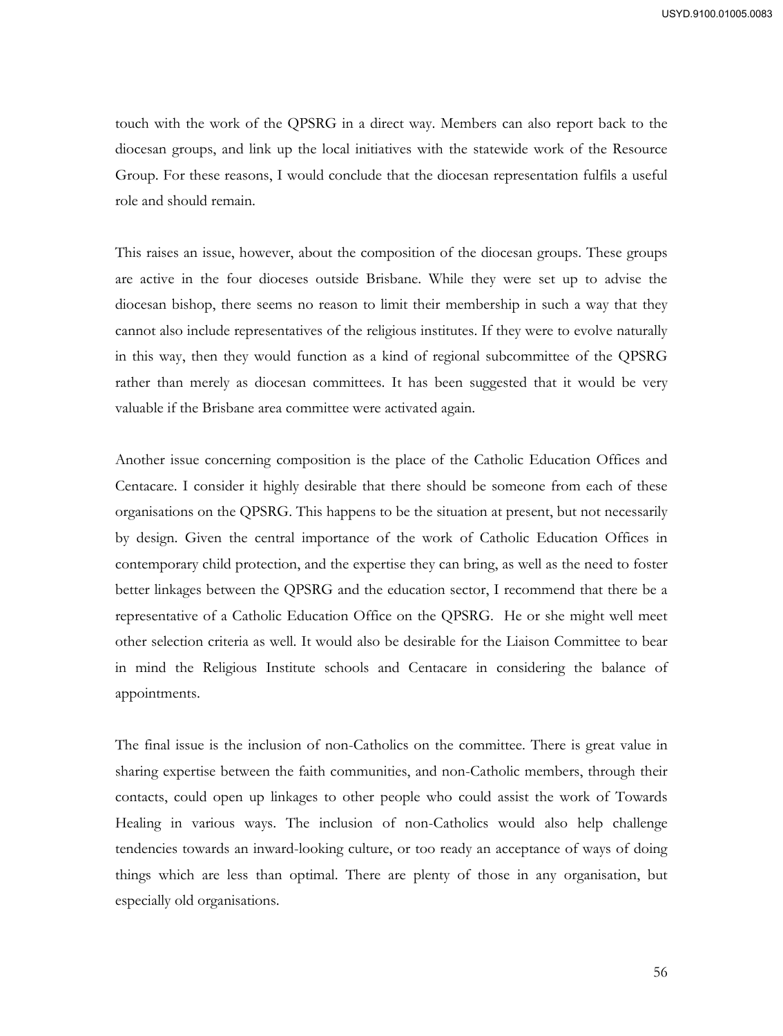touch with the work of the QPSRG in a direct way. Members can also report back to the diocesan groups, and link up the local initiatives with the statewide work of the Resource Group. For these reasons, I would conclude that the diocesan representation fulfils a useful role and should remain.

This raises an issue, however, about the composition of the diocesan groups. These groups are active in the four dioceses outside Brisbane. While they were set up to advise the diocesan bishop, there seems no reason to limit their membership in such a way that they cannot also include representatives of the religious institutes. If they were to evolve naturally in this way, then they would function as a kind of regional subcommittee of the QPSRG rather than merely as diocesan committees. It has been suggested that it would be very valuable if the Brisbane area committee were activated again.

Another issue concerning composition is the place of the Catholic Education Offices and Centacare. I consider it highly desirable that there should be someone from each of these organisations on the QPSRG. This happens to be the situation at present, but not necessarily by design. Given the central importance of the work of Catholic Education Offices in contemporary child protection, and the expertise they can bring, as well as the need to foster better linkages between the QPSRG and the education sector, I recommend that there be a representative of a Catholic Education Office on the QPSRG. He or she might well meet other selection criteria as well. It would also be desirable for the Liaison Committee to bear in mind the Religious Institute schools and Centacare in considering the balance of appointments.

The final issue is the inclusion of non-Catholics on the committee. There is great value in sharing expertise between the faith communities, and non-Catholic members, through their contacts, could open up linkages to other people who could assist the work of Towards Healing in various ways. The inclusion of non-Catholics would also help challenge tendencies towards an inward-looking culture, or too ready an acceptance of ways of doing things which are less than optimal. There are plenty of those in any organisation, but especially old organisations.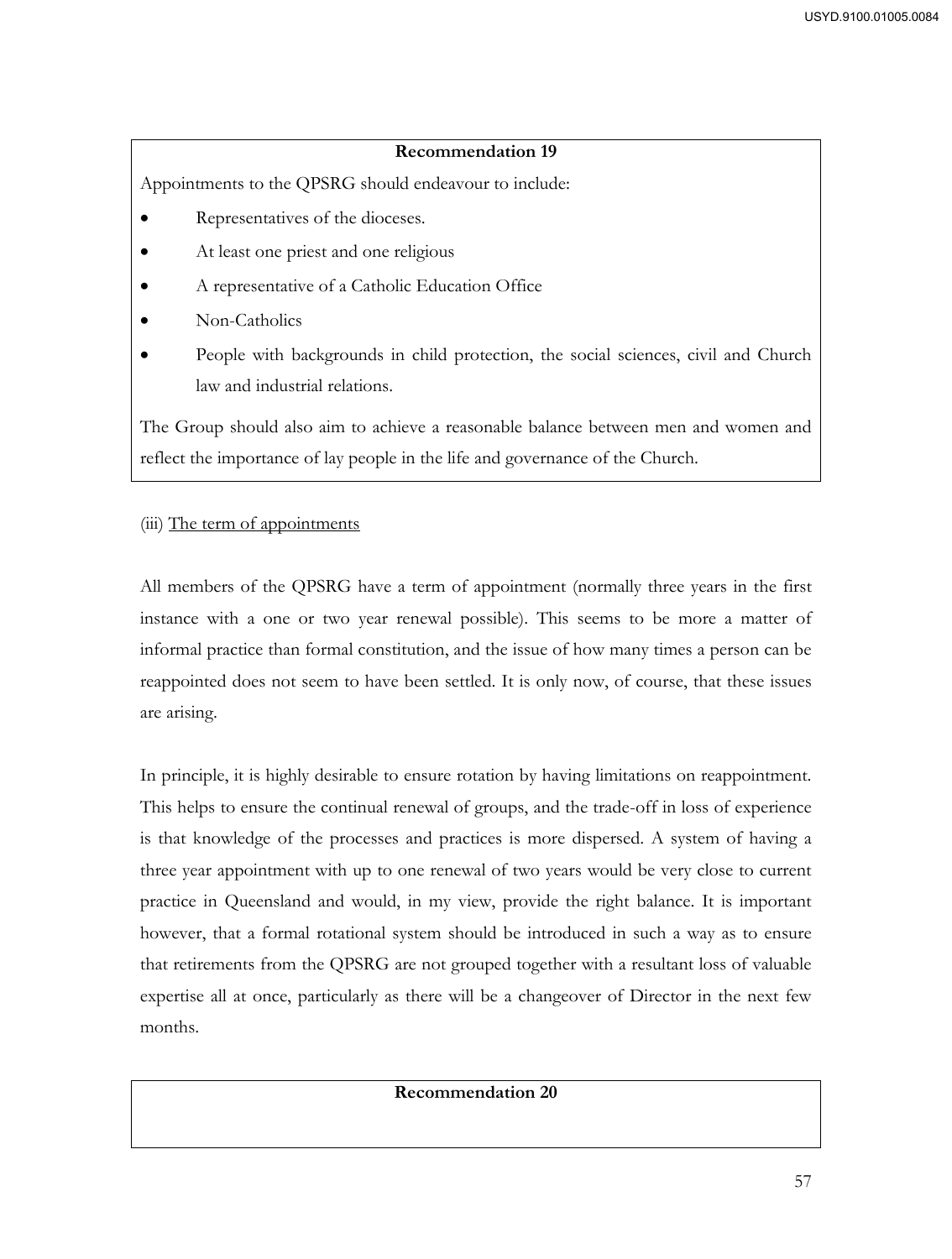**Recommendation 19**

Appointments to the QPSRG should endeavour to include:

- Representatives of the dioceses.
- At least one priest and one religious
- A representative of a Catholic Education Office
- Non-Catholics
- People with backgrounds in child protection, the social sciences, civil and Church law and industrial relations.

The Group should also aim to achieve a reasonable balance between men and women and reflect the importance of lay people in the life and governance of the Church.

(iii) The term of appointments

All members of the QPSRG have a term of appointment (normally three years in the first instance with a one or two year renewal possible). This seems to be more a matter of informal practice than formal constitution, and the issue of how many times a person can be reappointed does not seem to have been settled. It is only now, of course, that these issues are arising.

In principle, it is highly desirable to ensure rotation by having limitations on reappointment. This helps to ensure the continual renewal of groups, and the trade-off in loss of experience is that knowledge of the processes and practices is more dispersed. A system of having a three year appointment with up to one renewal of two years would be very close to current practice in Queensland and would, in my view, provide the right balance. It is important however, that a formal rotational system should be introduced in such a way as to ensure that retirements from the QPSRG are not grouped together with a resultant loss of valuable expertise all at once, particularly as there will be a changeover of Director in the next few months.

**Recommendation 20**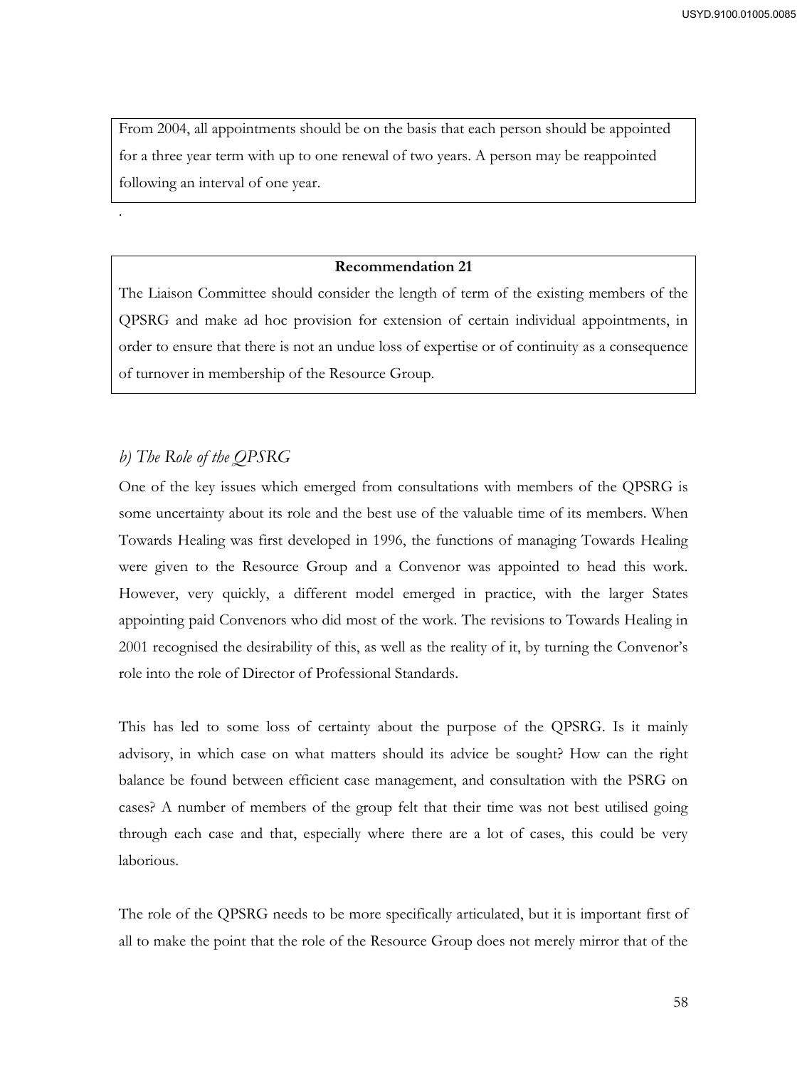From 2004, all appointments should be on the basis that each person should be appointed for a three year term with up to one renewal of two years. A person may be reappointed following an interval of one year.

.

**Recommendation 21**

The Liaison Committee should consider the length of term of the existing members of the QPSRG and make ad hoc provision for extension of certain individual appointments, in order to ensure that there is not an undue loss of expertise or of continuity as a consequence of turnover in membership of the Resource Group.

### *b) The Role of the QPSRG*

One of the key issues which emerged from consultations with members of the QPSRG is some uncertainty about its role and the best use of the valuable time of its members. When Towards Healing was first developed in 1996, the functions of managing Towards Healing were given to the Resource Group and a Convenor was appointed to head this work. However, very quickly, a different model emerged in practice, with the larger States appointing paid Convenors who did most of the work. The revisions to Towards Healing in 2001 recognised the desirability of this, as well as the reality of it, by turning the Convenor's role into the role of Director of Professional Standards.

This has led to some loss of certainty about the purpose of the QPSRG. Is it mainly advisory, in which case on what matters should its advice be sought? How can the right balance be found between efficient case management, and consultation with the PSRG on cases? A number of members of the group felt that their time was not best utilised going through each case and that, especially where there are a lot of cases, this could be very laborious.

The role of the QPSRG needs to be more specifically articulated, but it is important first of all to make the point that the role of the Resource Group does not merely mirror that of the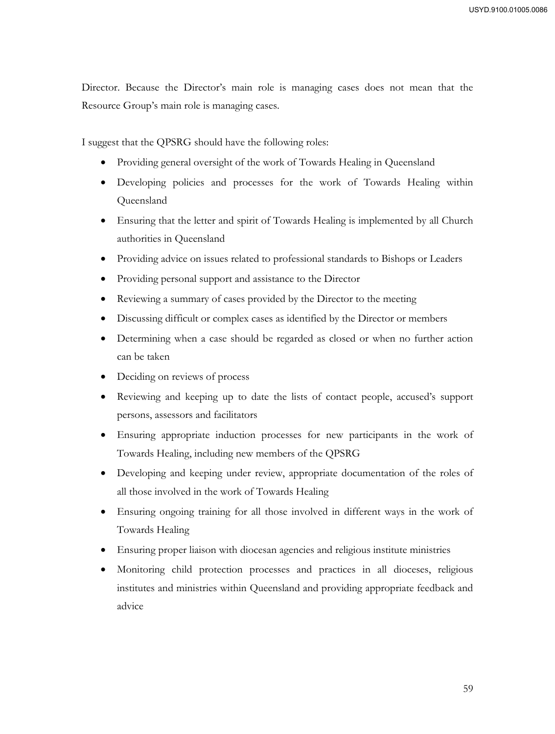Director. Because the Director's main role is managing cases does not mean that the Resource Group's main role is managing cases.

I suggest that the QPSRG should have the following roles:

- Providing general oversight of the work of Towards Healing in Queensland
- Developing policies and processes for the work of Towards Healing within Queensland
- Ensuring that the letter and spirit of Towards Healing is implemented by all Church authorities in Queensland
- Providing advice on issues related to professional standards to Bishops or Leaders
- Providing personal support and assistance to the Director
- Reviewing a summary of cases provided by the Director to the meeting
- Discussing difficult or complex cases as identified by the Director or members
- Determining when a case should be regarded as closed or when no further action can be taken
- Deciding on reviews of process
- Reviewing and keeping up to date the lists of contact people, accused's support persons, assessors and facilitators
- Ensuring appropriate induction processes for new participants in the work of Towards Healing, including new members of the QPSRG
- Developing and keeping under review, appropriate documentation of the roles of all those involved in the work of Towards Healing
- Ensuring ongoing training for all those involved in different ways in the work of Towards Healing
- Ensuring proper liaison with diocesan agencies and religious institute ministries
- Monitoring child protection processes and practices in all dioceses, religious institutes and ministries within Queensland and providing appropriate feedback and advice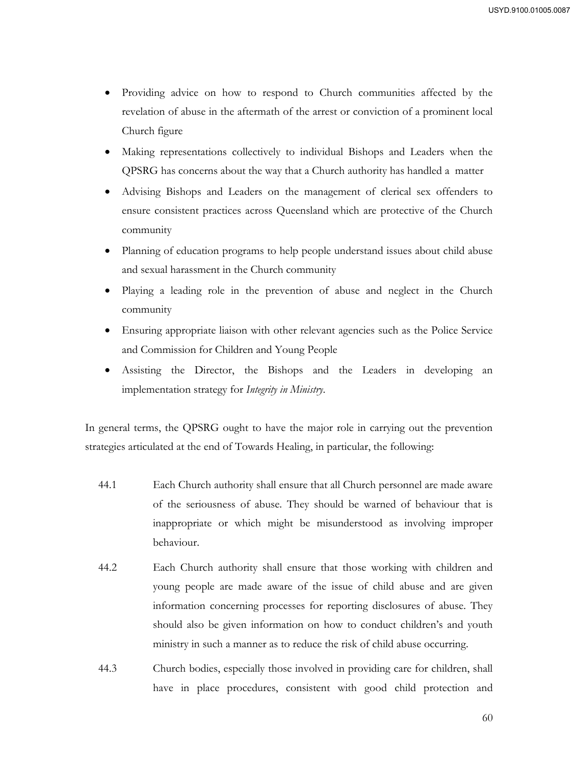- Providing advice on how to respond to Church communities affected by the revelation of abuse in the aftermath of the arrest or conviction of a prominent local Church figure
- Making representations collectively to individual Bishops and Leaders when the QPSRG has concerns about the way that a Church authority has handled a matter
- Advising Bishops and Leaders on the management of clerical sex offenders to ensure consistent practices across Queensland which are protective of the Church community
- Planning of education programs to help people understand issues about child abuse and sexual harassment in the Church community
- Playing a leading role in the prevention of abuse and neglect in the Church community
- Ensuring appropriate liaison with other relevant agencies such as the Police Service and Commission for Children and Young People
- Assisting the Director, the Bishops and the Leaders in developing an implementation strategy for *Integrity in Ministry*.

In general terms, the QPSRG ought to have the major role in carrying out the prevention strategies articulated at the end of Towards Healing, in particular, the following:

44.1 Each Church authority shall ensure that all Church personnel are made aware of the seriousness of abuse. They should be warned of behaviour that is inappropriate or which might be misunderstood as involving improper behaviour.

44.2 Each Church authority shall ensure that those working with children and young people are made aware of the issue of child abuse and are given information concerning processes for reporting disclosures of abuse. They should also be given information on how to conduct children's and youth ministry in such a manner as to reduce the risk of child abuse occurring.

44.3 Church bodies, especially those involved in providing care for children, shall have in place procedures, consistent with good child protection and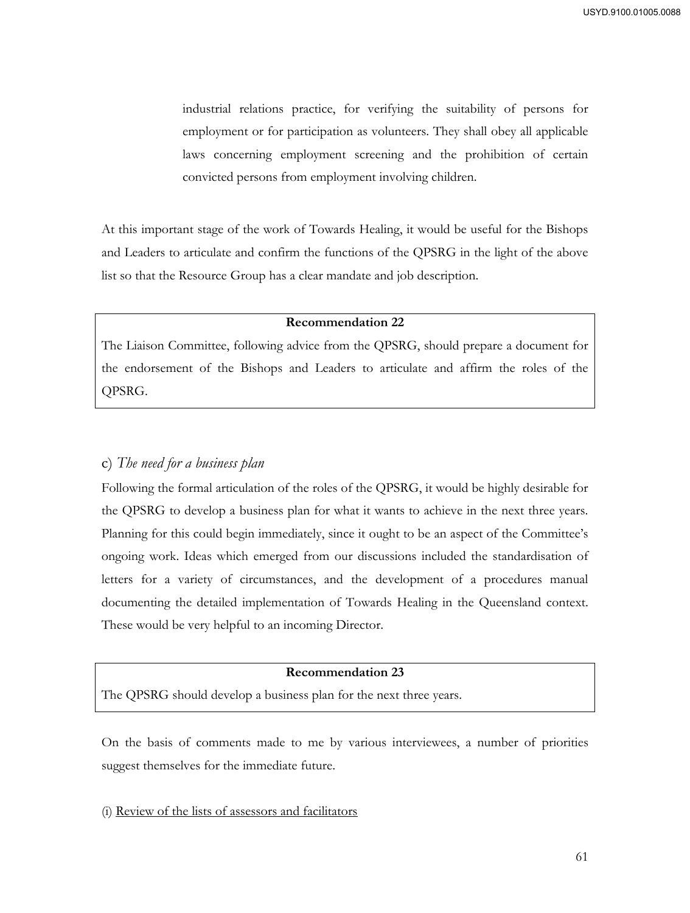> industrial relations practice, for verifying the suitability of persons for employment or for participation as volunteers. They shall obey all applicable laws concerning employment screening and the prohibition of certain convicted persons from employment involving children.

At this important stage of the work of Towards Healing, it would be useful for the Bishops and Leaders to articulate and confirm the functions of the QPSRG in the light of the above list so that the Resource Group has a clear mandate and job description.

**Recommendation 22**

The Liaison Committee, following advice from the QPSRG, should prepare a document for the endorsement of the Bishops and Leaders to articulate and affirm the roles of the QPSRG.

### c) *The need for a business plan*

Following the formal articulation of the roles of the QPSRG, it would be highly desirable for the QPSRG to develop a business plan for what it wants to achieve in the next three years. Planning for this could begin immediately, since it ought to be an aspect of the Committee's ongoing work. Ideas which emerged from our discussions included the standardisation of letters for a variety of circumstances, and the development of a procedures manual documenting the detailed implementation of Towards Healing in the Queensland context. These would be very helpful to an incoming Director.

**Recommendation 23**

The QPSRG should develop a business plan for the next three years.

On the basis of comments made to me by various interviewees, a number of priorities suggest themselves for the immediate future.

(i) Review of the lists of assessors and facilitators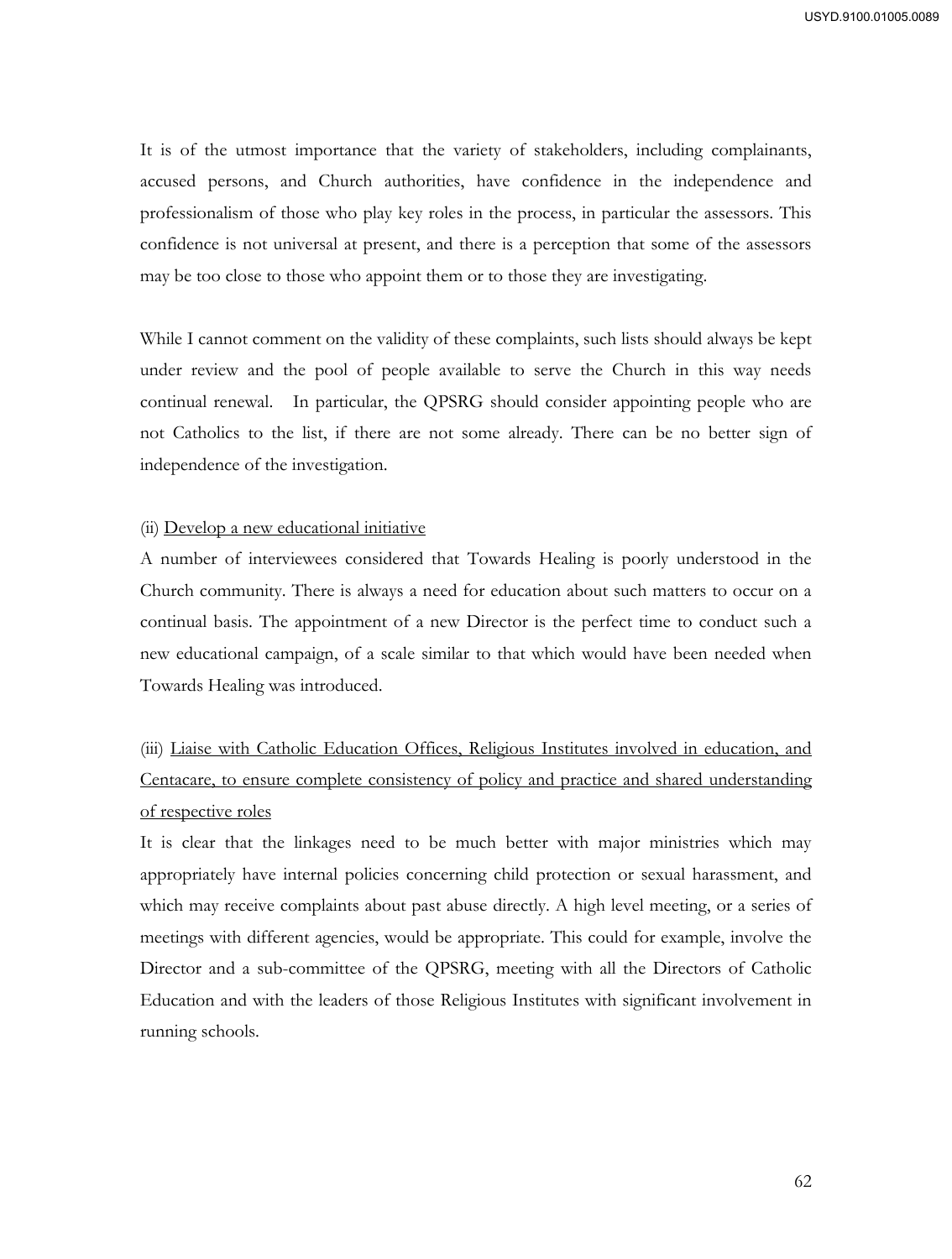It is of the utmost importance that the variety of stakeholders, including complainants, accused persons, and Church authorities, have confidence in the independence and professionalism of those who play key roles in the process, in particular the assessors. This confidence is not universal at present, and there is a perception that some of the assessors may be too close to those who appoint them or to those they are investigating.

While I cannot comment on the validity of these complaints, such lists should always be kept under review and the pool of people available to serve the Church in this way needs continual renewal. In particular, the QPSRG should consider appointing people who are not Catholics to the list, if there are not some already. There can be no better sign of independence of the investigation.

(ii) <u>Develop a new educational initiative</u>

A number of interviewees considered that Towards Healing is poorly understood in the Church community. There is always a need for education about such matters to occur on a continual basis. The appointment of a new Director is the perfect time to conduct such a new educational campaign, of a scale similar to that which would have been needed when Towards Healing was introduced.

(iii) <u>Liaise with Catholic Education Offices, Religious Institutes involved in education, and Centacare, to ensure complete consistency of policy and practice and shared understanding of respective roles</u>

It is clear that the linkages need to be much better with major ministries which may appropriately have internal policies concerning child protection or sexual harassment, and which may receive complaints about past abuse directly. A high level meeting, or a series of meetings with different agencies, would be appropriate. This could for example, involve the Director and a sub-committee of the QPSRG, meeting with all the Directors of Catholic Education and with the leaders of those Religious Institutes with significant involvement in running schools.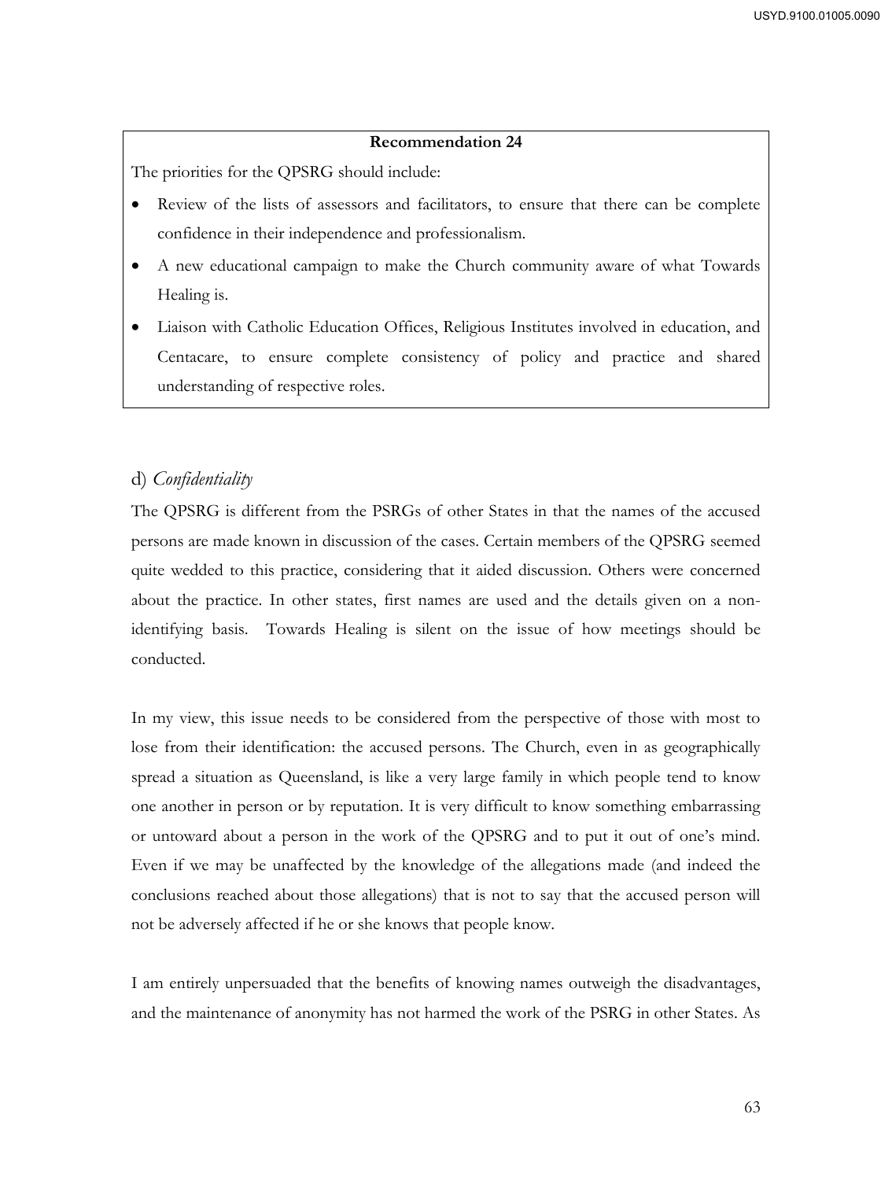**Recommendation 24**

The priorities for the QPSRG should include:

- Review of the lists of assessors and facilitators, to ensure that there can be complete confidence in their independence and professionalism.
- A new educational campaign to make the Church community aware of what Towards Healing is.
- Liaison with Catholic Education Offices, Religious Institutes involved in education, and Centacare, to ensure complete consistency of policy and practice and shared understanding of respective roles.

### d) *Confidentiality*

The QPSRG is different from the PSRGs of other States in that the names of the accused persons are made known in discussion of the cases. Certain members of the QPSRG seemed quite wedded to this practice, considering that it aided discussion. Others were concerned about the practice. In other states, first names are used and the details given on a non-identifying basis. Towards Healing is silent on the issue of how meetings should be conducted.

In my view, this issue needs to be considered from the perspective of those with most to lose from their identification: the accused persons. The Church, even in as geographically spread a situation as Queensland, is like a very large family in which people tend to know one another in person or by reputation. It is very difficult to know something embarrassing or untoward about a person in the work of the QPSRG and to put it out of one's mind. Even if we may be unaffected by the knowledge of the allegations made (and indeed the conclusions reached about those allegations) that is not to say that the accused person will not be adversely affected if he or she knows that people know.

I am entirely unpersuaded that the benefits of knowing names outweigh the disadvantages, and the maintenance of anonymity has not harmed the work of the PSRG in other States. As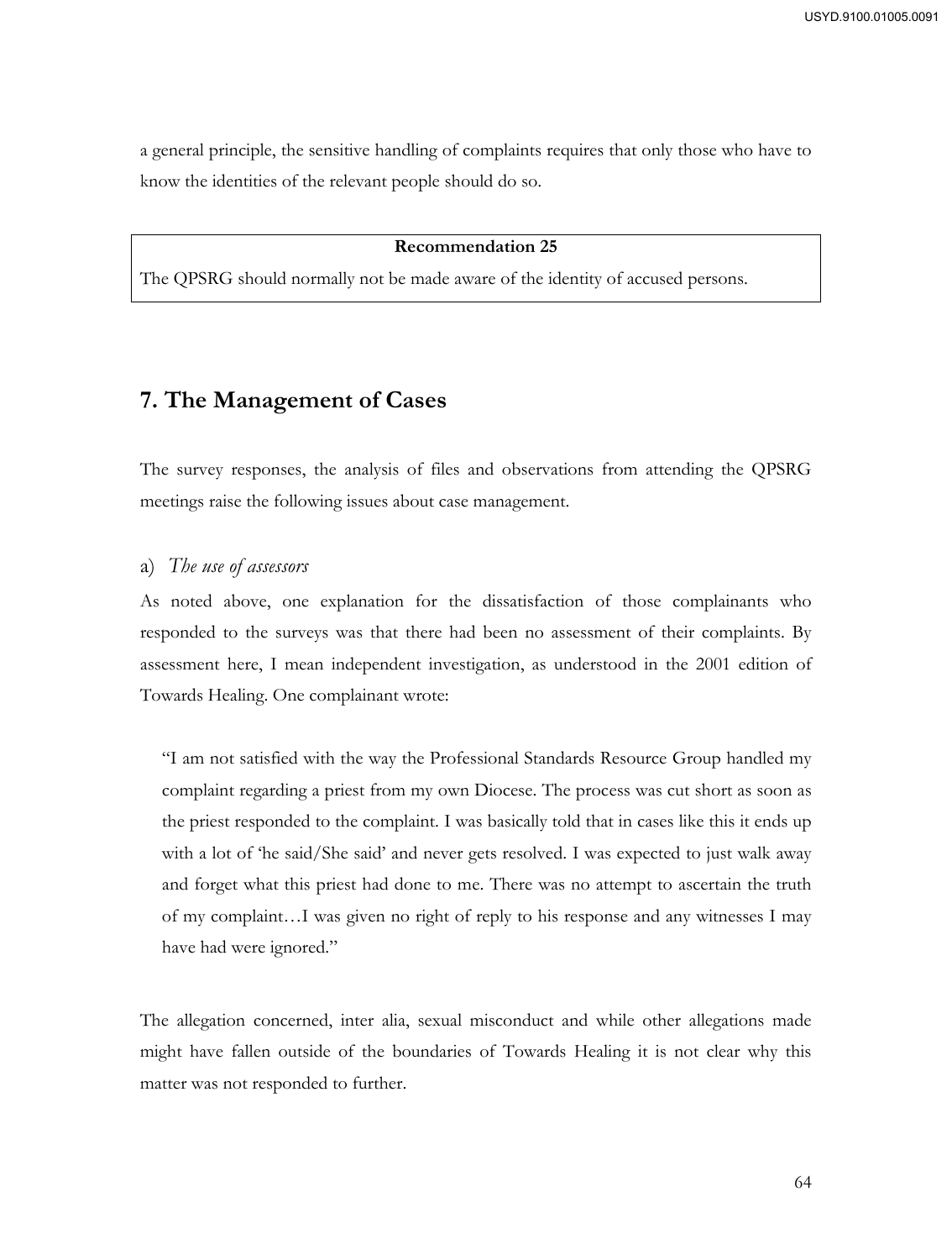a general principle, the sensitive handling of complaints requires that only those who have to know the identities of the relevant people should do so.

> **Recommendation 25**
>
> The QPSRG should normally not be made aware of the identity of accused persons.

## 7. The Management of Cases

The survey responses, the analysis of files and observations from attending the QPSRG meetings raise the following issues about case management.

### a) *The use of assessors*

As noted above, one explanation for the dissatisfaction of those complainants who responded to the surveys was that there had been no assessment of their complaints. By assessment here, I mean independent investigation, as understood in the 2001 edition of Towards Healing. One complainant wrote:

> "I am not satisfied with the way the Professional Standards Resource Group handled my complaint regarding a priest from my own Diocese. The process was cut short as soon as the priest responded to the complaint. I was basically told that in cases like this it ends up with a lot of 'he said/She said' and never gets resolved. I was expected to just walk away and forget what this priest had done to me. There was no attempt to ascertain the truth of my complaint…I was given no right of reply to his response and any witnesses I may have had were ignored."

The allegation concerned, inter alia, sexual misconduct and while other allegations made might have fallen outside of the boundaries of Towards Healing it is not clear why this matter was not responded to further.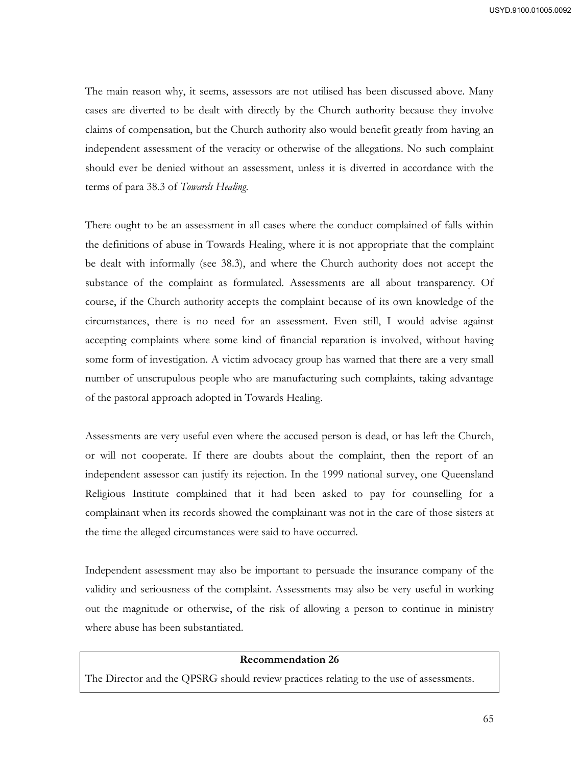The main reason why, it seems, assessors are not utilised has been discussed above. Many cases are diverted to be dealt with directly by the Church authority because they involve claims of compensation, but the Church authority also would benefit greatly from having an independent assessment of the veracity or otherwise of the allegations. No such complaint should ever be denied without an assessment, unless it is diverted in accordance with the terms of para 38.3 of *Towards Healing*.

There ought to be an assessment in all cases where the conduct complained of falls within the definitions of abuse in Towards Healing, where it is not appropriate that the complaint be dealt with informally (see 38.3), and where the Church authority does not accept the substance of the complaint as formulated. Assessments are all about transparency. Of course, if the Church authority accepts the complaint because of its own knowledge of the circumstances, there is no need for an assessment. Even still, I would advise against accepting complaints where some kind of financial reparation is involved, without having some form of investigation. A victim advocacy group has warned that there are a very small number of unscrupulous people who are manufacturing such complaints, taking advantage of the pastoral approach adopted in Towards Healing.

Assessments are very useful even where the accused person is dead, or has left the Church, or will not cooperate. If there are doubts about the complaint, then the report of an independent assessor can justify its rejection. In the 1999 national survey, one Queensland Religious Institute complained that it had been asked to pay for counselling for a complainant when its records showed the complainant was not in the care of those sisters at the time the alleged circumstances were said to have occurred.

Independent assessment may also be important to persuade the insurance company of the validity and seriousness of the complaint. Assessments may also be very useful in working out the magnitude or otherwise, of the risk of allowing a person to continue in ministry where abuse has been substantiated.

| **Recommendation 26** |
| --- |
| The Director and the QPSRG should review practices relating to the use of assessments. |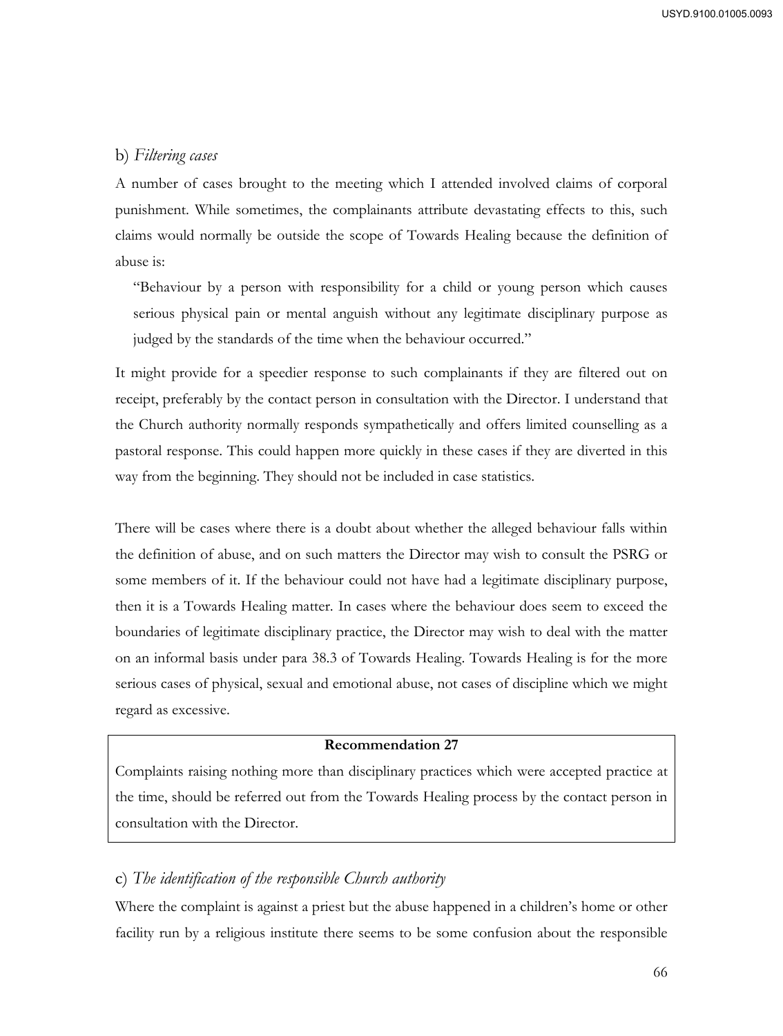b) *Filtering cases*

A number of cases brought to the meeting which I attended involved claims of corporal punishment. While sometimes, the complainants attribute devastating effects to this, such claims would normally be outside the scope of Towards Healing because the definition of abuse is:

> "Behaviour by a person with responsibility for a child or young person which causes serious physical pain or mental anguish without any legitimate disciplinary purpose as judged by the standards of the time when the behaviour occurred."

It might provide for a speedier response to such complainants if they are filtered out on receipt, preferably by the contact person in consultation with the Director. I understand that the Church authority normally responds sympathetically and offers limited counselling as a pastoral response. This could happen more quickly in these cases if they are diverted in this way from the beginning. They should not be included in case statistics.

There will be cases where there is a doubt about whether the alleged behaviour falls within the definition of abuse, and on such matters the Director may wish to consult the PSRG or some members of it. If the behaviour could not have had a legitimate disciplinary purpose, then it is a Towards Healing matter. In cases where the behaviour does seem to exceed the boundaries of legitimate disciplinary practice, the Director may wish to deal with the matter on an informal basis under para 38.3 of Towards Healing. Towards Healing is for the more serious cases of physical, sexual and emotional abuse, not cases of discipline which we might regard as excessive.

**Recommendation 27**

Complaints raising nothing more than disciplinary practices which were accepted practice at the time, should be referred out from the Towards Healing process by the contact person in consultation with the Director.

c) *The identification of the responsible Church authority*

Where the complaint is against a priest but the abuse happened in a children's home or other facility run by a religious institute there seems to be some confusion about the responsible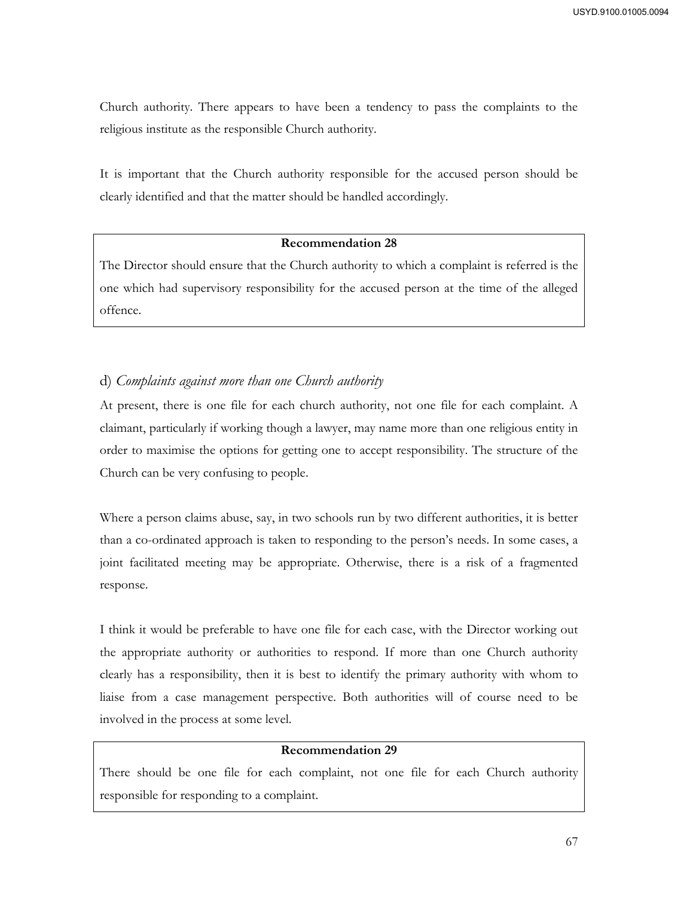Church authority. There appears to have been a tendency to pass the complaints to the religious institute as the responsible Church authority.

It is important that the Church authority responsible for the accused person should be clearly identified and that the matter should be handled accordingly.

> **Recommendation 28**
>
> The Director should ensure that the Church authority to which a complaint is referred is the one which had supervisory responsibility for the accused person at the time of the alleged offence.

d) *Complaints against more than one Church authority*

At present, there is one file for each church authority, not one file for each complaint. A claimant, particularly if working though a lawyer, may name more than one religious entity in order to maximise the options for getting one to accept responsibility. The structure of the Church can be very confusing to people.

Where a person claims abuse, say, in two schools run by two different authorities, it is better than a co-ordinated approach is taken to responding to the person's needs. In some cases, a joint facilitated meeting may be appropriate. Otherwise, there is a risk of a fragmented response.

I think it would be preferable to have one file for each case, with the Director working out the appropriate authority or authorities to respond. If more than one Church authority clearly has a responsibility, then it is best to identify the primary authority with whom to liaise from a case management perspective. Both authorities will of course need to be involved in the process at some level.

> **Recommendation 29**
>
> There should be one file for each complaint, not one file for each Church authority responsible for responding to a complaint.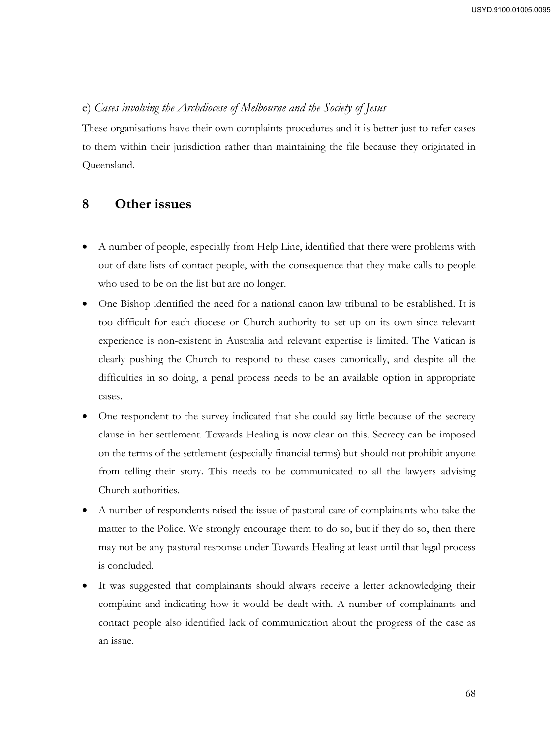e) *Cases involving the Archdiocese of Melbourne and the Society of Jesus*

These organisations have their own complaints procedures and it is better just to refer cases to them within their jurisdiction rather than maintaining the file because they originated in Queensland.

## 8 Other issues

- A number of people, especially from Help Line, identified that there were problems with out of date lists of contact people, with the consequence that they make calls to people who used to be on the list but are no longer.
- One Bishop identified the need for a national canon law tribunal to be established. It is too difficult for each diocese or Church authority to set up on its own since relevant experience is non-existent in Australia and relevant expertise is limited. The Vatican is clearly pushing the Church to respond to these cases canonically, and despite all the difficulties in so doing, a penal process needs to be an available option in appropriate cases.
- One respondent to the survey indicated that she could say little because of the secrecy clause in her settlement. Towards Healing is now clear on this. Secrecy can be imposed on the terms of the settlement (especially financial terms) but should not prohibit anyone from telling their story. This needs to be communicated to all the lawyers advising Church authorities.
- A number of respondents raised the issue of pastoral care of complainants who take the matter to the Police. We strongly encourage them to do so, but if they do so, then there may not be any pastoral response under Towards Healing at least until that legal process is concluded.
- It was suggested that complainants should always receive a letter acknowledging their complaint and indicating how it would be dealt with. A number of complainants and contact people also identified lack of communication about the progress of the case as an issue.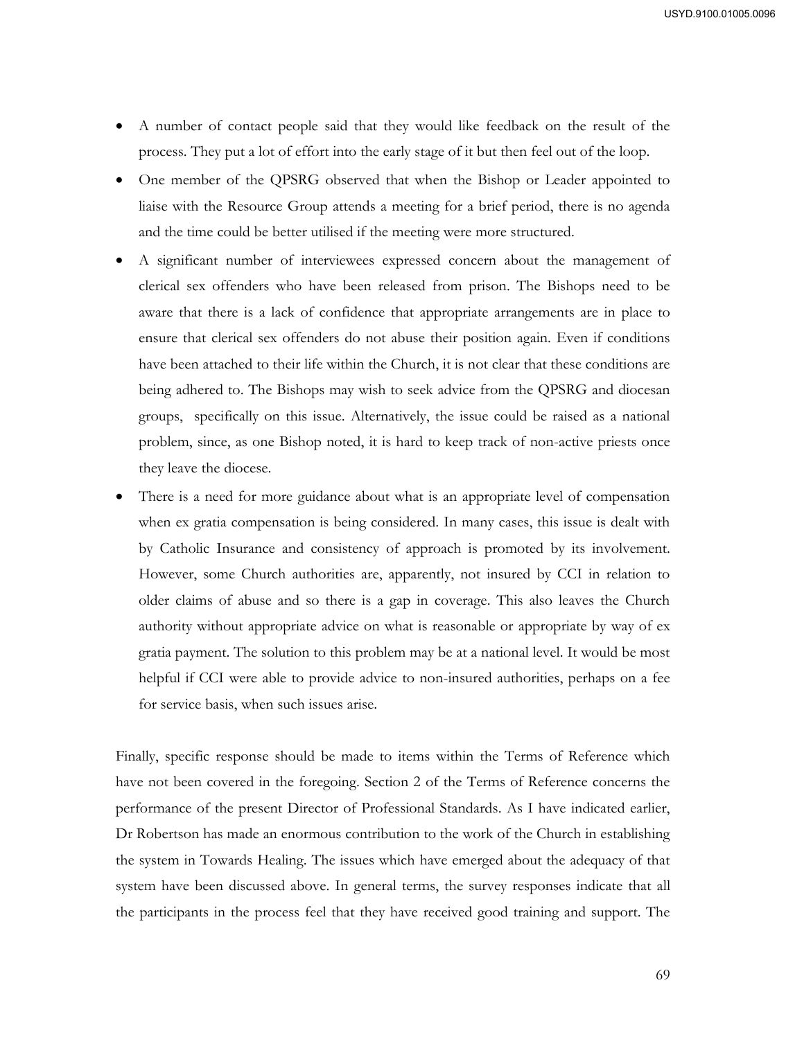- A number of contact people said that they would like feedback on the result of the process. They put a lot of effort into the early stage of it but then feel out of the loop.
- One member of the QPSRG observed that when the Bishop or Leader appointed to liaise with the Resource Group attends a meeting for a brief period, there is no agenda and the time could be better utilised if the meeting were more structured.
- A significant number of interviewees expressed concern about the management of clerical sex offenders who have been released from prison. The Bishops need to be aware that there is a lack of confidence that appropriate arrangements are in place to ensure that clerical sex offenders do not abuse their position again. Even if conditions have been attached to their life within the Church, it is not clear that these conditions are being adhered to. The Bishops may wish to seek advice from the QPSRG and diocesan groups, specifically on this issue. Alternatively, the issue could be raised as a national problem, since, as one Bishop noted, it is hard to keep track of non-active priests once they leave the diocese.
- There is a need for more guidance about what is an appropriate level of compensation when ex gratia compensation is being considered. In many cases, this issue is dealt with by Catholic Insurance and consistency of approach is promoted by its involvement. However, some Church authorities are, apparently, not insured by CCI in relation to older claims of abuse and so there is a gap in coverage. This also leaves the Church authority without appropriate advice on what is reasonable or appropriate by way of ex gratia payment. The solution to this problem may be at a national level. It would be most helpful if CCI were able to provide advice to non-insured authorities, perhaps on a fee for service basis, when such issues arise.

Finally, specific response should be made to items within the Terms of Reference which have not been covered in the foregoing. Section 2 of the Terms of Reference concerns the performance of the present Director of Professional Standards. As I have indicated earlier, Dr Robertson has made an enormous contribution to the work of the Church in establishing the system in Towards Healing. The issues which have emerged about the adequacy of that system have been discussed above. In general terms, the survey responses indicate that all the participants in the process feel that they have received good training and support. The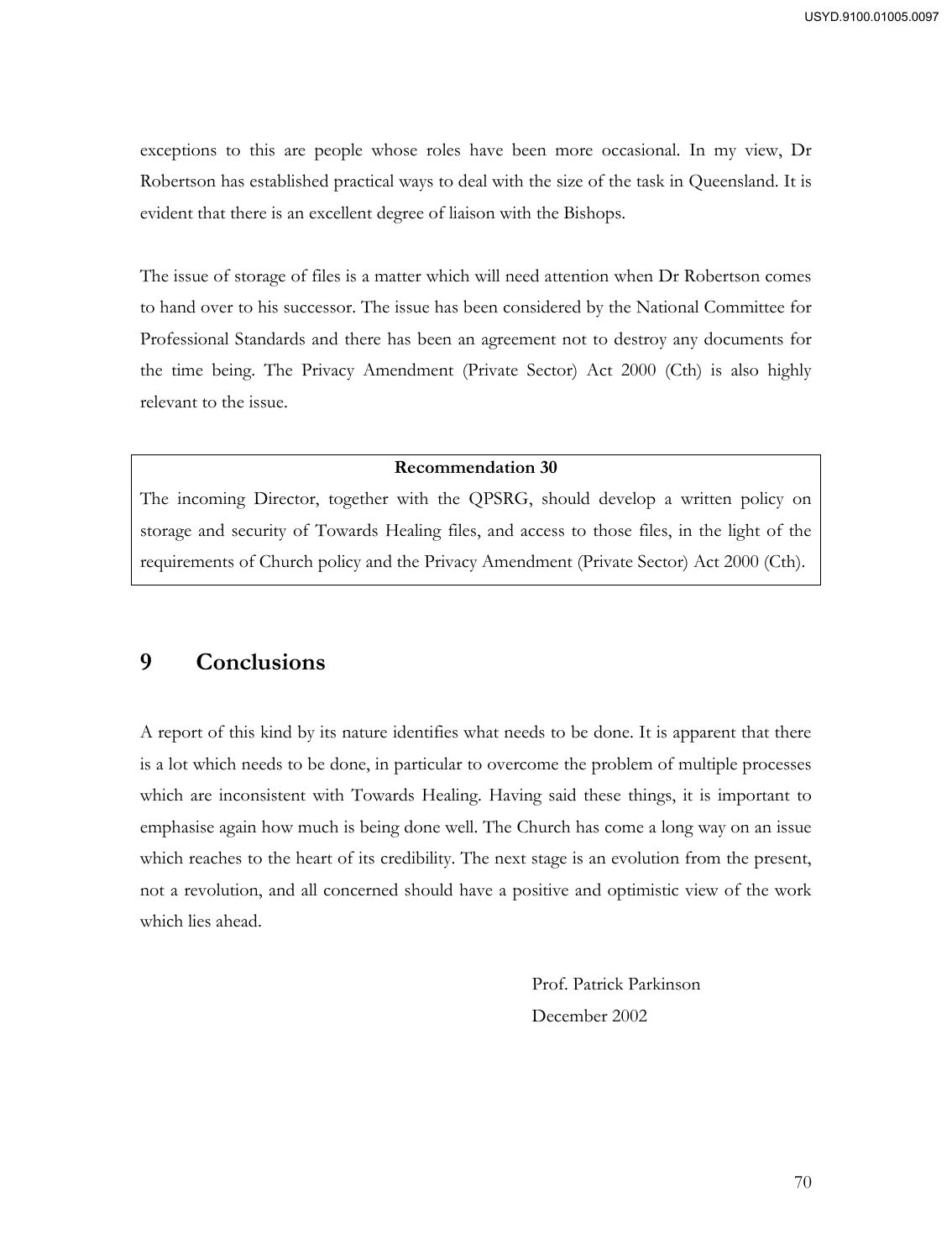exceptions to this are people whose roles have been more occasional. In my view, Dr Robertson has established practical ways to deal with the size of the task in Queensland. It is evident that there is an excellent degree of liaison with the Bishops.

The issue of storage of files is a matter which will need attention when Dr Robertson comes to hand over to his successor. The issue has been considered by the National Committee for Professional Standards and there has been an agreement not to destroy any documents for the time being. The Privacy Amendment (Private Sector) Act 2000 (Cth) is also highly relevant to the issue.

**Recommendation 30**

The incoming Director, together with the QPSRG, should develop a written policy on storage and security of Towards Healing files, and access to those files, in the light of the requirements of Church policy and the Privacy Amendment (Private Sector) Act 2000 (Cth).

## 9 Conclusions

A report of this kind by its nature identifies what needs to be done. It is apparent that there is a lot which needs to be done, in particular to overcome the problem of multiple processes which are inconsistent with Towards Healing. Having said these things, it is important to emphasise again how much is being done well. The Church has come a long way on an issue which reaches to the heart of its credibility. The next stage is an evolution from the present, not a revolution, and all concerned should have a positive and optimistic view of the work which lies ahead.

Prof. Patrick Parkinson
December 2002